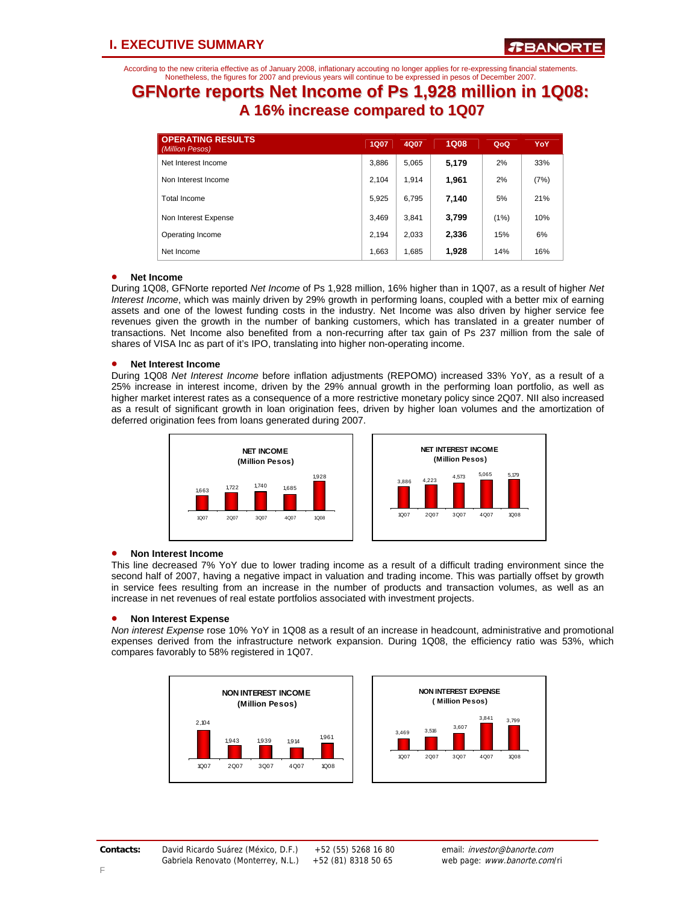# I. EXECUTIVE SUMMARY

According to the new criteria effective as of January 2008, inflationary accouting no longer applies for re-expressing financial statements. Nonetheless, the figures for 2007 and previous years will continue to be expressed in pesos of December 2007.

## GFNorte reports Net Income of Ps 1,928 million in 1Q08:
### A 16% increase compared to 1Q07

| OPERATING RESULTS *(Million Pesos)* | 1Q07 | 4Q07 | 1Q08 | QoQ | YoY |
|---|---|---|---|---|---|
| Net Interest Income | 3,886 | 5,065 | **5,179** | 2% | 33% |
| Non Interest Income | 2,104 | 1,914 | **1,961** | 2% | (7%) |
| Total Income | 5,925 | 6,795 | **7,140** | 5% | 21% |
| Non Interest Expense | 3,469 | 3,841 | **3,799** | (1%) | 10% |
| Operating Income | 2,194 | 2,033 | **2,336** | 15% | 6% |
| Net Income | 1,663 | 1,685 | **1,928** | 14% | 16% |

- **Net Income**

During 1Q08, GFNorte reported *Net Income* of Ps 1,928 million, 16% higher than in 1Q07, as a result of higher *Net Interest Income*, which was mainly driven by 29% growth in performing loans, coupled with a better mix of earning assets and one of the lowest funding costs in the industry. Net Income was also driven by higher service fee revenues given the growth in the number of banking customers, which has translated in a greater number of transactions. Net Income also benefited from a non-recurring after tax gain of Ps 237 million from the sale of shares of VISA Inc as part of it's IPO, translating into higher non-operating income.

- **Net Interest Income**

During 1Q08 *Net Interest Income* before inflation adjustments (REPOMO) increased 33% YoY, as a result of a 25% increase in interest income, driven by the 29% annual growth in the performing loan portfolio, as well as higher market interest rates as a consequence of a more restrictive monetary policy since 2Q07. NII also increased as a result of significant growth in loan origination fees, driven by higher loan volumes and the amortization of deferred origination fees from loans generated during 2007.

**NET INCOME (Million Pesos)**

| 1Q07 | 2Q07 | 3Q07 | 4Q07 | 1Q08 |
|---|---|---|---|---|
| 1663 | 1,722 | 1,740 | 1685 | 1928 |

**NET INTEREST INCOME (Million Pesos)**

| 1Q07 | 2Q07 | 3Q07 | 4Q07 | 1Q08 |
|---|---|---|---|---|
| 3,886 | 4,223 | 4,573 | 5,065 | 5,179 |

- **Non Interest Income**

This line decreased 7% YoY due to lower trading income as a result of a difficult trading environment since the second half of 2007, having a negative impact in valuation and trading income. This was partially offset by growth in service fees resulting from an increase in the number of products and transaction volumes, as well as an increase in net revenues of real estate portfolios associated with investment projects.

- **Non Interest Expense**

*Non interest Expense* rose 10% YoY in 1Q08 as a result of an increase in headcount, administrative and promotional expenses derived from the infrastructure network expansion. During 1Q08, the efficiency ratio was 53%, which compares favorably to 58% registered in 1Q07.

**NON INTEREST INCOME (Million Pesos)**

| 1Q07 | 2Q07 | 3Q07 | 4Q07 | 1Q08 |
|---|---|---|---|---|
| 2,104 | 1,943 | 1,939 | 1,914 | 1,961 |

**NON INTEREST EXPENSE (Million Pesos)**

| 1Q07 | 2Q07 | 3Q07 | 4Q07 | 1Q08 |
|---|---|---|---|---|
| 3,469 | 3,516 | 3,607 | 3,841 | 3,799 |

**Contacts:** David Ricardo Suárez (México, D.F.) +52 (55) 5268 16 80 email: *investor@banorte.com*
Gabriela Renovato (Monterrey, N.L.) +52 (81) 8318 50 65 web page: *www.banorte.com*/ri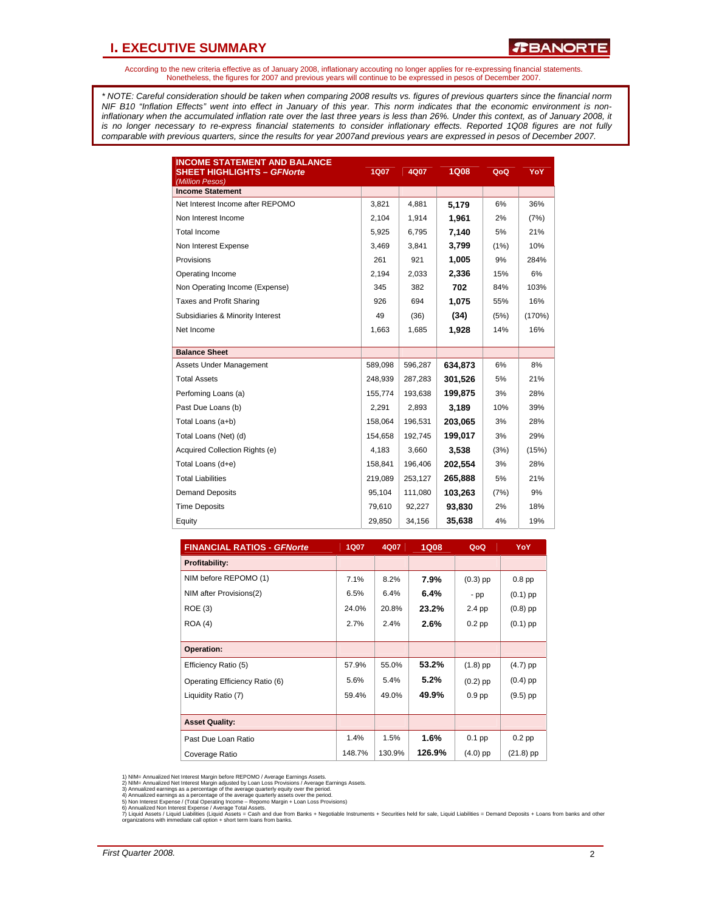# I. EXECUTIVE SUMMARY

According to the new criteria effective as of January 2008, inflationary accouting no longer applies for re-expressing financial statements. Nonetheless, the figures for 2007 and previous years will continue to be expressed in pesos of December 2007.

*\* NOTE: Careful consideration should be taken when comparing 2008 results vs. figures of previous quarters since the financial norm NIF B10 "Inflation Effects" went into effect in January of this year. This norm indicates that the economic environment is non-inflationary when the accumulated inflation rate over the last three years is less than 26%. Under this context, as of January 2008, it is no longer necessary to re-express financial statements to consider inflationary effects. Reported 1Q08 figures are not fully comparable with previous quarters, since the results for year 2007and previous years are expressed in pesos of December 2007.*

| **INCOME STATEMENT AND BALANCE SHEET HIGHLIGHTS – *GFNorte*** *(Million Pesos)* | 1Q07 | 4Q07 | 1Q08 | QoQ | YoY |
|---|---|---|---|---|---|
| **Income Statement** | | | | | |
| Net Interest Income after REPOMO | 3,821 | 4,881 | **5,179** | 6% | 36% |
| Non Interest Income | 2,104 | 1,914 | **1,961** | 2% | (7%) |
| Total Income | 5,925 | 6,795 | **7,140** | 5% | 21% |
| Non Interest Expense | 3,469 | 3,841 | **3,799** | (1%) | 10% |
| Provisions | 261 | 921 | **1,005** | 9% | 284% |
| Operating Income | 2,194 | 2,033 | **2,336** | 15% | 6% |
| Non Operating Income (Expense) | 345 | 382 | **702** | 84% | 103% |
| Taxes and Profit Sharing | 926 | 694 | **1,075** | 55% | 16% |
| Subsidiaries & Minority Interest | 49 | (36) | **(34)** | (5%) | (170%) |
| Net Income | 1,663 | 1,685 | **1,928** | 14% | 16% |
| **Balance Sheet** | | | | | |
| Assets Under Management | 589,098 | 596,287 | **634,873** | 6% | 8% |
| Total Assets | 248,939 | 287,283 | **301,526** | 5% | 21% |
| Perfoming Loans (a) | 155,774 | 193,638 | **199,875** | 3% | 28% |
| Past Due Loans (b) | 2,291 | 2,893 | **3,189** | 10% | 39% |
| Total Loans (a+b) | 158,064 | 196,531 | **203,065** | 3% | 28% |
| Total Loans (Net) (d) | 154,658 | 192,745 | **199,017** | 3% | 29% |
| Acquired Collection Rights (e) | 4,183 | 3,660 | **3,538** | (3%) | (15%) |
| Total Loans (d+e) | 158,841 | 196,406 | **202,554** | 3% | 28% |
| Total Liabilities | 219,089 | 253,127 | **265,888** | 5% | 21% |
| Demand Deposits | 95,104 | 111,080 | **103,263** | (7%) | 9% |
| Time Deposits | 79,610 | 92,227 | **93,830** | 2% | 18% |
| Equity | 29,850 | 34,156 | **35,638** | 4% | 19% |

| **FINANCIAL RATIOS - *GFNorte*** | 1Q07 | 4Q07 | 1Q08 | QoQ | YoY |
|---|---|---|---|---|---|
| **Profitability:** | | | | | |
| NIM before REPOMO (1) | 7.1% | 8.2% | **7.9%** | (0.3) pp | 0.8 pp |
| NIM after Provisions(2) | 6.5% | 6.4% | **6.4%** | - pp | (0.1) pp |
| ROE (3) | 24.0% | 20.8% | **23.2%** | 2.4 pp | (0.8) pp |
| ROA (4) | 2.7% | 2.4% | **2.6%** | 0.2 pp | (0.1) pp |
| **Operation:** | | | | | |
| Efficiency Ratio (5) | 57.9% | 55.0% | **53.2%** | (1.8) pp | (4.7) pp |
| Operating Efficiency Ratio (6) | 5.6% | 5.4% | **5.2%** | (0.2) pp | (0.4) pp |
| Liquidity Ratio (7) | 59.4% | 49.0% | **49.9%** | 0.9 pp | (9.5) pp |
| **Asset Quality:** | | | | | |
| Past Due Loan Ratio | 1.4% | 1.5% | **1.6%** | 0.1 pp | 0.2 pp |
| Coverage Ratio | 148.7% | 130.9% | **126.9%** | (4.0) pp | (21.8) pp |

1) NIM= Annualized Net Interest Margin before REPOMO / Average Earnings Assets.
2) NIM= Annualized Net Interest Margin adjusted by Loan Loss Provisions / Average Earnings Assets.
3) Annualized earnings as a percentage of the average quarterly equity over the period.
4) Annualized earnings as a percentage of the average quarterly assets over the period.
5) Non Interest Expense / (Total Operating Income – Repomo Margin + Loan Loss Provisions)
6) Annualized Non Interest Expense / Average Total Assets.
7) Liquid Assets / Liquid Liabilities (Liquid Assets = Cash and due from Banks + Negotiable Instruments + Securities held for sale, Liquid Liabilities = Demand Deposits + Loans from banks and other organizations with immediate call option + short term loans from banks.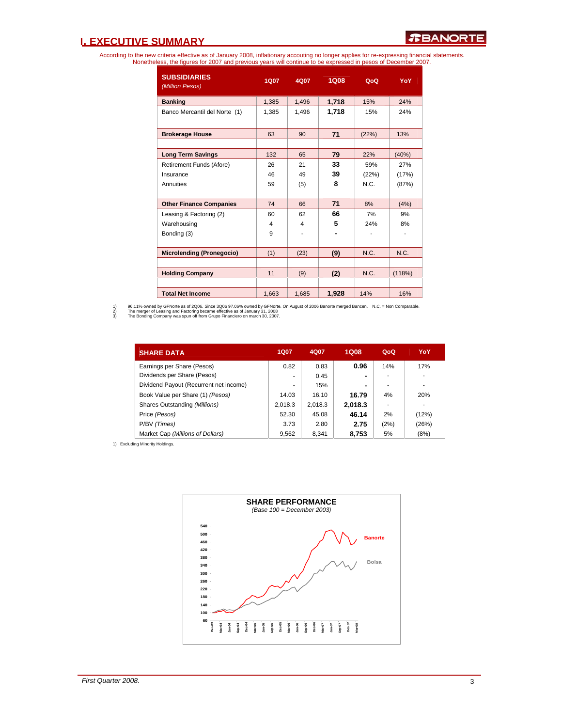# I. EXECUTIVE SUMMARY

According to the new criteria effective as of January 2008, inflationary accouting no longer applies for re-expressing financial statements. Nonetheless, the figures for 2007 and previous years will continue to be expressed in pesos of December 2007.

| SUBSIDIARIES *(Million Pesos)* | 1Q07 | 4Q07 | 1Q08 | QoQ | YoY |
|---|---|---|---|---|---|
| **Banking** | 1,385 | 1,496 | **1,718** | 15% | 24% |
| Banco Mercantil del Norte (1) | 1,385 | 1,496 | **1,718** | 15% | 24% |
| **Brokerage House** | 63 | 90 | **71** | (22%) | 13% |
| **Long Term Savings** | 132 | 65 | **79** | 22% | (40%) |
| Retirement Funds (Afore) | 26 | 21 | **33** | 59% | 27% |
| Insurance | 46 | 49 | **39** | (22%) | (17%) |
| Annuities | 59 | (5) | **8** | N.C. | (87%) |
| **Other Finance Companies** | 74 | 66 | **71** | 8% | (4%) |
| Leasing & Factoring (2) | 60 | 62 | **66** | 7% | 9% |
| Warehousing | 4 | 4 | **5** | 24% | 8% |
| Bonding (3) | 9 | - | **-** | - | - |
| **Microlending (Pronegocio)** | (1) | (23) | **(9)** | N.C. | N.C. |
| **Holding Company** | 11 | (9) | **(2)** | N.C. | (118%) |
| **Total Net Income** | 1,663 | 1,685 | **1,928** | 14% | 16% |

1) 96.11% owned by GFNorte as of 2Q06. Since 3Q06 97.06% owned by GFNorte. On August of 2006 Banorte merged Bancen. N.C. = Non Comparable.
2) The merger of Leasing and Factoring became effective as of January 31, 2008
3) The Bonding Company was spun off from Grupo Financiero on march 30, 2007.

| SHARE DATA | 1Q07 | 4Q07 | 1Q08 | QoQ | YoY |
|---|---|---|---|---|---|
| Earnings per Share (Pesos) | 0.82 | 0.83 | **0.96** | 14% | 17% |
| Dividends per Share (Pesos) | - | 0.45 | **-** | - | - |
| Dividend Payout (Recurrent net income) | - | 15% | **-** | - | - |
| Book Value per Share (1) *(Pesos)* | 14.03 | 16.10 | **16.79** | 4% | 20% |
| Shares Outstanding *(Millions)* | 2,018.3 | 2,018.3 | **2,018.3** | - | - |
| Price *(Pesos)* | 52.30 | 45.08 | **46.14** | 2% | (12%) |
| P/BV *(Times)* | 3.73 | 2.80 | **2.75** | (2%) | (26%) |
| Market Cap *(Millions of Dollars)* | 9,562 | 8,341 | **8,753** | 5% | (8%) |

1) Excluding Minority Holdings.

**SHARE PERFORMANCE**
*(Base 100 = December 2003)*

Banorte
Bolsa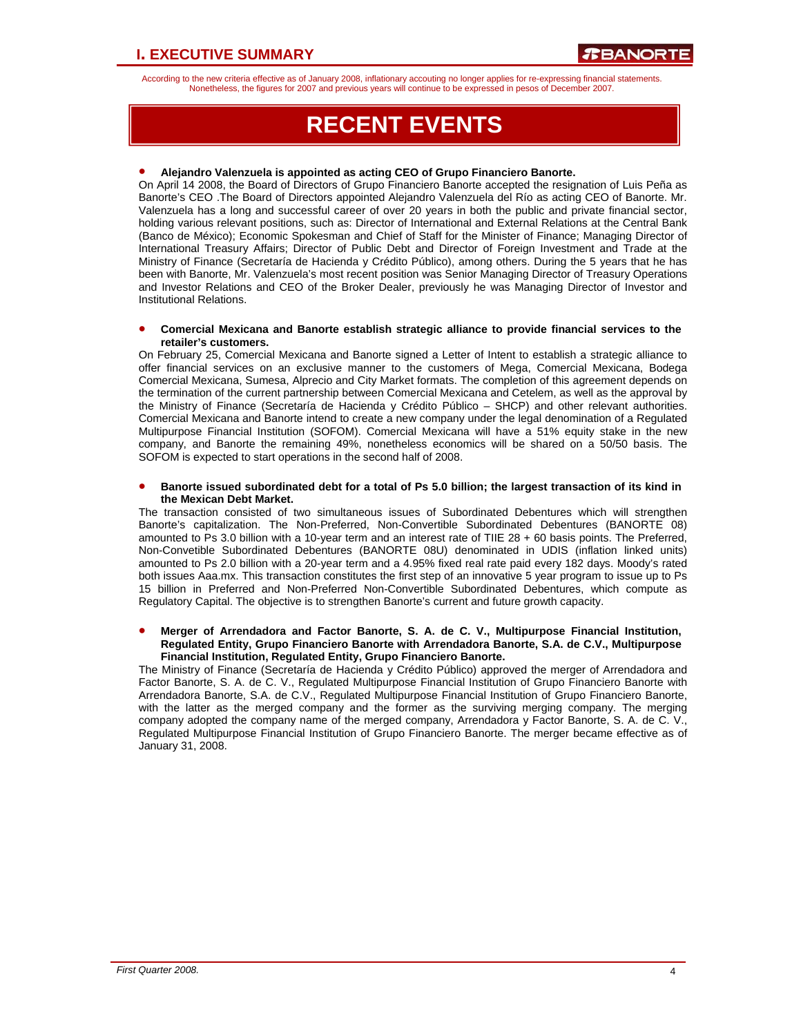According to the new criteria effective as of January 2008, inflationary accouting no longer applies for re-expressing financial statements. Nonetheless, the figures for 2007 and previous years will continue to be expressed in pesos of December 2007.

# RECENT EVENTS

- **Alejandro Valenzuela is appointed as acting CEO of Grupo Financiero Banorte.**

On April 14 2008, the Board of Directors of Grupo Financiero Banorte accepted the resignation of Luis Peña as Banorte's CEO .The Board of Directors appointed Alejandro Valenzuela del Río as acting CEO of Banorte. Mr. Valenzuela has a long and successful career of over 20 years in both the public and private financial sector, holding various relevant positions, such as: Director of International and External Relations at the Central Bank (Banco de México); Economic Spokesman and Chief of Staff for the Minister of Finance; Managing Director of International Treasury Affairs; Director of Public Debt and Director of Foreign Investment and Trade at the Ministry of Finance (Secretaría de Hacienda y Crédito Público), among others. During the 5 years that he has been with Banorte, Mr. Valenzuela's most recent position was Senior Managing Director of Treasury Operations and Investor Relations and CEO of the Broker Dealer, previously he was Managing Director of Investor and Institutional Relations.

- **Comercial Mexicana and Banorte establish strategic alliance to provide financial services to the retailer's customers.**

On February 25, Comercial Mexicana and Banorte signed a Letter of Intent to establish a strategic alliance to offer financial services on an exclusive manner to the customers of Mega, Comercial Mexicana, Bodega Comercial Mexicana, Sumesa, Alprecio and City Market formats. The completion of this agreement depends on the termination of the current partnership between Comercial Mexicana and Cetelem, as well as the approval by the Ministry of Finance (Secretaría de Hacienda y Crédito Público – SHCP) and other relevant authorities. Comercial Mexicana and Banorte intend to create a new company under the legal denomination of a Regulated Multipurpose Financial Institution (SOFOM). Comercial Mexicana will have a 51% equity stake in the new company, and Banorte the remaining 49%, nonetheless economics will be shared on a 50/50 basis. The SOFOM is expected to start operations in the second half of 2008.

- **Banorte issued subordinated debt for a total of Ps 5.0 billion; the largest transaction of its kind in the Mexican Debt Market.**

The transaction consisted of two simultaneous issues of Subordinated Debentures which will strengthen Banorte's capitalization. The Non-Preferred, Non-Convertible Subordinated Debentures (BANORTE 08) amounted to Ps 3.0 billion with a 10-year term and an interest rate of TIIE 28 + 60 basis points. The Preferred, Non-Convetible Subordinated Debentures (BANORTE 08U) denominated in UDIS (inflation linked units) amounted to Ps 2.0 billion with a 20-year term and a 4.95% fixed real rate paid every 182 days. Moody's rated both issues Aaa.mx. This transaction constitutes the first step of an innovative 5 year program to issue up to Ps 15 billion in Preferred and Non-Preferred Non-Convertible Subordinated Debentures, which compute as Regulatory Capital. The objective is to strengthen Banorte's current and future growth capacity.

- **Merger of Arrendadora and Factor Banorte, S. A. de C. V., Multipurpose Financial Institution, Regulated Entity, Grupo Financiero Banorte with Arrendadora Banorte, S.A. de C.V., Multipurpose Financial Institution, Regulated Entity, Grupo Financiero Banorte.**

The Ministry of Finance (Secretaría de Hacienda y Crédito Público) approved the merger of Arrendadora and Factor Banorte, S. A. de C. V., Regulated Multipurpose Financial Institution of Grupo Financiero Banorte with Arrendadora Banorte, S.A. de C.V., Regulated Multipurpose Financial Institution of Grupo Financiero Banorte, with the latter as the merged company and the former as the surviving merging company. The merging company adopted the company name of the merged company, Arrendadora y Factor Banorte, S. A. de C. V., Regulated Multipurpose Financial Institution of Grupo Financiero Banorte. The merger became effective as of January 31, 2008.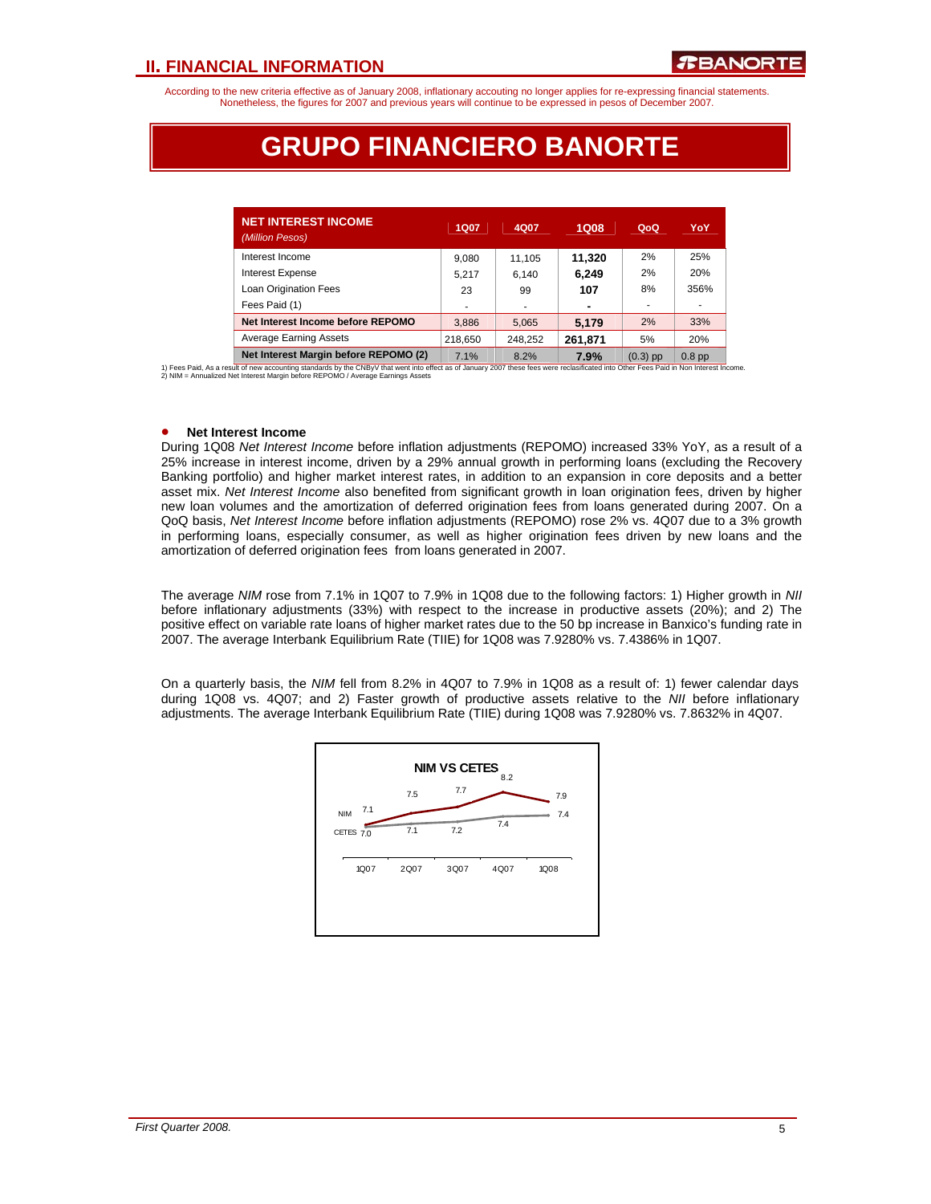## II. FINANCIAL INFORMATION

According to the new criteria effective as of January 2008, inflationary accouting no longer applies for re-expressing financial statements. Nonetheless, the figures for 2007 and previous years will continue to be expressed in pesos of December 2007.

# GRUPO FINANCIERO BANORTE

| NET INTEREST INCOME *(Million Pesos)* | 1Q07 | 4Q07 | 1Q08 | QoQ | YoY |
|---|---|---|---|---|---|
| Interest Income | 9,080 | 11,105 | **11,320** | 2% | 25% |
| Interest Expense | 5,217 | 6,140 | **6,249** | 2% | 20% |
| Loan Origination Fees | 23 | 99 | **107** | 8% | 356% |
| Fees Paid (1) | - | - | **-** | - | - |
| **Net Interest Income before REPOMO** | 3,886 | 5,065 | **5,179** | 2% | 33% |
| Average Earning Assets | 218,650 | 248,252 | **261,871** | 5% | 20% |
| **Net Interest Margin before REPOMO (2)** | 7.1% | 8.2% | **7.9%** | (0.3) pp | 0.8 pp |

1) Fees Paid, As a result of new accounting standards by the CNByV that went into effect as of January 2007 these fees were reclasificated into Other Fees Paid in Non Interest Income.
2) NIM = Annualized Net Interest Margin before REPOMO / Average Earnings Assets

- **Net Interest Income**

During 1Q08 *Net Interest Income* before inflation adjustments (REPOMO) increased 33% YoY, as a result of a 25% increase in interest income, driven by a 29% annual growth in performing loans (excluding the Recovery Banking portfolio) and higher market interest rates, in addition to an expansion in core deposits and a better asset mix. *Net Interest Income* also benefited from significant growth in loan origination fees, driven by higher new loan volumes and the amortization of deferred origination fees from loans generated during 2007. On a QoQ basis, *Net Interest Income* before inflation adjustments (REPOMO) rose 2% vs. 4Q07 due to a 3% growth in performing loans, especially consumer, as well as higher origination fees driven by new loans and the amortization of deferred origination fees from loans generated in 2007.

The average *NIM* rose from 7.1% in 1Q07 to 7.9% in 1Q08 due to the following factors: 1) Higher growth in *NII* before inflationary adjustments (33%) with respect to the increase in productive assets (20%); and 2) The positive effect on variable rate loans of higher market rates due to the 50 bp increase in Banxico's funding rate in 2007. The average Interbank Equilibrium Rate (TIIE) for 1Q08 was 7.9280% vs. 7.4386% in 1Q07.

On a quarterly basis, the *NIM* fell from 8.2% in 4Q07 to 7.9% in 1Q08 as a result of: 1) fewer calendar days during 1Q08 vs. 4Q07; and 2) Faster growth of productive assets relative to the *NII* before inflationary adjustments. The average Interbank Equilibrium Rate (TIIE) during 1Q08 was 7.9280% vs. 7.8632% in 4Q07.

**NIM VS CETES**

| | 1Q07 | 2Q07 | 3Q07 | 4Q07 | 1Q08 |
|---|---|---|---|---|---|
| NIM | 7.1 | 7.5 | 7.7 | 8.2 | 7.9 |
| CETES | 7.0 | 7.1 | 7.2 | 7.4 | 7.4 |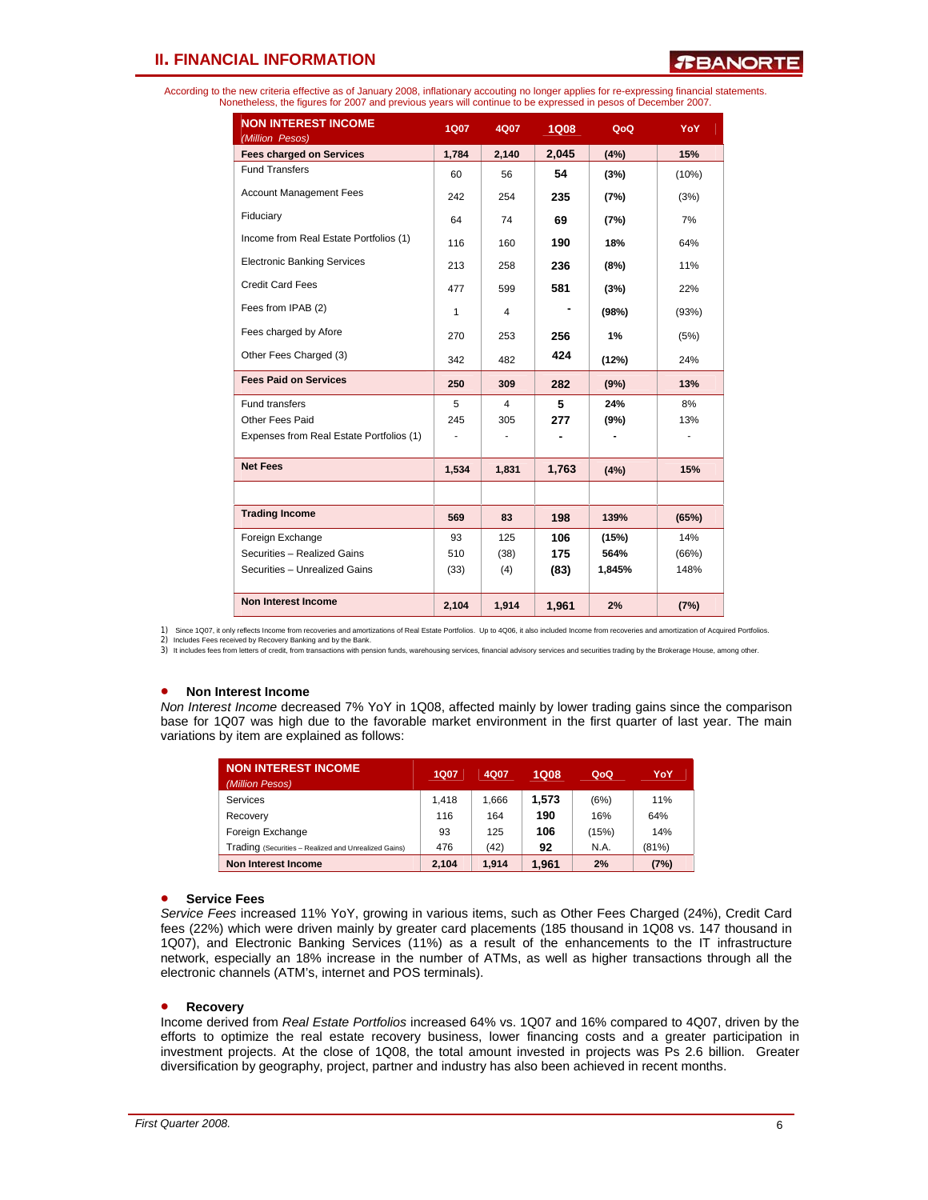## II. FINANCIAL INFORMATION

According to the new criteria effective as of January 2008, inflationary accouting no longer applies for re-expressing financial statements. Nonetheless, the figures for 2007 and previous years will continue to be expressed in pesos of December 2007.

| NON INTEREST INCOME *(Million Pesos)* | 1Q07 | 4Q07 | 1Q08 | QoQ | YoY |
|---|---|---|---|---|---|
| **Fees charged on Services** | **1,784** | **2,140** | **2,045** | **(4%)** | **15%** |
| Fund Transfers | 60 | 56 | **54** | **(3%)** | (10%) |
| Account Management Fees | 242 | 254 | **235** | **(7%)** | (3%) |
| Fiduciary | 64 | 74 | **69** | **(7%)** | 7% |
| Income from Real Estate Portfolios (1) | 116 | 160 | **190** | **18%** | 64% |
| Electronic Banking Services | 213 | 258 | **236** | **(8%)** | 11% |
| Credit Card Fees | 477 | 599 | **581** | **(3%)** | 22% |
| Fees from IPAB (2) | 1 | 4 | **-** | **(98%)** | (93%) |
| Fees charged by Afore | 270 | 253 | **256** | **1%** | (5%) |
| Other Fees Charged (3) | 342 | 482 | **424** | **(12%)** | 24% |
| **Fees Paid on Services** | **250** | **309** | **282** | **(9%)** | **13%** |
| Fund transfers | 5 | 4 | **5** | **24%** | 8% |
| Other Fees Paid | 245 | 305 | **277** | **(9%)** | 13% |
| Expenses from Real Estate Portfolios (1) | - | - | **-** | **-** | - |
| **Net Fees** | **1,534** | **1,831** | **1,763** | **(4%)** | **15%** |
| | | | | | |
| **Trading Income** | **569** | **83** | **198** | **139%** | **(65%)** |
| Foreign Exchange | 93 | 125 | **106** | **(15%)** | 14% |
| Securities – Realized Gains | 510 | (38) | **175** | **564%** | (66%) |
| Securities – Unrealized Gains | (33) | (4) | **(83)** | **1,845%** | 148% |
| **Non Interest Income** | **2,104** | **1,914** | **1,961** | **2%** | **(7%)** |

1) Since 1Q07, it only reflects Income from recoveries and amortizations of Real Estate Portfolios. Up to 4Q06, it also included Income from recoveries and amortization of Acquired Portfolios.
2) Includes Fees received by Recovery Banking and by the Bank.
3) It includes fees from letters of credit, from transactions with pension funds, warehousing services, financial advisory services and securities trading by the Brokerage House, among other.

- **Non Interest Income**

*Non Interest Income* decreased 7% YoY in 1Q08, affected mainly by lower trading gains since the comparison base for 1Q07 was high due to the favorable market environment in the first quarter of last year. The main variations by item are explained as follows:

| NON INTEREST INCOME *(Million Pesos)* | 1Q07 | 4Q07 | 1Q08 | QoQ | YoY |
|---|---|---|---|---|---|
| Services | 1,418 | 1,666 | **1,573** | (6%) | 11% |
| Recovery | 116 | 164 | **190** | 16% | 64% |
| Foreign Exchange | 93 | 125 | **106** | (15%) | 14% |
| Trading (Securities – Realized and Unrealized Gains) | 476 | (42) | **92** | N.A. | (81%) |
| **Non Interest Income** | **2,104** | **1,914** | **1,961** | **2%** | **(7%)** |

- **Service Fees**

*Service Fees* increased 11% YoY, growing in various items, such as Other Fees Charged (24%), Credit Card fees (22%) which were driven mainly by greater card placements (185 thousand in 1Q08 vs. 147 thousand in 1Q07), and Electronic Banking Services (11%) as a result of the enhancements to the IT infrastructure network, especially an 18% increase in the number of ATMs, as well as higher transactions through all the electronic channels (ATM's, internet and POS terminals).

- **Recovery**

Income derived from *Real Estate Portfolios* increased 64% vs. 1Q07 and 16% compared to 4Q07, driven by the efforts to optimize the real estate recovery business, lower financing costs and a greater participation in investment projects. At the close of 1Q08, the total amount invested in projects was Ps 2.6 billion. Greater diversification by geography, project, partner and industry has also been achieved in recent months.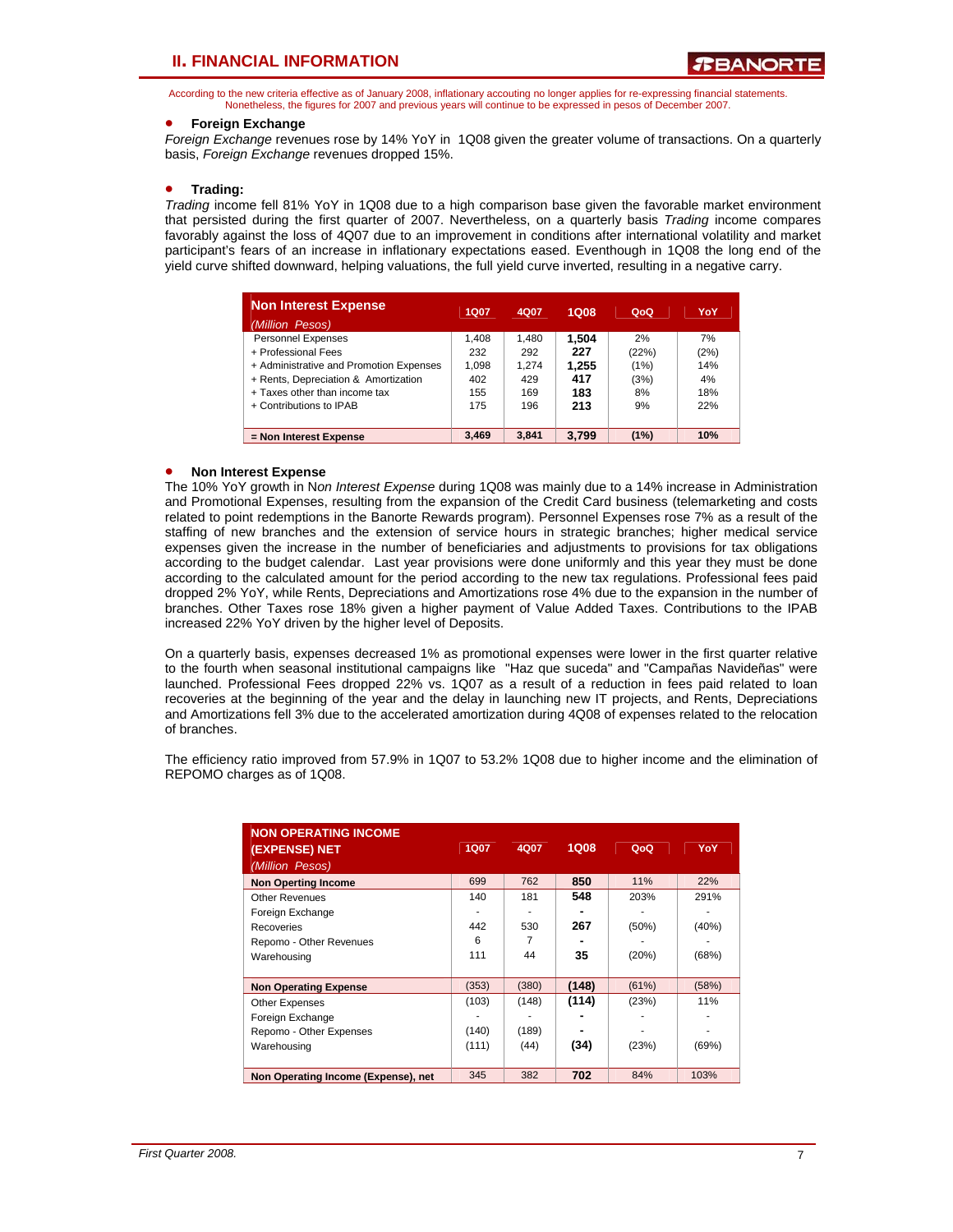According to the new criteria effective as of January 2008, inflationary accouting no longer applies for re-expressing financial statements. Nonetheless, the figures for 2007 and previous years will continue to be expressed in pesos of December 2007.

- **Foreign Exchange**

*Foreign Exchange* revenues rose by 14% YoY in 1Q08 given the greater volume of transactions. On a quarterly basis, *Foreign Exchange* revenues dropped 15%.

- **Trading:**

*Trading* income fell 81% YoY in 1Q08 due to a high comparison base given the favorable market environment that persisted during the first quarter of 2007. Nevertheless, on a quarterly basis *Trading* income compares favorably against the loss of 4Q07 due to an improvement in conditions after international volatility and market participant's fears of an increase in inflationary expectations eased. Eventhough in 1Q08 the long end of the yield curve shifted downward, helping valuations, the full yield curve inverted, resulting in a negative carry.

| **Non Interest Expense** *(Million Pesos)* | 1Q07 | 4Q07 | 1Q08 | QoQ | YoY |
|---|---|---|---|---|---|
| Personnel Expenses | 1,408 | 1,480 | **1,504** | 2% | 7% |
| + Professional Fees | 232 | 292 | **227** | (22%) | (2%) |
| + Administrative and Promotion Expenses | 1,098 | 1,274 | **1,255** | (1%) | 14% |
| + Rents, Depreciation & Amortization | 402 | 429 | **417** | (3%) | 4% |
| + Taxes other than income tax | 155 | 169 | **183** | 8% | 18% |
| + Contributions to IPAB | 175 | 196 | **213** | 9% | 22% |
| **= Non Interest Expense** | **3,469** | **3,841** | **3,799** | **(1%)** | **10%** |

- **Non Interest Expense**

The 10% YoY growth in No*n Interest Expense* during 1Q08 was mainly due to a 14% increase in Administration and Promotional Expenses, resulting from the expansion of the Credit Card business (telemarketing and costs related to point redemptions in the Banorte Rewards program). Personnel Expenses rose 7% as a result of the staffing of new branches and the extension of service hours in strategic branches; higher medical service expenses given the increase in the number of beneficiaries and adjustments to provisions for tax obligations according to the budget calendar. Last year provisions were done uniformly and this year they must be done according to the calculated amount for the period according to the new tax regulations. Professional fees paid dropped 2% YoY, while Rents, Depreciations and Amortizations rose 4% due to the expansion in the number of branches. Other Taxes rose 18% given a higher payment of Value Added Taxes. Contributions to the IPAB increased 22% YoY driven by the higher level of Deposits.

On a quarterly basis, expenses decreased 1% as promotional expenses were lower in the first quarter relative to the fourth when seasonal institutional campaigns like "Haz que suceda" and "Campañas Navideñas" were launched. Professional Fees dropped 22% vs. 1Q07 as a result of a reduction in fees paid related to loan recoveries at the beginning of the year and the delay in launching new IT projects, and Rents, Depreciations and Amortizations fell 3% due to the accelerated amortization during 4Q08 of expenses related to the relocation of branches.

The efficiency ratio improved from 57.9% in 1Q07 to 53.2% 1Q08 due to higher income and the elimination of REPOMO charges as of 1Q08.

| **NON OPERATING INCOME (EXPENSE) NET** *(Million Pesos)* | 1Q07 | 4Q07 | 1Q08 | QoQ | YoY |
|---|---|---|---|---|---|
| **Non Operting Income** | 699 | 762 | **850** | 11% | 22% |
| Other Revenues | 140 | 181 | **548** | 203% | 291% |
| Foreign Exchange | - | - | **-** | - | - |
| Recoveries | 442 | 530 | **267** | (50%) | (40%) |
| Repomo - Other Revenues | 6 | 7 | **-** | - | - |
| Warehousing | 111 | 44 | **35** | (20%) | (68%) |
| **Non Operating Expense** | (353) | (380) | **(148)** | (61%) | (58%) |
| Other Expenses | (103) | (148) | **(114)** | (23%) | 11% |
| Foreign Exchange | - | - | **-** | - | - |
| Repomo - Other Expenses | (140) | (189) | **-** | - | - |
| Warehousing | (111) | (44) | **(34)** | (23%) | (69%) |
| **Non Operating Income (Expense), net** | 345 | 382 | **702** | 84% | 103% |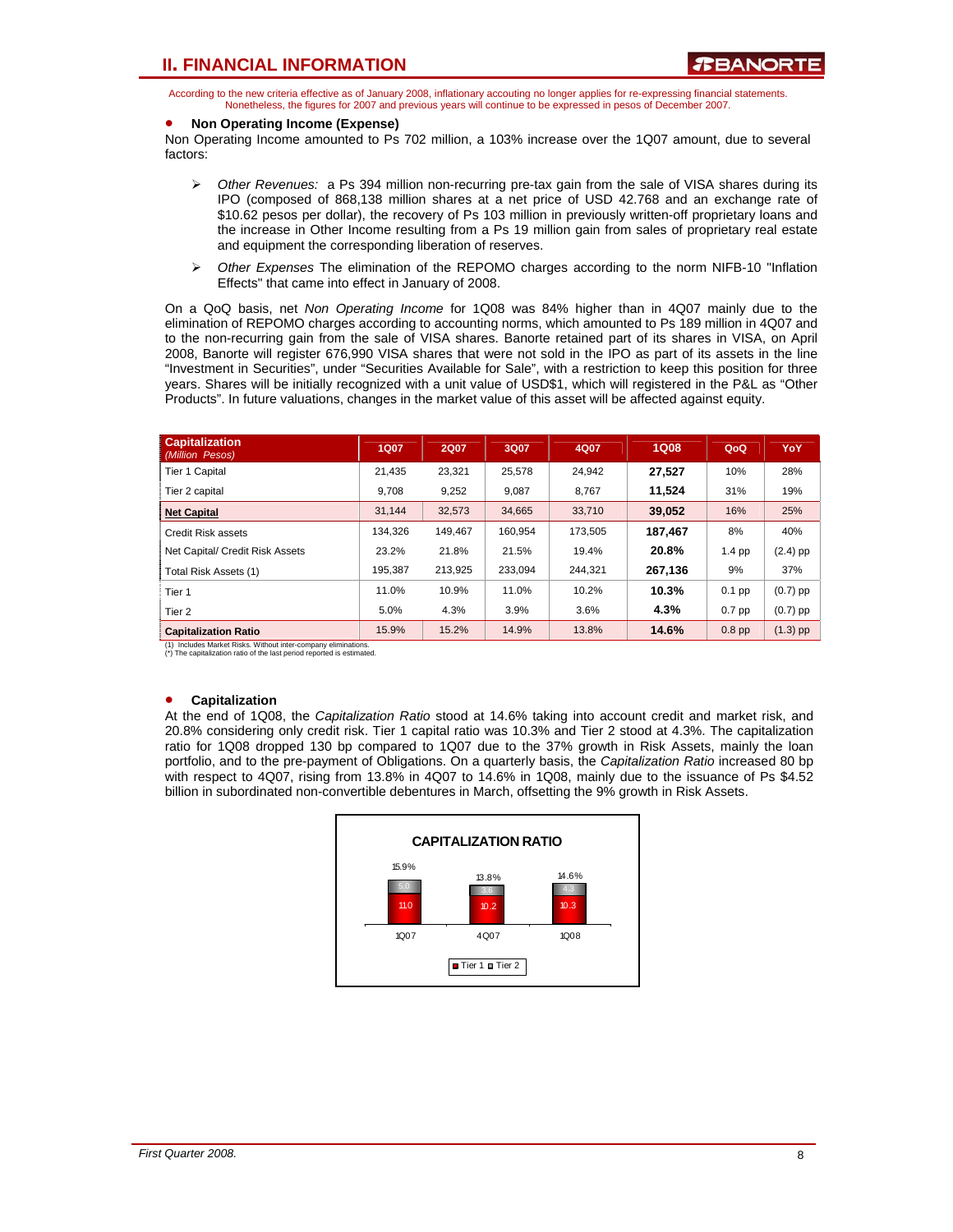According to the new criteria effective as of January 2008, inflationary accouting no longer applies for re-expressing financial statements. Nonetheless, the figures for 2007 and previous years will continue to be expressed in pesos of December 2007.

- **Non Operating Income (Expense)**

Non Operating Income amounted to Ps 702 million, a 103% increase over the 1Q07 amount, due to several factors:

- *Other Revenues:* a Ps 394 million non-recurring pre-tax gain from the sale of VISA shares during its IPO (composed of 868,138 million shares at a net price of USD 42.768 and an exchange rate of $10.62 pesos per dollar), the recovery of Ps 103 million in previously written-off proprietary loans and the increase in Other Income resulting from a Ps 19 million gain from sales of proprietary real estate and equipment the corresponding liberation of reserves.
- *Other Expenses* The elimination of the REPOMO charges according to the norm NIFB-10 "Inflation Effects" that came into effect in January of 2008.

On a QoQ basis, net *Non Operating Income* for 1Q08 was 84% higher than in 4Q07 mainly due to the elimination of REPOMO charges according to accounting norms, which amounted to Ps 189 million in 4Q07 and to the non-recurring gain from the sale of VISA shares. Banorte retained part of its shares in VISA, on April 2008, Banorte will register 676,990 VISA shares that were not sold in the IPO as part of its assets in the line "Investment in Securities", under "Securities Available for Sale", with a restriction to keep this position for three years. Shares will be initially recognized with a unit value of USD$1, which will registered in the P&L as "Other Products". In future valuations, changes in the market value of this asset will be affected against equity.

| Capitalization *(Million Pesos)* | 1Q07 | 2Q07 | 3Q07 | 4Q07 | 1Q08 | QoQ | YoY |
|---|---|---|---|---|---|---|---|
| Tier 1 Capital | 21,435 | 23,321 | 25,578 | 24,942 | **27,527** | 10% | 28% |
| Tier 2 capital | 9,708 | 9,252 | 9,087 | 8,767 | **11,524** | 31% | 19% |
| **Net Capital** | 31,144 | 32,573 | 34,665 | 33,710 | **39,052** | 16% | 25% |
| Credit Risk assets | 134,326 | 149,467 | 160,954 | 173,505 | **187,467** | 8% | 40% |
| Net Capital/ Credit Risk Assets | 23.2% | 21.8% | 21.5% | 19.4% | **20.8%** | 1.4 pp | (2.4) pp |
| Total Risk Assets (1) | 195,387 | 213,925 | 233,094 | 244,321 | **267,136** | 9% | 37% |
| Tier 1 | 11.0% | 10.9% | 11.0% | 10.2% | **10.3%** | 0.1 pp | (0.7) pp |
| Tier 2 | 5.0% | 4.3% | 3.9% | 3.6% | **4.3%** | 0.7 pp | (0.7) pp |
| **Capitalization Ratio** | 15.9% | 15.2% | 14.9% | 13.8% | **14.6%** | 0.8 pp | (1.3) pp |

(1) Includes Market Risks. Without inter-company eliminations.
(*) The capitalization ratio of the last period reported is estimated.

- **Capitalization**

At the end of 1Q08, the *Capitalization Ratio* stood at 14.6% taking into account credit and market risk, and 20.8% considering only credit risk. Tier 1 capital ratio was 10.3% and Tier 2 stood at 4.3%. The capitalization ratio for 1Q08 dropped 130 bp compared to 1Q07 due to the 37% growth in Risk Assets, mainly the loan portfolio, and to the pre-payment of Obligations. On a quarterly basis, the *Capitalization Ratio* increased 80 bp with respect to 4Q07, rising from 13.8% in 4Q07 to 14.6% in 1Q08, mainly due to the issuance of Ps $4.52 billion in subordinated non-convertible debentures in March, offsetting the 9% growth in Risk Assets.

**CAPITALIZATION RATIO**

| | 1Q07 | 4Q07 | 1Q08 |
|---|---|---|---|
| Tier 1 | 11.0 | 10.2 | 10.3 |
| Tier 2 | 5.0 | 3.6 | 4.3 |
| Total | 15.9% | 13.8% | 14.6% |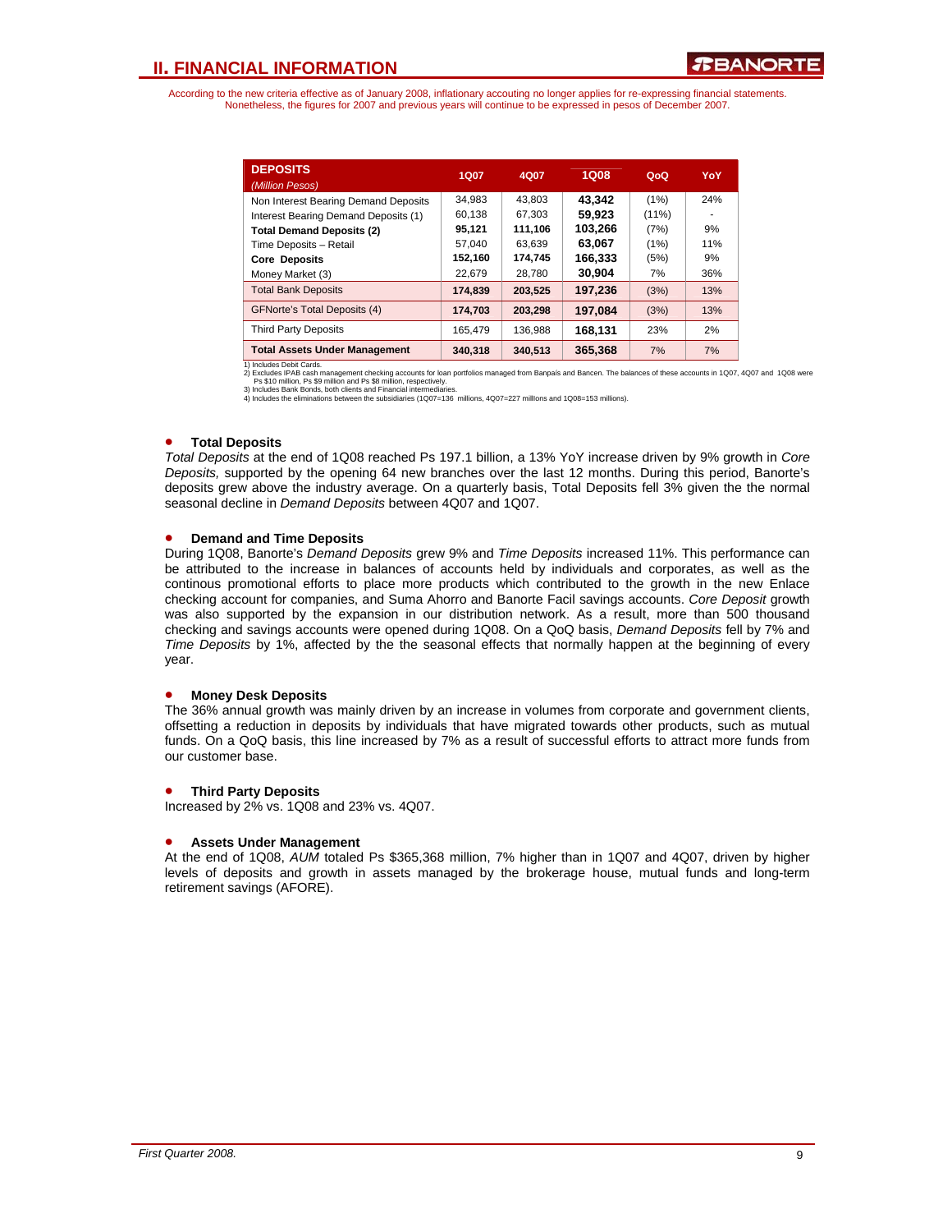## II. FINANCIAL INFORMATION

According to the new criteria effective as of January 2008, inflationary accouting no longer applies for re-expressing financial statements. Nonetheless, the figures for 2007 and previous years will continue to be expressed in pesos of December 2007.

| **DEPOSITS** *(Million Pesos)* | 1Q07 | 4Q07 | 1Q08 | QoQ | YoY |
|---|---|---|---|---|---|
| Non Interest Bearing Demand Deposits | 34,983 | 43,803 | **43,342** | (1%) | 24% |
| Interest Bearing Demand Deposits (1) | 60,138 | 67,303 | **59,923** | (11%) | - |
| **Total Demand Deposits (2)** | **95,121** | **111,106** | **103,266** | (7%) | 9% |
| Time Deposits – Retail | 57,040 | 63,639 | **63,067** | (1%) | 11% |
| **Core Deposits** | **152,160** | **174,745** | **166,333** | (5%) | 9% |
| Money Market (3) | 22,679 | 28,780 | **30,904** | 7% | 36% |
| Total Bank Deposits | **174,839** | **203,525** | **197,236** | (3%) | 13% |
| GFNorte's Total Deposits (4) | **174,703** | **203,298** | **197,084** | (3%) | 13% |
| Third Party Deposits | 165,479 | 136,988 | **168,131** | 23% | 2% |
| **Total Assets Under Management** | **340,318** | **340,513** | **365,368** | 7% | 7% |

1) Includes Debit Cards.
2) Excludes IPAB cash management checking accounts for loan portfolios managed from Banpaís and Bancen. The balances of these accounts in 1Q07, 4Q07 and 1Q08 were Ps $10 million, Ps $9 million and Ps $8 million, respectively.
3) Includes Bank Bonds, both clients and Financial intermediaries.
4) Includes the eliminations between the subsidiaries (1Q07=136 millions, 4Q07=227 millions and 1Q08=153 millions).

- **Total Deposits**

*Total Deposits* at the end of 1Q08 reached Ps 197.1 billion, a 13% YoY increase driven by 9% growth in *Core Deposits,* supported by the opening 64 new branches over the last 12 months. During this period, Banorte's deposits grew above the industry average. On a quarterly basis, Total Deposits fell 3% given the the normal seasonal decline in *Demand Deposits* between 4Q07 and 1Q07.

- **Demand and Time Deposits**

During 1Q08, Banorte's *Demand Deposits* grew 9% and *Time Deposits* increased 11%. This performance can be attributed to the increase in balances of accounts held by individuals and corporates, as well as the continous promotional efforts to place more products which contributed to the growth in the new Enlace checking account for companies, and Suma Ahorro and Banorte Facil savings accounts. *Core Deposit* growth was also supported by the expansion in our distribution network. As a result, more than 500 thousand checking and savings accounts were opened during 1Q08. On a QoQ basis, *Demand Deposits* fell by 7% and *Time Deposits* by 1%, affected by the the seasonal effects that normally happen at the beginning of every year.

- **Money Desk Deposits**

The 36% annual growth was mainly driven by an increase in volumes from corporate and government clients, offsetting a reduction in deposits by individuals that have migrated towards other products, such as mutual funds. On a QoQ basis, this line increased by 7% as a result of successful efforts to attract more funds from our customer base.

- **Third Party Deposits**

Increased by 2% vs. 1Q08 and 23% vs. 4Q07.

- **Assets Under Management**

At the end of 1Q08, *AUM* totaled Ps $365,368 million, 7% higher than in 1Q07 and 4Q07, driven by higher levels of deposits and growth in assets managed by the brokerage house, mutual funds and long-term retirement savings (AFORE).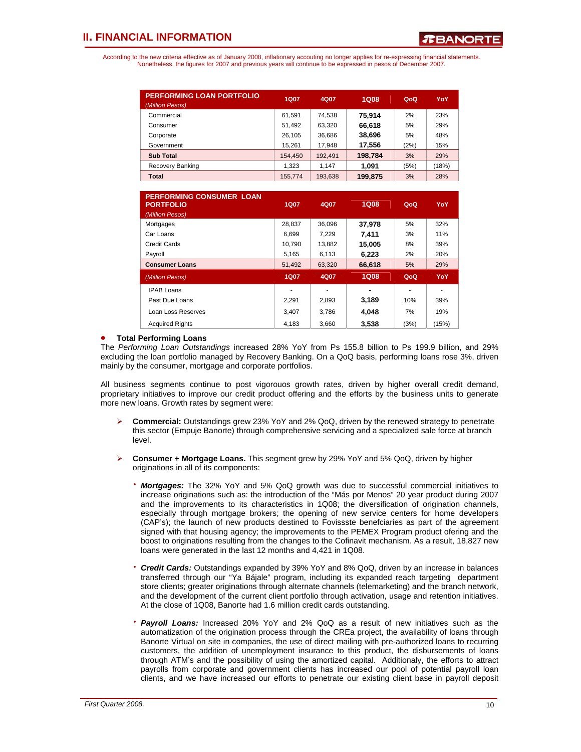# II. FINANCIAL INFORMATION

According to the new criteria effective as of January 2008, inflationary accouting no longer applies for re-expressing financial statements. Nonetheless, the figures for 2007 and previous years will continue to be expressed in pesos of December 2007.

| PERFORMING LOAN PORTFOLIO *(Million Pesos)* | 1Q07 | 4Q07 | 1Q08 | QoQ | YoY |
|---|---|---|---|---|---|
| Commercial | 61,591 | 74,538 | **75,914** | 2% | 23% |
| Consumer | 51,492 | 63,320 | **66,618** | 5% | 29% |
| Corporate | 26,105 | 36,686 | **38,696** | 5% | 48% |
| Government | 15,261 | 17,948 | **17,556** | (2%) | 15% |
| **Sub Total** | 154,450 | 192,491 | **198,784** | 3% | 29% |
| Recovery Banking | 1,323 | 1,147 | **1,091** | (5%) | (18%) |
| **Total** | 155,774 | 193,638 | **199,875** | 3% | 28% |

| PERFORMING CONSUMER LOAN PORTFOLIO *(Million Pesos)* | 1Q07 | 4Q07 | 1Q08 | QoQ | YoY |
|---|---|---|---|---|---|
| Mortgages | 28,837 | 36,096 | **37,978** | 5% | 32% |
| Car Loans | 6,699 | 7,229 | **7,411** | 3% | 11% |
| Credit Cards | 10,790 | 13,882 | **15,005** | 8% | 39% |
| Payroll | 5,165 | 6,113 | **6,223** | 2% | 20% |
| **Consumer Loans** | 51,492 | 63,320 | **66,618** | 5% | 29% |

| *(Million Pesos)* | 1Q07 | 4Q07 | 1Q08 | QoQ | YoY |
|---|---|---|---|---|---|
| IPAB Loans | - | - | **-** | - | - |
| Past Due Loans | 2,291 | 2,893 | **3,189** | 10% | 39% |
| Loan Loss Reserves | 3,407 | 3,786 | **4,048** | 7% | 19% |
| Acquired Rights | 4,183 | 3,660 | **3,538** | (3%) | (15%) |

- **Total Performing Loans**

The *Performing Loan Outstandings* increased 28% YoY from Ps 155.8 billion to Ps 199.9 billion, and 29% excluding the loan portfolio managed by Recovery Banking. On a QoQ basis, performing loans rose 3%, driven mainly by the consumer, mortgage and corporate portfolios.

All business segments continue to post vigorouos growth rates, driven by higher overall credit demand, proprietary initiatives to improve our credit product offering and the efforts by the business units to generate more new loans. Growth rates by segment were:

- **Commercial:** Outstandings grew 23% YoY and 2% QoQ, driven by the renewed strategy to penetrate this sector (Empuje Banorte) through comprehensive servicing and a specialized sale force at branch level.

- **Consumer + Mortgage Loans.** This segment grew by 29% YoY and 5% QoQ, driven by higher originations in all of its components:

  - ***Mortgages:*** The 32% YoY and 5% QoQ growth was due to successful commercial initiatives to increase originations such as: the introduction of the "Más por Menos" 20 year product during 2007 and the improvements to its characteristics in 1Q08; the diversification of origination channels, especially through mortgage brokers; the opening of new service centers for home developers (CAP's); the launch of new products destined to Fovissste benefciaries as part of the agreement signed with that housing agency; the improvements to the PEMEX Program product ofering and the boost to originations resulting from the changes to the Cofinavit mechanism. As a result, 18,827 new loans were generated in the last 12 months and 4,421 in 1Q08.

  - ***Credit Cards:*** Outstandings expanded by 39% YoY and 8% QoQ, driven by an increase in balances transferred through our "Ya Bájale" program, including its expanded reach targeting department store clients; greater originations through alternate channels (telemarketing) and the branch network, and the development of the current client portfolio through activation, usage and retention initiatives. At the close of 1Q08, Banorte had 1.6 million credit cards outstanding.

  - ***Payroll Loans:*** Increased 20% YoY and 2% QoQ as a result of new initiatives such as the automatization of the origination process through the CREa project, the availability of loans through Banorte Virtual on site in companies, the use of direct mailing with pre-authorized loans to recurring customers, the addition of unemployment insurance to this product, the disbursements of loans through ATM's and the possibility of using the amortized capital. Additionaly, the efforts to attract payrolls from corporate and government clients has increased our pool of potential payroll loan clients, and we have increased our efforts to penetrate our existing client base in payroll deposit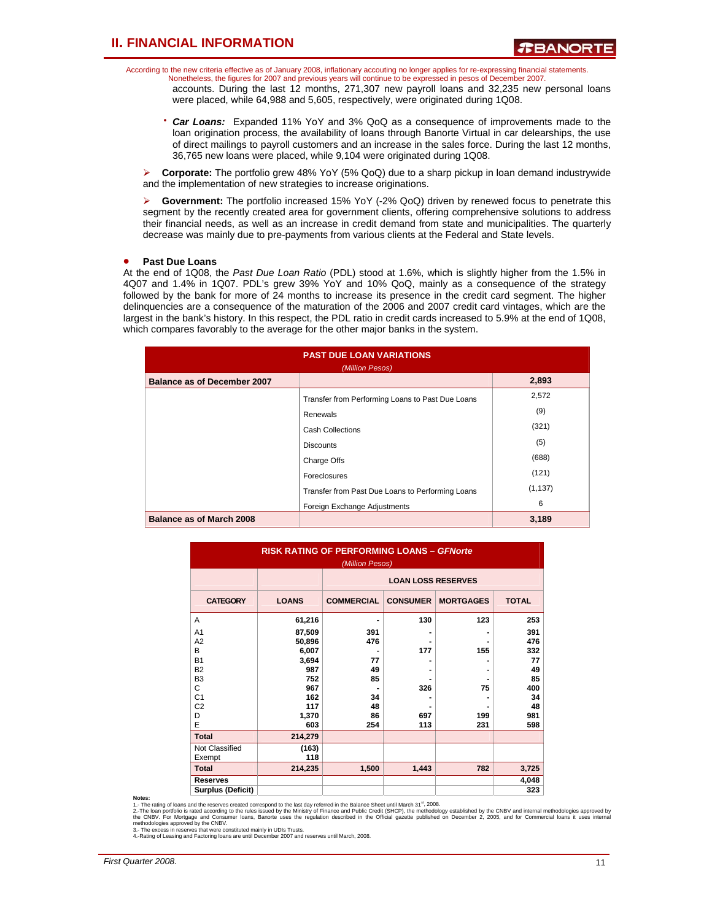According to the new criteria effective as of January 2008, inflationary accouting no longer applies for re-expressing financial statements. Nonetheless, the figures for 2007 and previous years will continue to be expressed in pesos of December 2007.

accounts. During the last 12 months, 271,307 new payroll loans and 32,235 new personal loans were placed, while 64,988 and 5,605, respectively, were originated during 1Q08.

- ***Car Loans:*** Expanded 11% YoY and 3% QoQ as a consequence of improvements made to the loan origination process, the availability of loans through Banorte Virtual in car delearships, the use of direct mailings to payroll customers and an increase in the sales force. During the last 12 months, 36,765 new loans were placed, while 9,104 were originated during 1Q08.

➢ **Corporate:** The portfolio grew 48% YoY (5% QoQ) due to a sharp pickup in loan demand industrywide and the implementation of new strategies to increase originations.

➢ **Government:** The portfolio increased 15% YoY (-2% QoQ) driven by renewed focus to penetrate this segment by the recently created area for government clients, offering comprehensive solutions to address their financial needs, as well as an increase in credit demand from state and municipalities. The quarterly decrease was mainly due to pre-payments from various clients at the Federal and State levels.

- **Past Due Loans**

At the end of 1Q08, the *Past Due Loan Ratio* (PDL) stood at 1.6%, which is slightly higher from the 1.5% in 4Q07 and 1.4% in 1Q07. PDL's grew 39% YoY and 10% QoQ, mainly as a consequence of the strategy followed by the bank for more of 24 months to increase its presence in the credit card segment. The higher delinquencies are a consequence of the maturation of the 2006 and 2007 credit card vintages, which are the largest in the bank's history. In this respect, the PDL ratio in credit cards increased to 5.9% at the end of 1Q08, which compares favorably to the average for the other major banks in the system.

**PAST DUE LOAN VARIATIONS**
*(Million Pesos)*

| | | |
|---|---|---|
| **Balance as of December 2007** | | **2,893** |
| | Transfer from Performing Loans to Past Due Loans | 2,572 |
| | Renewals | (9) |
| | Cash Collections | (321) |
| | Discounts | (5) |
| | Charge Offs | (688) |
| | Foreclosures | (121) |
| | Transfer from Past Due Loans to Performing Loans | (1,137) |
| | Foreign Exchange Adjustments | 6 |
| **Balance as of March 2008** | | **3,189** |

**RISK RATING OF PERFORMING LOANS – *GFNorte***
*(Million Pesos)*

| | | LOAN LOSS RESERVES | | | |
|---|---|---|---|---|---|
| **CATEGORY** | **LOANS** | **COMMERCIAL** | **CONSUMER** | **MORTGAGES** | **TOTAL** |
| A | 61,216 | - | 130 | 123 | 253 |
| A1 | 87,509 | 391 | - | - | 391 |
| A2 | 50,896 | 476 | - | - | 476 |
| B | 6,007 | - | 177 | 155 | 332 |
| B1 | 3,694 | 77 | - | - | 77 |
| B2 | 987 | 49 | - | - | 49 |
| B3 | 752 | 85 | - | - | 85 |
| C | 967 | - | 326 | 75 | 400 |
| C1 | 162 | 34 | - | - | 34 |
| C2 | 117 | 48 | - | - | 48 |
| D | 1,370 | 86 | 697 | 199 | 981 |
| E | 603 | 254 | 113 | 231 | 598 |
| **Total** | **214,279** | | | | |
| Not Classified | (163) | | | | |
| Exempt | 118 | | | | |
| **Total** | **214,235** | **1,500** | **1,443** | **782** | **3,725** |
| **Reserves** | | | | | **4,048** |
| **Surplus (Deficit)** | | | | | **323** |

**Notes:**
1.- The rating of loans and the reserves created correspond to the last day referred in the Balance Sheet until March 31st, 2008.
2.-The loan portfolio is rated according to the rules issued by the Ministry of Finance and Public Credit (SHCP), the methodology established by the CNBV and internal methodologies approved by the CNBV. For Mortgage and Consumer loans, Banorte uses the regulation described in the Official gazette published on December 2, 2005, and for Commercial loans it uses internal methodologies approved by the CNBV.
3.- The excess in reserves that were constituted mainly in UDIs Trusts.
4.-Rating of Leasing and Factoring loans are until December 2007 and reserves until March, 2008.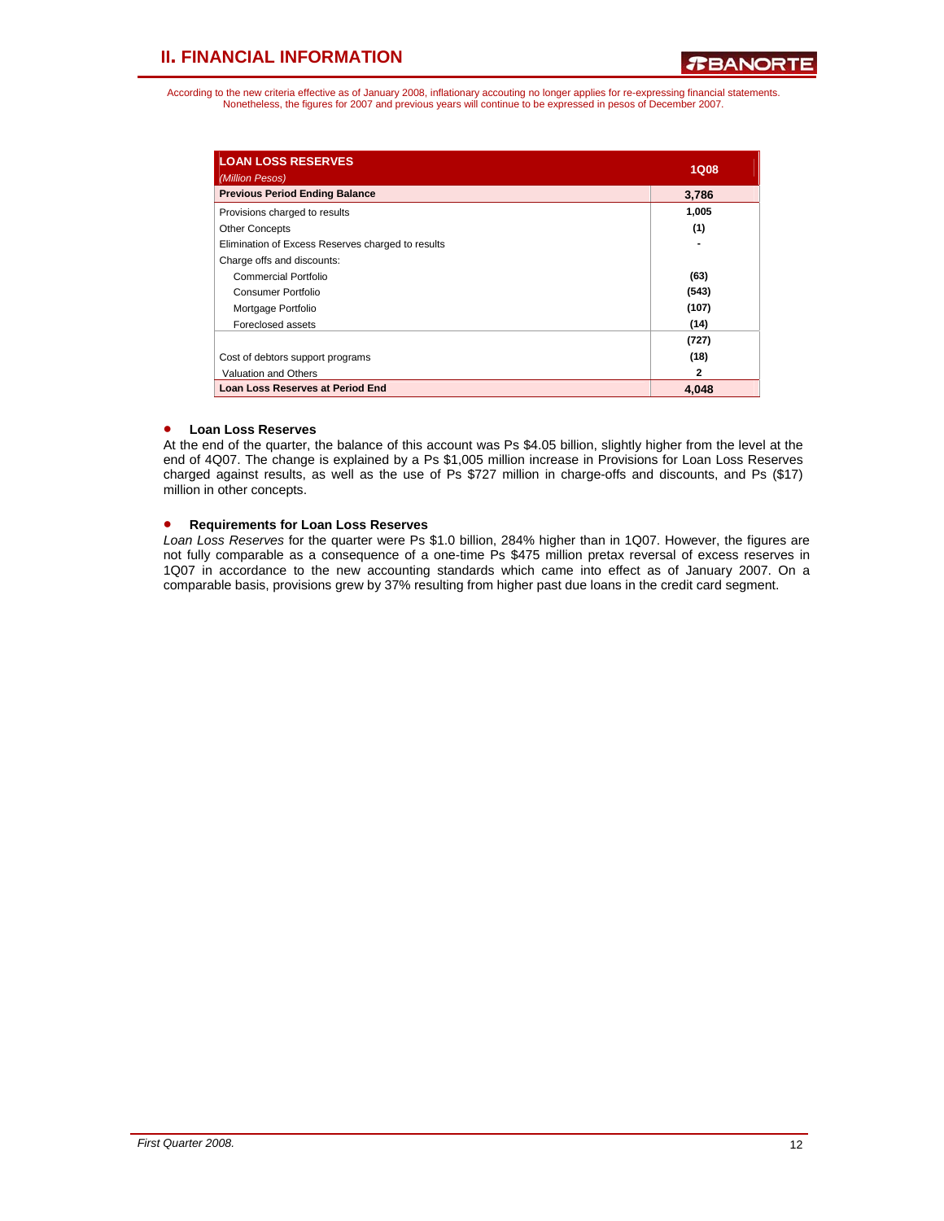According to the new criteria effective as of January 2008, inflationary accounting no longer applies for re-expressing financial statements. Nonetheless, the figures for 2007 and previous years will continue to be expressed in pesos of December 2007.

| LOAN LOSS RESERVES *(Million Pesos)* | 1Q08 |
|---|---|
| **Previous Period Ending Balance** | **3,786** |
| Provisions charged to results | 1,005 |
| Other Concepts | (1) |
| Elimination of Excess Reserves charged to results | - |
| Charge offs and discounts: | |
| Commercial Portfolio | (63) |
| Consumer Portfolio | (543) |
| Mortgage Portfolio | (107) |
| Foreclosed assets | (14) |
| | (727) |
| Cost of debtors support programs | (18) |
| Valuation and Others | 2 |
| **Loan Loss Reserves at Period End** | **4,048** |

- **Loan Loss Reserves**

At the end of the quarter, the balance of this account was Ps $4.05 billion, slightly higher from the level at the end of 4Q07. The change is explained by a Ps $1,005 million increase in Provisions for Loan Loss Reserves charged against results, as well as the use of Ps $727 million in charge-offs and discounts, and Ps ($17) million in other concepts.

- **Requirements for Loan Loss Reserves**

*Loan Loss Reserves* for the quarter were Ps $1.0 billion, 284% higher than in 1Q07. However, the figures are not fully comparable as a consequence of a one-time Ps $475 million pretax reversal of excess reserves in 1Q07 in accordance to the new accounting standards which came into effect as of January 2007. On a comparable basis, provisions grew by 37% resulting from higher past due loans in the credit card segment.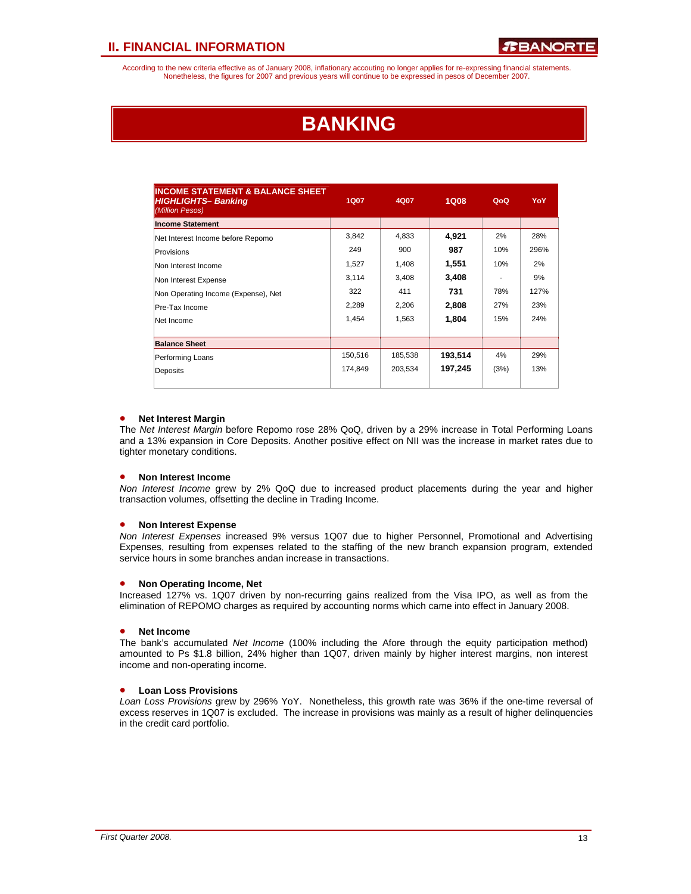According to the new criteria effective as of January 2008, inflationary accouting no longer applies for re-expressing financial statements. Nonetheless, the figures for 2007 and previous years will continue to be expressed in pesos of December 2007.

# BANKING

| INCOME STATEMENT & BALANCE SHEET *HIGHLIGHTS– Banking* *(Million Pesos)* | 1Q07 | 4Q07 | 1Q08 | QoQ | YoY |
|---|---|---|---|---|---|
| **Income Statement** | | | | | |
| Net Interest Income before Repomo | 3,842 | 4,833 | **4,921** | 2% | 28% |
| Provisions | 249 | 900 | **987** | 10% | 296% |
| Non Interest Income | 1,527 | 1,408 | **1,551** | 10% | 2% |
| Non Interest Expense | 3,114 | 3,408 | **3,408** | - | 9% |
| Non Operating Income (Expense), Net | 322 | 411 | **731** | 78% | 127% |
| Pre-Tax Income | 2,289 | 2,206 | **2,808** | 27% | 23% |
| Net Income | 1,454 | 1,563 | **1,804** | 15% | 24% |
| **Balance Sheet** | | | | | |
| Performing Loans | 150,516 | 185,538 | **193,514** | 4% | 29% |
| Deposits | 174,849 | 203,534 | **197,245** | (3%) | 13% |

- **Net Interest Margin**

The *Net Interest Margin* before Repomo rose 28% QoQ, driven by a 29% increase in Total Performing Loans and a 13% expansion in Core Deposits. Another positive effect on NII was the increase in market rates due to tighter monetary conditions.

- **Non Interest Income**

*Non Interest Income* grew by 2% QoQ due to increased product placements during the year and higher transaction volumes, offsetting the decline in Trading Income.

- **Non Interest Expense**

*Non Interest Expenses* increased 9% versus 1Q07 due to higher Personnel, Promotional and Advertising Expenses, resulting from expenses related to the staffing of the new branch expansion program, extended service hours in some branches andan increase in transactions.

- **Non Operating Income, Net**

Increased 127% vs. 1Q07 driven by non-recurring gains realized from the Visa IPO, as well as from the elimination of REPOMO charges as required by accounting norms which came into effect in January 2008.

- **Net Income**

The bank's accumulated *Net Income* (100% including the Afore through the equity participation method) amounted to Ps $1.8 billion, 24% higher than 1Q07, driven mainly by higher interest margins, non interest income and non-operating income.

- **Loan Loss Provisions**

*Loan Loss Provisions* grew by 296% YoY. Nonetheless, this growth rate was 36% if the one-time reversal of excess reserves in 1Q07 is excluded. The increase in provisions was mainly as a result of higher delinquencies in the credit card portfolio.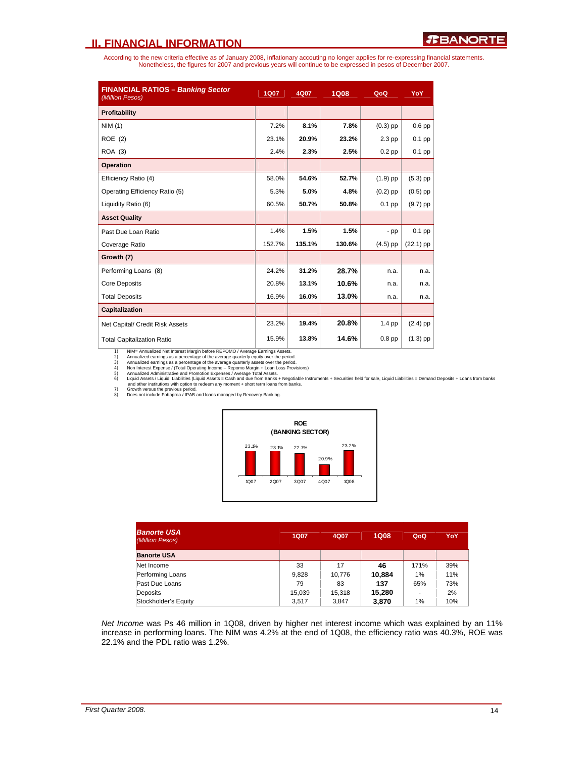## II. FINANCIAL INFORMATION

According to the new criteria effective as of January 2008, inflationary accouting no longer applies for re-expressing financial statements. Nonetheless, the figures for 2007 and previous years will continue to be expressed in pesos of December 2007.

| **FINANCIAL RATIOS – *Banking Sector*** *(Million Pesos)* | 1Q07 | 4Q07 | 1Q08 | QoQ | YoY |
|---|---|---|---|---|---|
| **Profitability** | | | | | |
| NIM (1) | 7.2% | **8.1%** | **7.8%** | (0.3) pp | 0.6 pp |
| ROE (2) | 23.1% | **20.9%** | **23.2%** | 2.3 pp | 0.1 pp |
| ROA (3) | 2.4% | **2.3%** | **2.5%** | 0.2 pp | 0.1 pp |
| **Operation** | | | | | |
| Efficiency Ratio (4) | 58.0% | **54.6%** | **52.7%** | (1.9) pp | (5.3) pp |
| Operating Efficiency Ratio (5) | 5.3% | **5.0%** | **4.8%** | (0.2) pp | (0.5) pp |
| Liquidity Ratio (6) | 60.5% | **50.7%** | **50.8%** | 0.1 pp | (9.7) pp |
| **Asset Quality** | | | | | |
| Past Due Loan Ratio | 1.4% | **1.5%** | **1.5%** | - pp | 0.1 pp |
| Coverage Ratio | 152.7% | **135.1%** | **130.6%** | (4.5) pp | (22.1) pp |
| **Growth (7)** | | | | | |
| Performing Loans (8) | 24.2% | **31.2%** | **28.7%** | n.a. | n.a. |
| Core Deposits | 20.8% | **13.1%** | **10.6%** | n.a. | n.a. |
| Total Deposits | 16.9% | **16.0%** | **13.0%** | n.a. | n.a. |
| **Capitalization** | | | | | |
| Net Capital/ Credit Risk Assets | 23.2% | **19.4%** | **20.8%** | 1.4 pp | (2.4) pp |
| Total Capitalization Ratio | 15.9% | **13.8%** | **14.6%** | 0.8 pp | (1.3) pp |

1) NIM= Annualized Net Interest Margin before REPOMO / Average Earnings Assets.
2) Annualized earnings as a percentage of the average quarterly equity over the period.
3) Annualized earnings as a percentage of the average quarterly assets over the period.
4) Non Interest Expense / (Total Operating Income – Repomo Margin + Loan Loss Provisions)
5) Annualized Administrative and Promotion Expenses / Average Total Assets.
6) Liquid Assets / Liquid Liabilities (Liquid Assets = Cash and due from Banks + Negotiable Instruments + Securities held for sale, Liquid Liabilities = Demand Deposits + Loans from banks and other institutions with option to redeem any moment + short term loans from banks.
7) Growth versus the previous period.
8) Does not include Fobaproa / IPAB and loans managed by Recovery Banking.

**ROE (BANKING SECTOR)**

| 1Q07 | 2Q07 | 3Q07 | 4Q07 | 1Q08 |
|---|---|---|---|---|
| 23.1% | 23.1% | 22.7% | 20.9% | 23.2% |

| ***Banorte USA*** *(Million Pesos)* | 1Q07 | 4Q07 | 1Q08 | QoQ | YoY |
|---|---|---|---|---|---|
| **Banorte USA** | | | | | |
| Net Income | 33 | 17 | **46** | 171% | 39% |
| Performing Loans | 9,828 | 10,776 | **10,884** | 1% | 11% |
| Past Due Loans | 79 | 83 | **137** | 65% | 73% |
| Deposits | 15,039 | 15,318 | **15,280** | - | 2% |
| Stockholder's Equity | 3,517 | 3,847 | **3,870** | 1% | 10% |

*Net Income* was Ps 46 million in 1Q08, driven by higher net interest income which was explained by an 11% increase in performing loans. The NIM was 4.2% at the end of 1Q08, the efficiency ratio was 40.3%, ROE was 22.1% and the PDL ratio was 1.2%.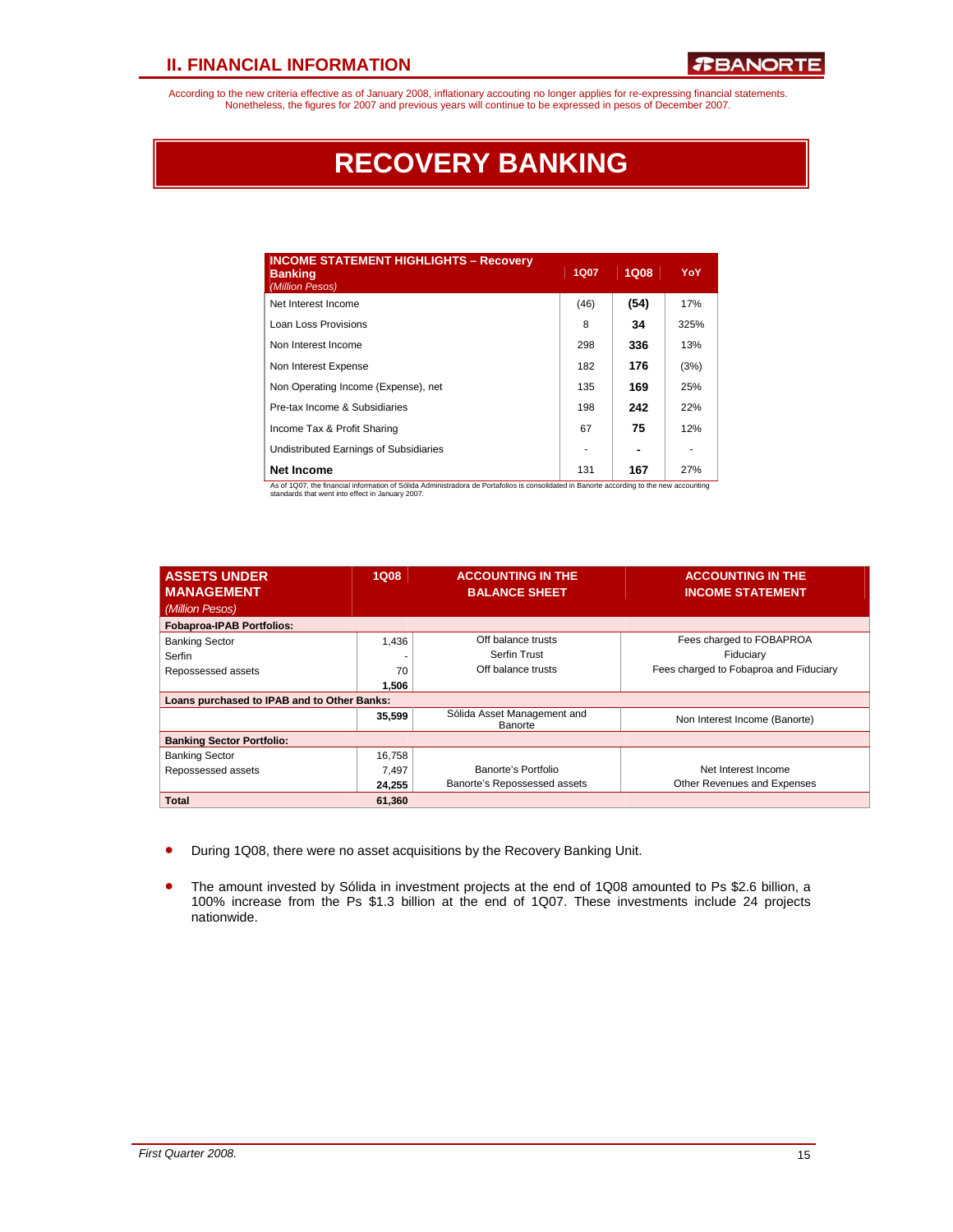According to the new criteria effective as of January 2008, inflationary accouting no longer applies for re-expressing financial statements. Nonetheless, the figures for 2007 and previous years will continue to be expressed in pesos of December 2007.

# RECOVERY BANKING

| INCOME STATEMENT HIGHLIGHTS – Recovery Banking *(Million Pesos)* | 1Q07 | 1Q08 | YoY |
|---|---|---|---|
| Net Interest Income | (46) | **(54)** | 17% |
| Loan Loss Provisions | 8 | **34** | 325% |
| Non Interest Income | 298 | **336** | 13% |
| Non Interest Expense | 182 | **176** | (3%) |
| Non Operating Income (Expense), net | 135 | **169** | 25% |
| Pre-tax Income & Subsidiaries | 198 | **242** | 22% |
| Income Tax & Profit Sharing | 67 | **75** | 12% |
| Undistributed Earnings of Subsidiaries | - | **-** | - |
| **Net Income** | 131 | **167** | 27% |

As of 1Q07, the financial information of Sólida Administradora de Portafolios is consolidated in Banorte according to the new accounting standards that went into effect in January 2007.

| ASSETS UNDER MANAGEMENT *(Million Pesos)* | 1Q08 | ACCOUNTING IN THE BALANCE SHEET | ACCOUNTING IN THE INCOME STATEMENT |
|---|---|---|---|
| **Fobaproa-IPAB Portfolios:** | | | |
| Banking Sector | 1,436 | Off balance trusts | Fees charged to FOBAPROA |
| Serfin | - | Serfin Trust | Fiduciary |
| Repossessed assets | 70 | Off balance trusts | Fees charged to Fobaproa and Fiduciary |
| | **1,506** | | |
| **Loans purchased to IPAB and to Other Banks:** | | | |
| | **35,599** | Sólida Asset Management and Banorte | Non Interest Income (Banorte) |
| **Banking Sector Portfolio:** | | | |
| Banking Sector | 16,758 | | |
| Repossessed assets | 7,497 | Banorte's Portfolio | Net Interest Income |
| | **24,255** | Banorte's Repossessed assets | Other Revenues and Expenses |
| **Total** | **61,360** | | |

- During 1Q08, there were no asset acquisitions by the Recovery Banking Unit.
- The amount invested by Sólida in investment projects at the end of 1Q08 amounted to Ps $2.6 billion, a 100% increase from the Ps $1.3 billion at the end of 1Q07. These investments include 24 projects nationwide.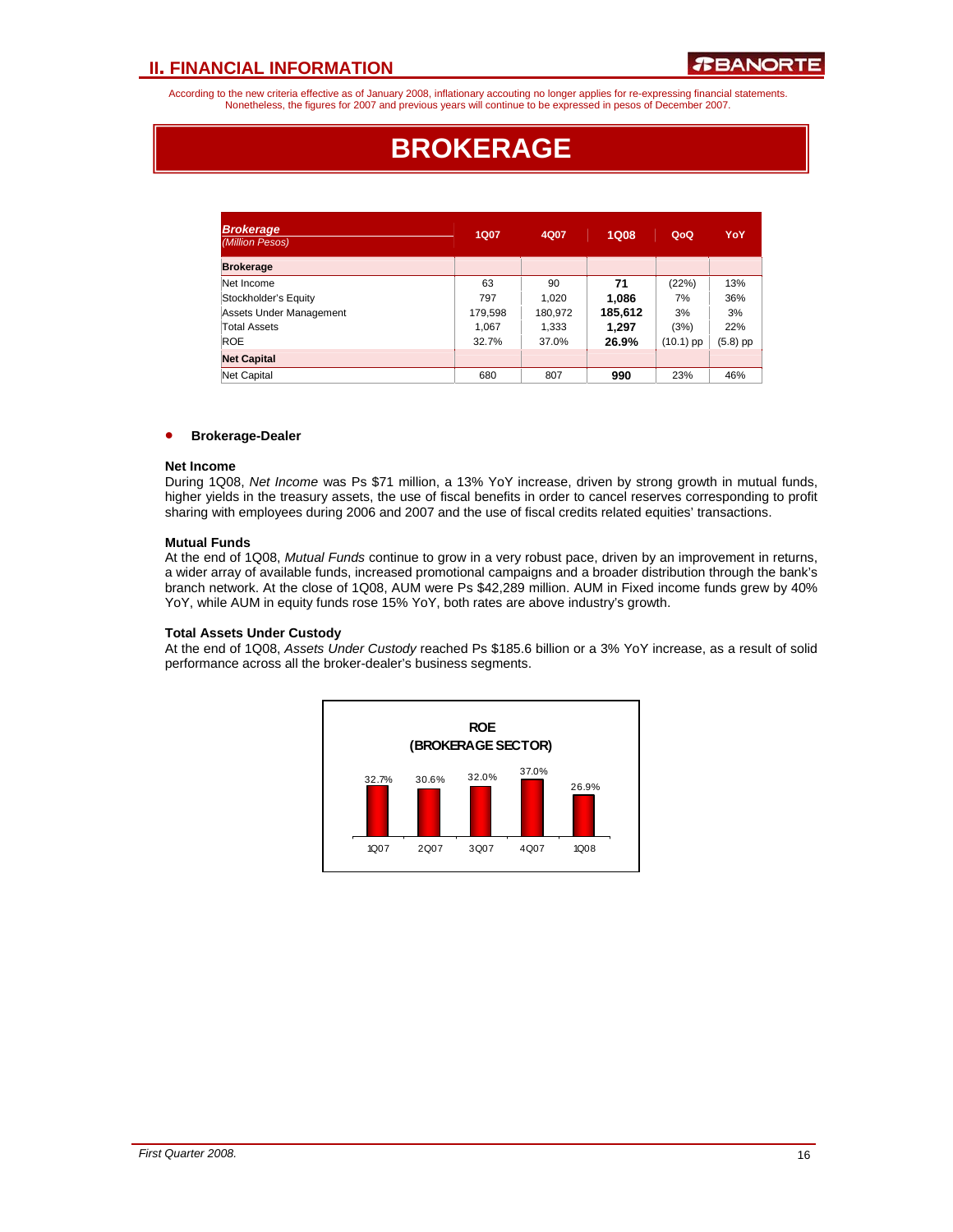According to the new criteria effective as of January 2008, inflationary accouting no longer applies for re-expressing financial statements. Nonetheless, the figures for 2007 and previous years will continue to be expressed in pesos of December 2007.

# BROKERAGE

| *Brokerage* *(Million Pesos)* | 1Q07 | 4Q07 | 1Q08 | QoQ | YoY |
|---|---|---|---|---|---|
| **Brokerage** | | | | | |
| Net Income | 63 | 90 | **71** | (22%) | 13% |
| Stockholder's Equity | 797 | 1,020 | **1,086** | 7% | 36% |
| Assets Under Management | 179,598 | 180,972 | **185,612** | 3% | 3% |
| Total Assets | 1,067 | 1,333 | **1,297** | (3%) | 22% |
| ROE | 32.7% | 37.0% | **26.9%** | (10.1) pp | (5.8) pp |
| **Net Capital** | | | | | |
| Net Capital | 680 | 807 | **990** | 23% | 46% |

- **Brokerage-Dealer**

**Net Income**

During 1Q08, *Net Income* was Ps $71 million, a 13% YoY increase, driven by strong growth in mutual funds, higher yields in the treasury assets, the use of fiscal benefits in order to cancel reserves corresponding to profit sharing with employees during 2006 and 2007 and the use of fiscal credits related equities' transactions.

**Mutual Funds**

At the end of 1Q08, *Mutual Funds* continue to grow in a very robust pace, driven by an improvement in returns, a wider array of available funds, increased promotional campaigns and a broader distribution through the bank's branch network. At the close of 1Q08, AUM were Ps $42,289 million. AUM in Fixed income funds grew by 40% YoY, while AUM in equity funds rose 15% YoY, both rates are above industry's growth.

**Total Assets Under Custody**

At the end of 1Q08, *Assets Under Custody* reached Ps $185.6 billion or a 3% YoY increase, as a result of solid performance across all the broker-dealer's business segments.

**ROE (BROKERAGE SECTOR)**

| 1Q07 | 2Q07 | 3Q07 | 4Q07 | 1Q08 |
|---|---|---|---|---|
| 32.7% | 30.6% | 32.0% | 37.0% | 26.9% |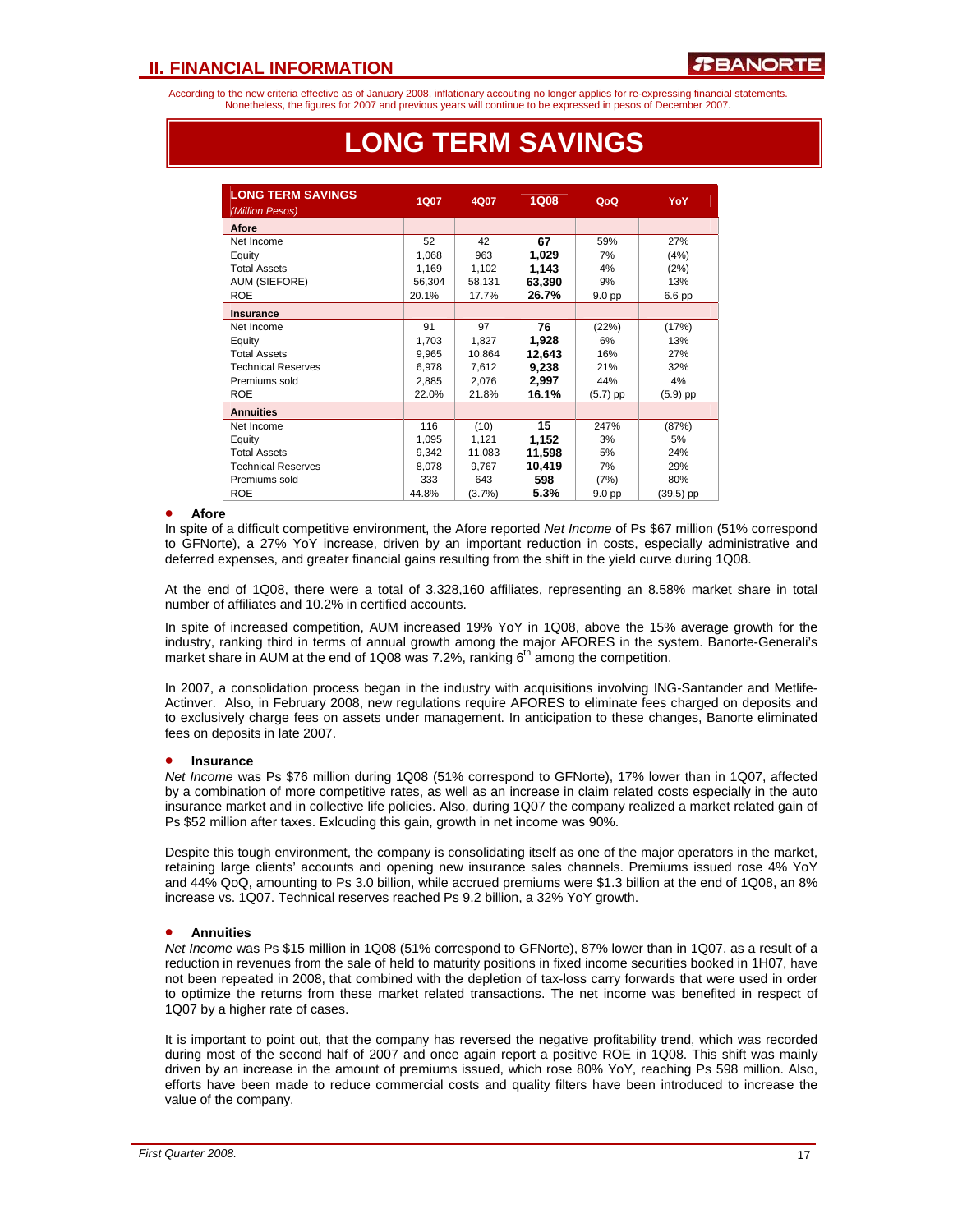According to the new criteria effective as of January 2008, inflationary accouting no longer applies for re-expressing financial statements. Nonetheless, the figures for 2007 and previous years will continue to be expressed in pesos of December 2007.

# LONG TERM SAVINGS

| LONG TERM SAVINGS *(Million Pesos)* | 1Q07 | 4Q07 | 1Q08 | QoQ | YoY |
|---|---|---|---|---|---|
| **Afore** | | | | | |
| Net Income | 52 | 42 | **67** | 59% | 27% |
| Equity | 1,068 | 963 | **1,029** | 7% | (4%) |
| Total Assets | 1,169 | 1,102 | **1,143** | 4% | (2%) |
| AUM (SIEFORE) | 56,304 | 58,131 | **63,390** | 9% | 13% |
| ROE | 20.1% | 17.7% | **26.7%** | 9.0 pp | 6.6 pp |
| **Insurance** | | | | | |
| Net Income | 91 | 97 | **76** | (22%) | (17%) |
| Equity | 1,703 | 1,827 | **1,928** | 6% | 13% |
| Total Assets | 9,965 | 10,864 | **12,643** | 16% | 27% |
| Technical Reserves | 6,978 | 7,612 | **9,238** | 21% | 32% |
| Premiums sold | 2,885 | 2,076 | **2,997** | 44% | 4% |
| ROE | 22.0% | 21.8% | **16.1%** | (5.7) pp | (5.9) pp |
| **Annuities** | | | | | |
| Net Income | 116 | (10) | **15** | 247% | (87%) |
| Equity | 1,095 | 1,121 | **1,152** | 3% | 5% |
| Total Assets | 9,342 | 11,083 | **11,598** | 5% | 24% |
| Technical Reserves | 8,078 | 9,767 | **10,419** | 7% | 29% |
| Premiums sold | 333 | 643 | **598** | (7%) | 80% |
| ROE | 44.8% | (3.7%) | **5.3%** | 9.0 pp | (39.5) pp |

- **Afore**

In spite of a difficult competitive environment, the Afore reported *Net Income* of Ps $67 million (51% correspond to GFNorte), a 27% YoY increase, driven by an important reduction in costs, especially administrative and deferred expenses, and greater financial gains resulting from the shift in the yield curve during 1Q08.

At the end of 1Q08, there were a total of 3,328,160 affiliates, representing an 8.58% market share in total number of affiliates and 10.2% in certified accounts.

In spite of increased competition, AUM increased 19% YoY in 1Q08, above the 15% average growth for the industry, ranking third in terms of annual growth among the major AFORES in the system. Banorte-Generali's market share in AUM at the end of 1Q08 was 7.2%, ranking 6th among the competition.

In 2007, a consolidation process began in the industry with acquisitions involving ING-Santander and Metlife-Actinver. Also, in February 2008, new regulations require AFORES to eliminate fees charged on deposits and to exclusively charge fees on assets under management. In anticipation to these changes, Banorte eliminated fees on deposits in late 2007.

- **Insurance**

*Net Income* was Ps $76 million during 1Q08 (51% correspond to GFNorte), 17% lower than in 1Q07, affected by a combination of more competitive rates, as well as an increase in claim related costs especially in the auto insurance market and in collective life policies. Also, during 1Q07 the company realized a market related gain of Ps $52 million after taxes. Exlcuding this gain, growth in net income was 90%.

Despite this tough environment, the company is consolidating itself as one of the major operators in the market, retaining large clients' accounts and opening new insurance sales channels. Premiums issued rose 4% YoY and 44% QoQ, amounting to Ps 3.0 billion, while accrued premiums were $1.3 billion at the end of 1Q08, an 8% increase vs. 1Q07. Technical reserves reached Ps 9.2 billion, a 32% YoY growth.

- **Annuities**

*Net Income* was Ps $15 million in 1Q08 (51% correspond to GFNorte), 87% lower than in 1Q07, as a result of a reduction in revenues from the sale of held to maturity positions in fixed income securities booked in 1H07, have not been repeated in 2008, that combined with the depletion of tax-loss carry forwards that were used in order to optimize the returns from these market related transactions. The net income was benefited in respect of 1Q07 by a higher rate of cases.

It is important to point out, that the company has reversed the negative profitability trend, which was recorded during most of the second half of 2007 and once again report a positive ROE in 1Q08. This shift was mainly driven by an increase in the amount of premiums issued, which rose 80% YoY, reaching Ps 598 million. Also, efforts have been made to reduce commercial costs and quality filters have been introduced to increase the value of the company.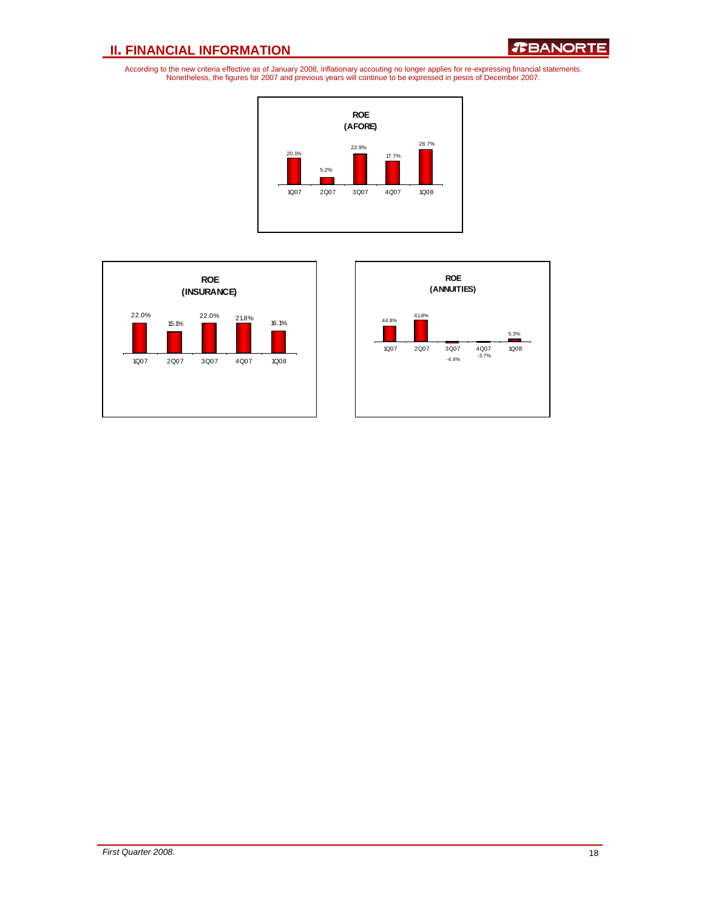## II. FINANCIAL INFORMATION

According to the new criteria effective as of January 2008, inflationary accouting no longer applies for re-expressing financial statements. Nonetheless, the figures for 2007 and previous years will continue to be expressed in pesos of December 2007.

**ROE (AFORE)**

| 1Q07 | 2Q07 | 3Q07 | 4Q07 | 1Q08 |
|---|---|---|---|---|
| 20.1% | 5.2% | 22.9% | 17.7% | 26.7% |

**ROE (INSURANCE)**

| 1Q07 | 2Q07 | 3Q07 | 4Q07 | 1Q08 |
|---|---|---|---|---|
| 22.0% | 15.1% | 22.0% | 21.8% | 16.1% |

**ROE (ANNUITIES)**

| 1Q07 | 2Q07 | 3Q07 | 4Q07 | 1Q08 |
|---|---|---|---|---|
| 44.8% | 61.8% | -4.4% | -3.7% | 5.3% |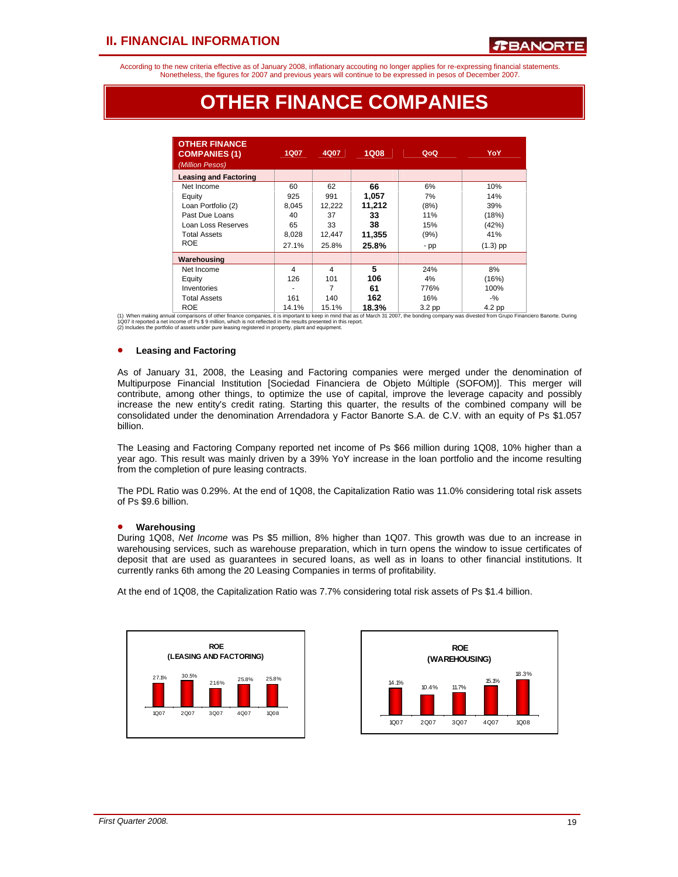# II. FINANCIAL INFORMATION

According to the new criteria effective as of January 2008, inflationary accouting no longer applies for re-expressing financial statements. Nonetheless, the figures for 2007 and previous years will continue to be expressed in pesos of December 2007.

# OTHER FINANCE COMPANIES

| OTHER FINANCE COMPANIES (1) *(Million Pesos)* | 1Q07 | 4Q07 | 1Q08 | QoQ | YoY |
|---|---|---|---|---|---|
| **Leasing and Factoring** | | | | | |
| Net Income | 60 | 62 | **66** | 6% | 10% |
| Equity | 925 | 991 | **1,057** | 7% | 14% |
| Loan Portfolio (2) | 8,045 | 12,222 | **11,212** | (8%) | 39% |
| Past Due Loans | 40 | 37 | **33** | 11% | (18%) |
| Loan Loss Reserves | 65 | 33 | **38** | 15% | (42%) |
| Total Assets | 8,028 | 12,447 | **11,355** | (9%) | 41% |
| ROE | 27.1% | 25.8% | **25.8%** | - pp | (1.3) pp |
| **Warehousing** | | | | | |
| Net Income | 4 | 4 | **5** | 24% | 8% |
| Equity | 126 | 101 | **106** | 4% | (16%) |
| Inventories | - | 7 | **61** | 776% | 100% |
| Total Assets | 161 | 140 | **162** | 16% | -% |
| ROE | 14.1% | 15.1% | **18.3%** | 3.2 pp | 4.2 pp |

(1) When making annual comparisons of other finance companies, it is important to keep in mind that as of March 31 2007, the bonding company was divested from Grupo Financiero Banorte. During 1Q07 it reported a net income of Ps $ 9 million, which is not reflected in the results presented in this report.
(2) Includes the portfolio of assets under pure leasing registered in property, plant and equipment.

- **Leasing and Factoring**

As of January 31, 2008, the Leasing and Factoring companies were merged under the denomination of Multipurpose Financial Institution [Sociedad Financiera de Objeto Múltiple (SOFOM)]. This merger will contribute, among other things, to optimize the use of capital, improve the leverage capacity and possibly increase the new entity's credit rating. Starting this quarter, the results of the combined company will be consolidated under the denomination Arrendadora y Factor Banorte S.A. de C.V. with an equity of Ps $1.057 billion.

The Leasing and Factoring Company reported net income of Ps $66 million during 1Q08, 10% higher than a year ago. This result was mainly driven by a 39% YoY increase in the loan portfolio and the income resulting from the completion of pure leasing contracts.

The PDL Ratio was 0.29%. At the end of 1Q08, the Capitalization Ratio was 11.0% considering total risk assets of Ps $9.6 billion.

- **Warehousing**

During 1Q08, *Net Income* was Ps $5 million, 8% higher than 1Q07. This growth was due to an increase in warehousing services, such as warehouse preparation, which in turn opens the window to issue certificates of deposit that are used as guarantees in secured loans, as well as in loans to other financial institutions. It currently ranks 6th among the 20 Leasing Companies in terms of profitability.

At the end of 1Q08, the Capitalization Ratio was 7.7% considering total risk assets of Ps $1.4 billion.

**ROE (LEASING AND FACTORING)**

| 1Q07 | 2Q07 | 3Q07 | 4Q07 | 1Q08 |
|---|---|---|---|---|
| 27.1% | 30.5% | 21.6% | 25.8% | 25.8% |

**ROE (WAREHOUSING)**

| 1Q07 | 2Q07 | 3Q07 | 4Q07 | 1Q08 |
|---|---|---|---|---|
| 14.1% | 10.4% | 11.7% | 15.1% | 18.3% |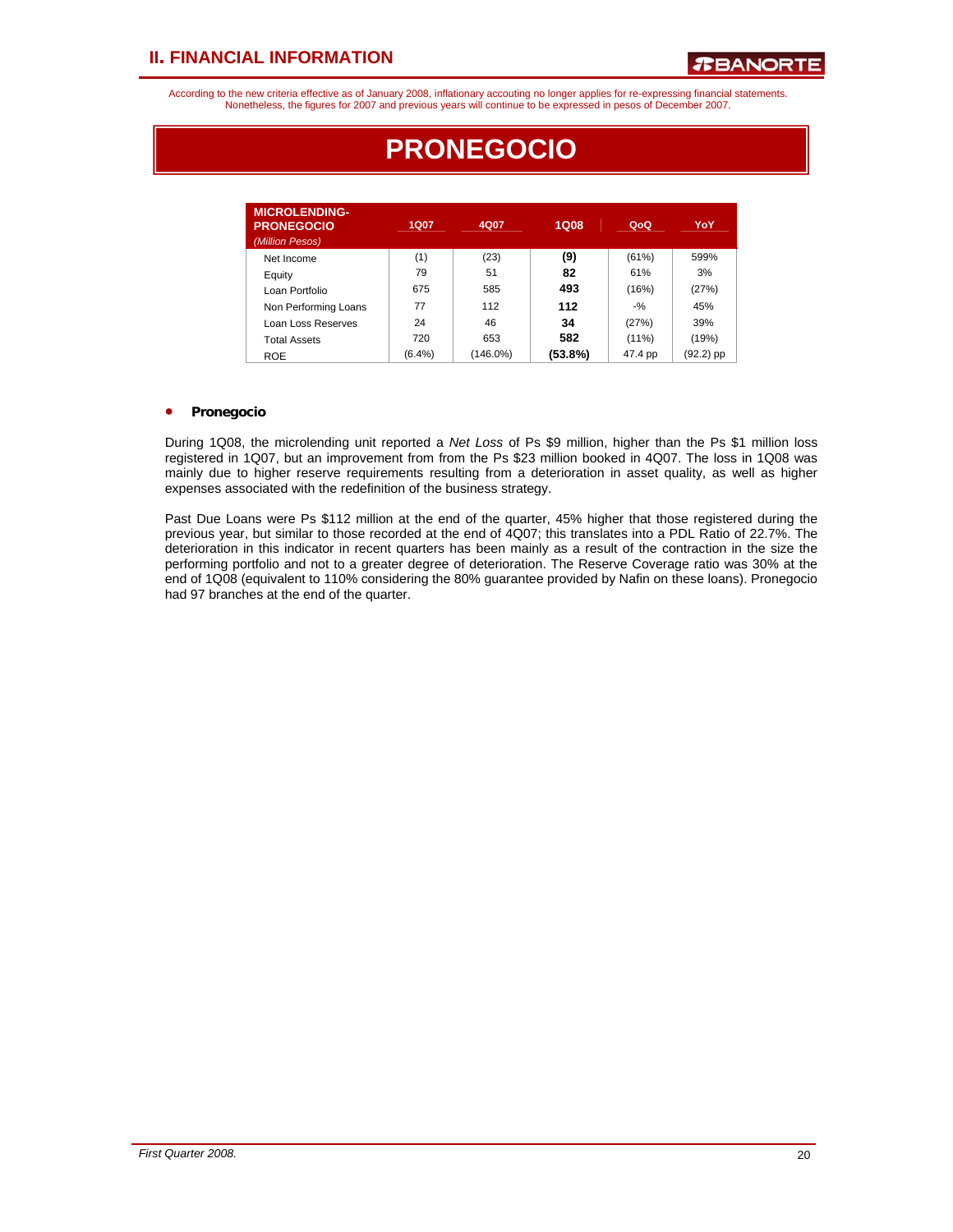According to the new criteria effective as of January 2008, inflationary accouting no longer applies for re-expressing financial statements. Nonetheless, the figures for 2007 and previous years will continue to be expressed in pesos of December 2007.

# PRONEGOCIO

| MICROLENDING-PRONEGOCIO *(Million Pesos)* | 1Q07 | 4Q07 | 1Q08 | QoQ | YoY |
|---|---|---|---|---|---|
| Net Income | (1) | (23) | **(9)** | (61%) | 599% |
| Equity | 79 | 51 | **82** | 61% | 3% |
| Loan Portfolio | 675 | 585 | **493** | (16%) | (27%) |
| Non Performing Loans | 77 | 112 | **112** | -% | 45% |
| Loan Loss Reserves | 24 | 46 | **34** | (27%) | 39% |
| Total Assets | 720 | 653 | **582** | (11%) | (19%) |
| ROE | (6.4%) | (146.0%) | **(53.8%)** | 47.4 pp | (92.2) pp |

- **Pronegocio**

During 1Q08, the microlending unit reported a *Net Loss* of Ps $9 million, higher than the Ps $1 million loss registered in 1Q07, but an improvement from from the Ps $23 million booked in 4Q07. The loss in 1Q08 was mainly due to higher reserve requirements resulting from a deterioration in asset quality, as well as higher expenses associated with the redefinition of the business strategy.

Past Due Loans were Ps $112 million at the end of the quarter, 45% higher that those registered during the previous year, but similar to those recorded at the end of 4Q07; this translates into a PDL Ratio of 22.7%. The deterioration in this indicator in recent quarters has been mainly as a result of the contraction in the size the performing portfolio and not to a greater degree of deterioration. The Reserve Coverage ratio was 30% at the end of 1Q08 (equivalent to 110% considering the 80% guarantee provided by Nafin on these loans). Pronegocio had 97 branches at the end of the quarter.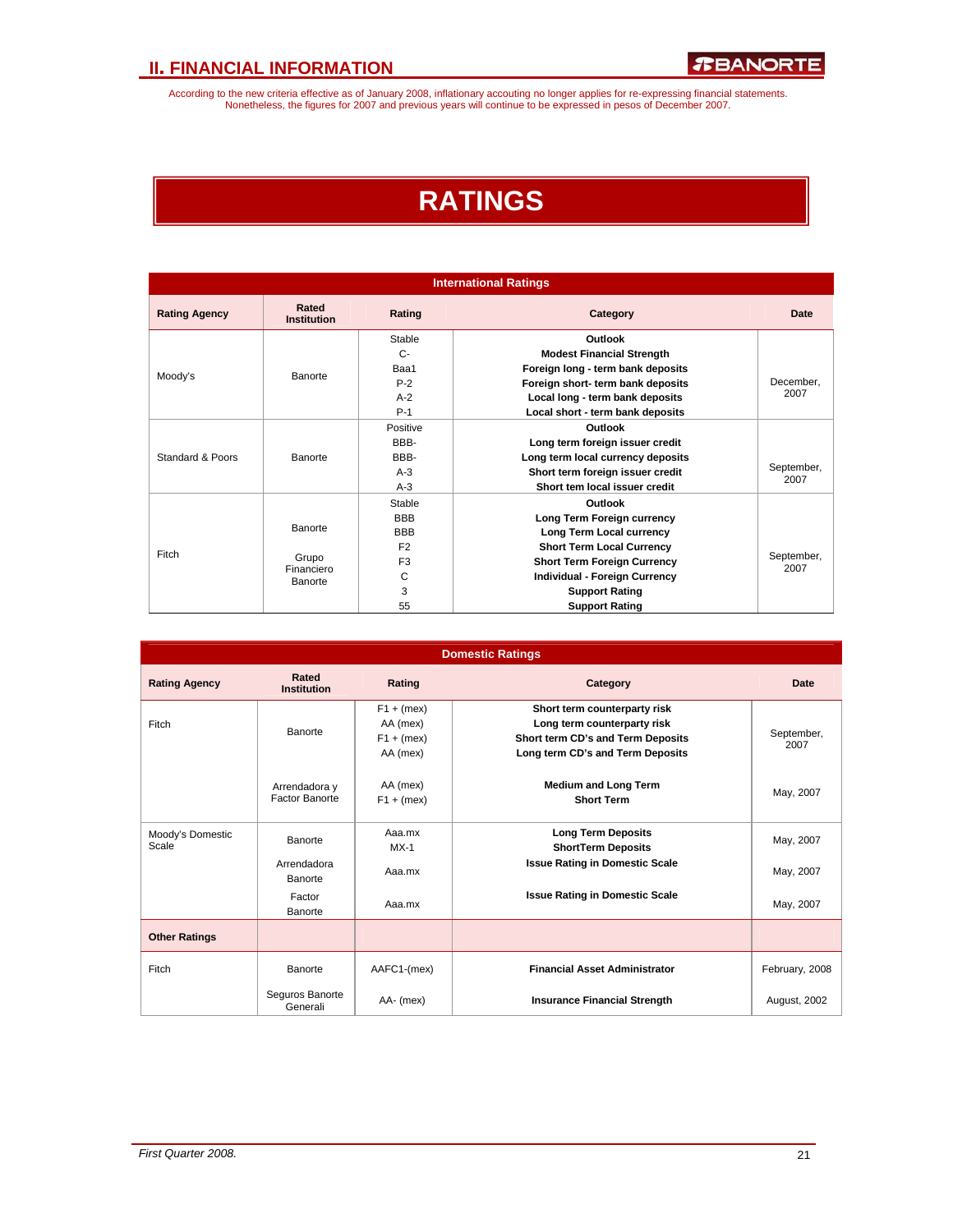According to the new criteria effective as of January 2008, inflationary accouting no longer applies for re-expressing financial statements. Nonetheless, the figures for 2007 and previous years will continue to be expressed in pesos of December 2007.

# RATINGS

**International Ratings**

| Rating Agency | Rated Institution | Rating | Category | Date |
|---|---|---|---|---|
| Moody's | Banorte | Stable | **Outlook** | December, 2007 |
| | | C- | **Modest Financial Strength** | |
| | | Baa1 | **Foreign long - term bank deposits** | |
| | | P-2 | **Foreign short- term bank deposits** | |
| | | A-2 | **Local long - term bank deposits** | |
| | | P-1 | **Local short - term bank deposits** | |
| Standard & Poors | Banorte | Positive | **Outlook** | September, 2007 |
| | | BBB- | **Long term foreign issuer credit** | |
| | | BBB- | **Long term local currency deposits** | |
| | | A-3 | **Short term foreign issuer credit** | |
| | | A-3 | **Short tem local issuer credit** | |
| Fitch | Banorte | Stable | **Outlook** | September, 2007 |
| | | BBB | **Long Term Foreign currency** | |
| | | BBB | **Long Term Local currency** | |
| | | F2 | **Short Term Local Currency** | |
| | | F3 | **Short Term Foreign Currency** | |
| | | C | **Individual - Foreign Currency** | |
| | | 3 | **Support Rating** | |
| | Grupo Financiero Banorte | 55 | **Support Rating** | |

**Domestic Ratings**

| Rating Agency | Rated Institution | Rating | Category | Date |
|---|---|---|---|---|
| Fitch | Banorte | F1 + (mex) | **Short term counterparty risk** | September, 2007 |
| | | AA (mex) | **Long term counterparty risk** | |
| | | F1 + (mex) | **Short term CD's and Term Deposits** | |
| | | AA (mex) | **Long term CD's and Term Deposits** | |
| | Arrendadora y Factor Banorte | AA (mex) | **Medium and Long Term** | May, 2007 |
| | | F1 + (mex) | **Short Term** | |
| Moody's Domestic Scale | Banorte | Aaa.mx | **Long Term Deposits** | May, 2007 |
| | | MX-1 | **ShortTerm Deposits** | |
| | Arrendadora Banorte | Aaa.mx | **Issue Rating in Domestic Scale** | May, 2007 |
| | Factor Banorte | Aaa.mx | **Issue Rating in Domestic Scale** | May, 2007 |
| **Other Ratings** | | | | |
| Fitch | Banorte | AAFC1-(mex) | **Financial Asset Administrator** | February, 2008 |
| | Seguros Banorte Generali | AA- (mex) | **Insurance Financial Strength** | August, 2002 |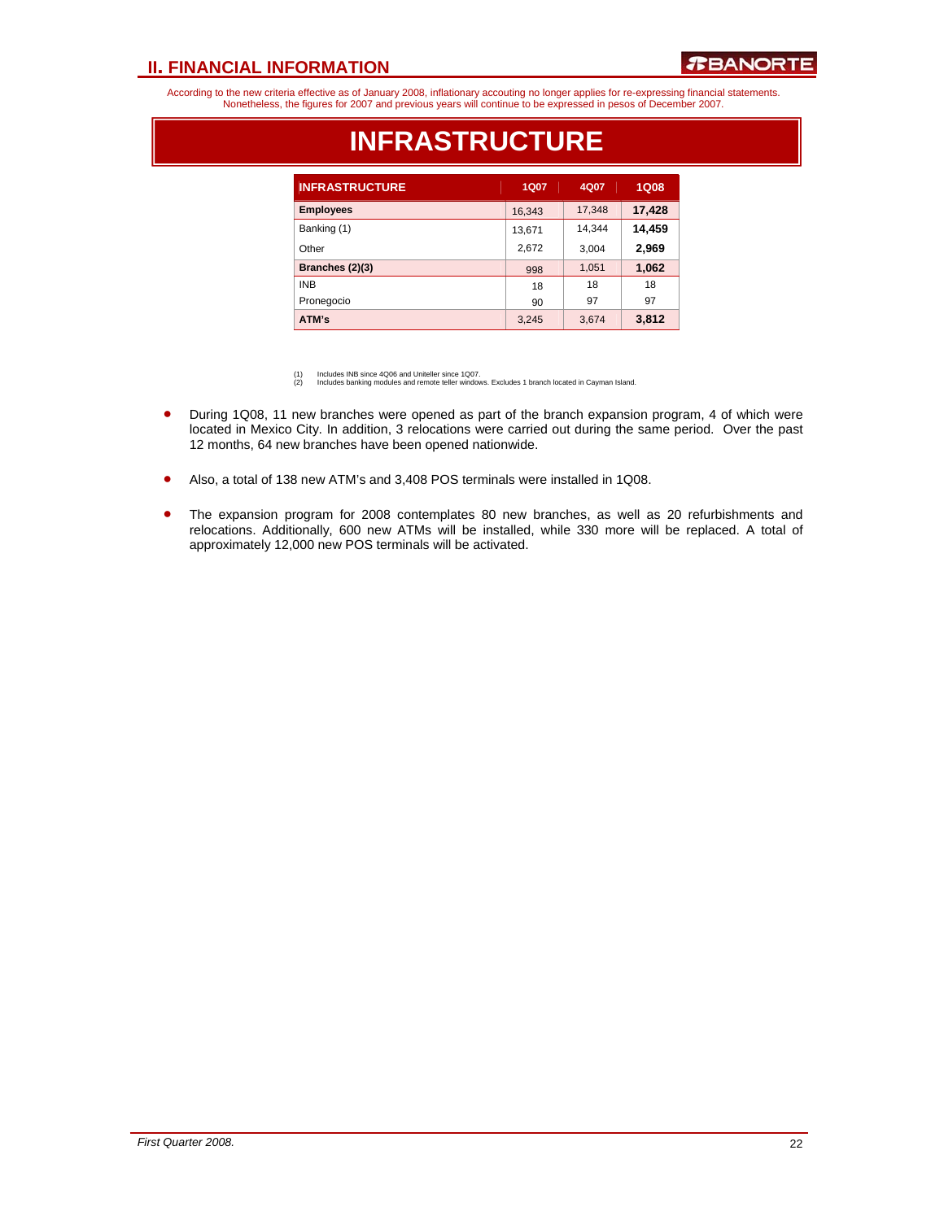## II. FINANCIAL INFORMATION

According to the new criteria effective as of January 2008, inflationary accouting no longer applies for re-expressing financial statements. Nonetheless, the figures for 2007 and previous years will continue to be expressed in pesos of December 2007.

# INFRASTRUCTURE

| INFRASTRUCTURE | 1Q07 | 4Q07 | 1Q08 |
|---|---|---|---|
| **Employees** | 16,343 | 17,348 | **17,428** |
| Banking (1) | 13,671 | 14,344 | **14,459** |
| Other | 2,672 | 3,004 | **2,969** |
| **Branches (2)(3)** | 998 | 1,051 | **1,062** |
| INB | 18 | 18 | 18 |
| Pronegocio | 90 | 97 | 97 |
| **ATM's** | 3,245 | 3,674 | **3,812** |

(1) Includes INB since 4Q06 and Uniteller since 1Q07.
(2) Includes banking modules and remote teller windows. Excludes 1 branch located in Cayman Island.

- During 1Q08, 11 new branches were opened as part of the branch expansion program, 4 of which were located in Mexico City. In addition, 3 relocations were carried out during the same period. Over the past 12 months, 64 new branches have been opened nationwide.

- Also, a total of 138 new ATM's and 3,408 POS terminals were installed in 1Q08.

- The expansion program for 2008 contemplates 80 new branches, as well as 20 refurbishments and relocations. Additionally, 600 new ATMs will be installed, while 330 more will be replaced. A total of approximately 12,000 new POS terminals will be activated.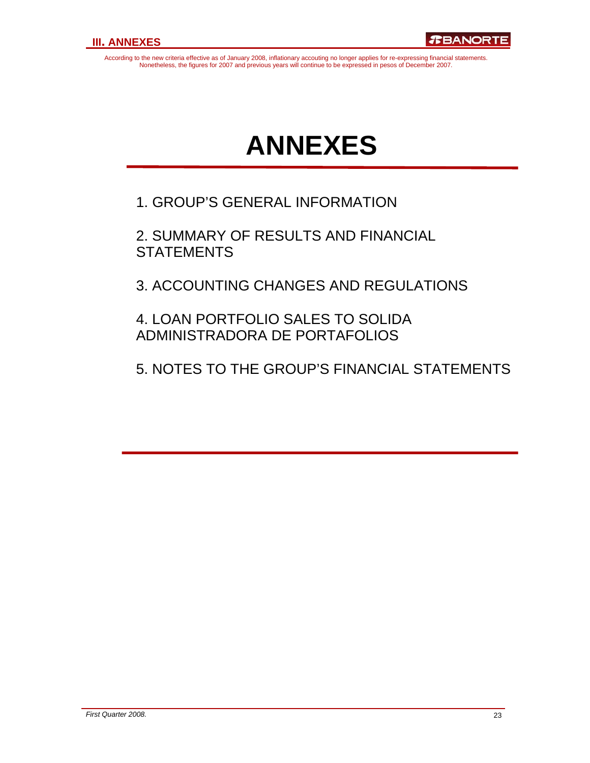According to the new criteria effective as of January 2008, inflationary accouting no longer applies for re-expressing financial statements. Nonetheless, the figures for 2007 and previous years will continue to be expressed in pesos of December 2007.

# ANNEXES

1. GROUP'S GENERAL INFORMATION

2. SUMMARY OF RESULTS AND FINANCIAL STATEMENTS

3. ACCOUNTING CHANGES AND REGULATIONS

4. LOAN PORTFOLIO SALES TO SOLIDA ADMINISTRADORA DE PORTAFOLIOS

5. NOTES TO THE GROUP'S FINANCIAL STATEMENTS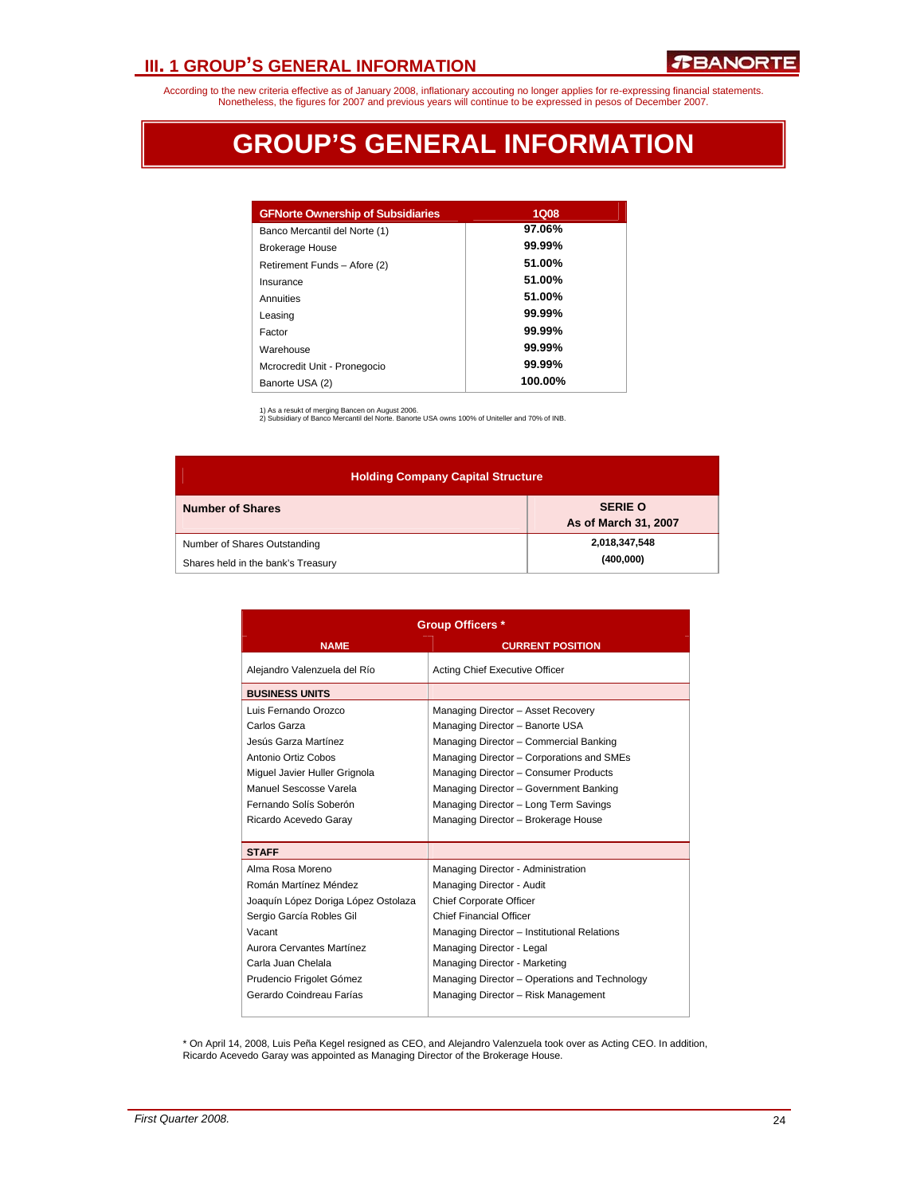According to the new criteria effective as of January 2008, inflationary accouting no longer applies for re-expressing financial statements. Nonetheless, the figures for 2007 and previous years will continue to be expressed in pesos of December 2007.

# GROUP'S GENERAL INFORMATION

| GFNorte Ownership of Subsidiaries | 1Q08 |
|---|---|
| Banco Mercantil del Norte (1) | **97.06%** |
| Brokerage House | **99.99%** |
| Retirement Funds – Afore (2) | **51.00%** |
| Insurance | **51.00%** |
| Annuities | **51.00%** |
| Leasing | **99.99%** |
| Factor | **99.99%** |
| Warehouse | **99.99%** |
| Mcrocredit Unit - Pronegocio | **99.99%** |
| Banorte USA (2) | **100.00%** |

1) As a resukt of merging Bancen on August 2006.
2) Subsidiary of Banco Mercantil del Norte. Banorte USA owns 100% of Uniteller and 70% of INB.

| Holding Company Capital Structure | |
|---|---|
| **Number of Shares** | **SERIE O As of March 31, 2007** |
| Number of Shares Outstanding | **2,018,347,548** |
| Shares held in the bank's Treasury | **(400,000)** |

| Group Officers * | |
|---|---|
| **NAME** | **CURRENT POSITION** |
| Alejandro Valenzuela del Río | Acting Chief Executive Officer |
| **BUSINESS UNITS** | |
| Luis Fernando Orozco | Managing Director – Asset Recovery |
| Carlos Garza | Managing Director – Banorte USA |
| Jesús Garza Martínez | Managing Director – Commercial Banking |
| Antonio Ortiz Cobos | Managing Director – Corporations and SMEs |
| Miguel Javier Huller Grignola | Managing Director – Consumer Products |
| Manuel Sescosse Varela | Managing Director – Government Banking |
| Fernando Solís Soberón | Managing Director – Long Term Savings |
| Ricardo Acevedo Garay | Managing Director – Brokerage House |
| **STAFF** | |
| Alma Rosa Moreno | Managing Director - Administration |
| Román Martínez Méndez | Managing Director - Audit |
| Joaquín López Doriga López Ostolaza | Chief Corporate Officer |
| Sergio García Robles Gil | Chief Financial Officer |
| Vacant | Managing Director – Institutional Relations |
| Aurora Cervantes Martínez | Managing Director - Legal |
| Carla Juan Chelala | Managing Director - Marketing |
| Prudencio Frigolet Gómez | Managing Director – Operations and Technology |
| Gerardo Coindreau Farías | Managing Director – Risk Management |

* On April 14, 2008, Luis Peña Kegel resigned as CEO, and Alejandro Valenzuela took over as Acting CEO. In addition, Ricardo Acevedo Garay was appointed as Managing Director of the Brokerage House.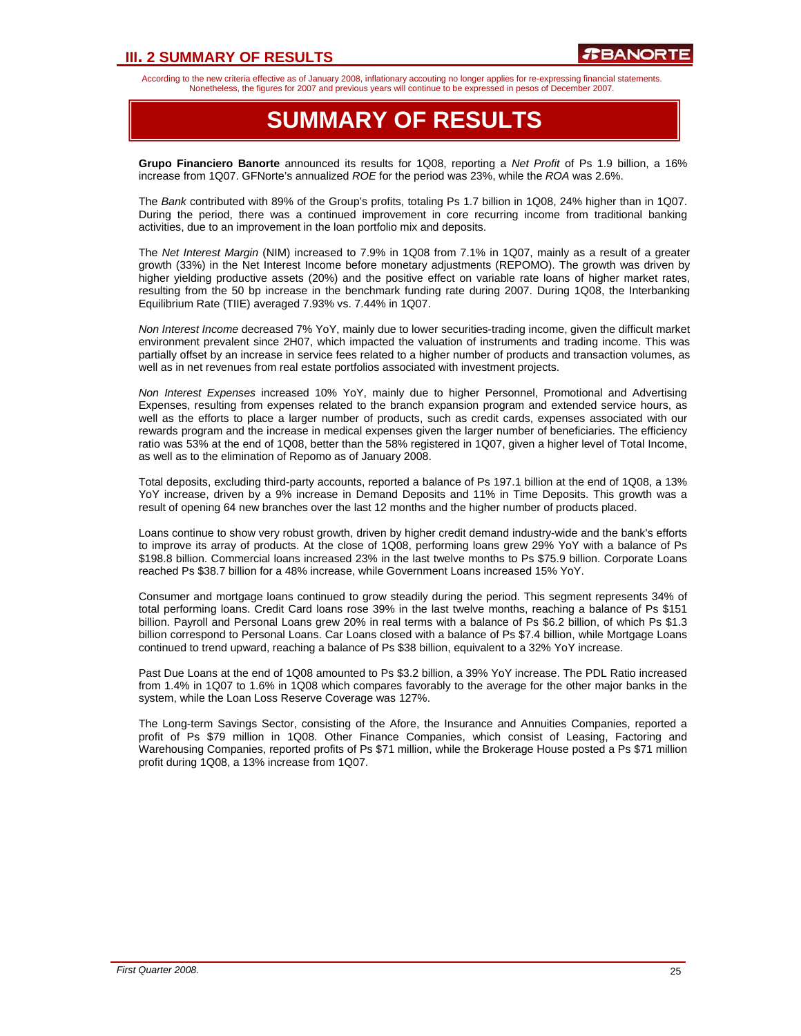According to the new criteria effective as of January 2008, inflationary accouting no longer applies for re-expressing financial statements. Nonetheless, the figures for 2007 and previous years will continue to be expressed in pesos of December 2007.

# SUMMARY OF RESULTS

**Grupo Financiero Banorte** announced its results for 1Q08, reporting a *Net Profit* of Ps 1.9 billion, a 16% increase from 1Q07. GFNorte's annualized *ROE* for the period was 23%, while the *ROA* was 2.6%.

The *Bank* contributed with 89% of the Group's profits, totaling Ps 1.7 billion in 1Q08, 24% higher than in 1Q07. During the period, there was a continued improvement in core recurring income from traditional banking activities, due to an improvement in the loan portfolio mix and deposits.

The *Net Interest Margin* (NIM) increased to 7.9% in 1Q08 from 7.1% in 1Q07, mainly as a result of a greater growth (33%) in the Net Interest Income before monetary adjustments (REPOMO). The growth was driven by higher yielding productive assets (20%) and the positive effect on variable rate loans of higher market rates, resulting from the 50 bp increase in the benchmark funding rate during 2007. During 1Q08, the Interbanking Equilibrium Rate (TIIE) averaged 7.93% vs. 7.44% in 1Q07.

*Non Interest Income* decreased 7% YoY, mainly due to lower securities-trading income, given the difficult market environment prevalent since 2H07, which impacted the valuation of instruments and trading income. This was partially offset by an increase in service fees related to a higher number of products and transaction volumes, as well as in net revenues from real estate portfolios associated with investment projects.

*Non Interest Expenses* increased 10% YoY, mainly due to higher Personnel, Promotional and Advertising Expenses, resulting from expenses related to the branch expansion program and extended service hours, as well as the efforts to place a larger number of products, such as credit cards, expenses associated with our rewards program and the increase in medical expenses given the larger number of beneficiaries. The efficiency ratio was 53% at the end of 1Q08, better than the 58% registered in 1Q07, given a higher level of Total Income, as well as to the elimination of Repomo as of January 2008.

Total deposits, excluding third-party accounts, reported a balance of Ps 197.1 billion at the end of 1Q08, a 13% YoY increase, driven by a 9% increase in Demand Deposits and 11% in Time Deposits. This growth was a result of opening 64 new branches over the last 12 months and the higher number of products placed.

Loans continue to show very robust growth, driven by higher credit demand industry-wide and the bank's efforts to improve its array of products. At the close of 1Q08, performing loans grew 29% YoY with a balance of Ps $198.8 billion. Commercial loans increased 23% in the last twelve months to Ps $75.9 billion. Corporate Loans reached Ps $38.7 billion for a 48% increase, while Government Loans increased 15% YoY.

Consumer and mortgage loans continued to grow steadily during the period. This segment represents 34% of total performing loans. Credit Card loans rose 39% in the last twelve months, reaching a balance of Ps $151 billion. Payroll and Personal Loans grew 20% in real terms with a balance of Ps $6.2 billion, of which Ps $1.3 billion correspond to Personal Loans. Car Loans closed with a balance of Ps $7.4 billion, while Mortgage Loans continued to trend upward, reaching a balance of Ps $38 billion, equivalent to a 32% YoY increase.

Past Due Loans at the end of 1Q08 amounted to Ps $3.2 billion, a 39% YoY increase. The PDL Ratio increased from 1.4% in 1Q07 to 1.6% in 1Q08 which compares favorably to the average for the other major banks in the system, while the Loan Loss Reserve Coverage was 127%.

The Long-term Savings Sector, consisting of the Afore, the Insurance and Annuities Companies, reported a profit of Ps $79 million in 1Q08. Other Finance Companies, which consist of Leasing, Factoring and Warehousing Companies, reported profits of Ps $71 million, while the Brokerage House posted a Ps $71 million profit during 1Q08, a 13% increase from 1Q07.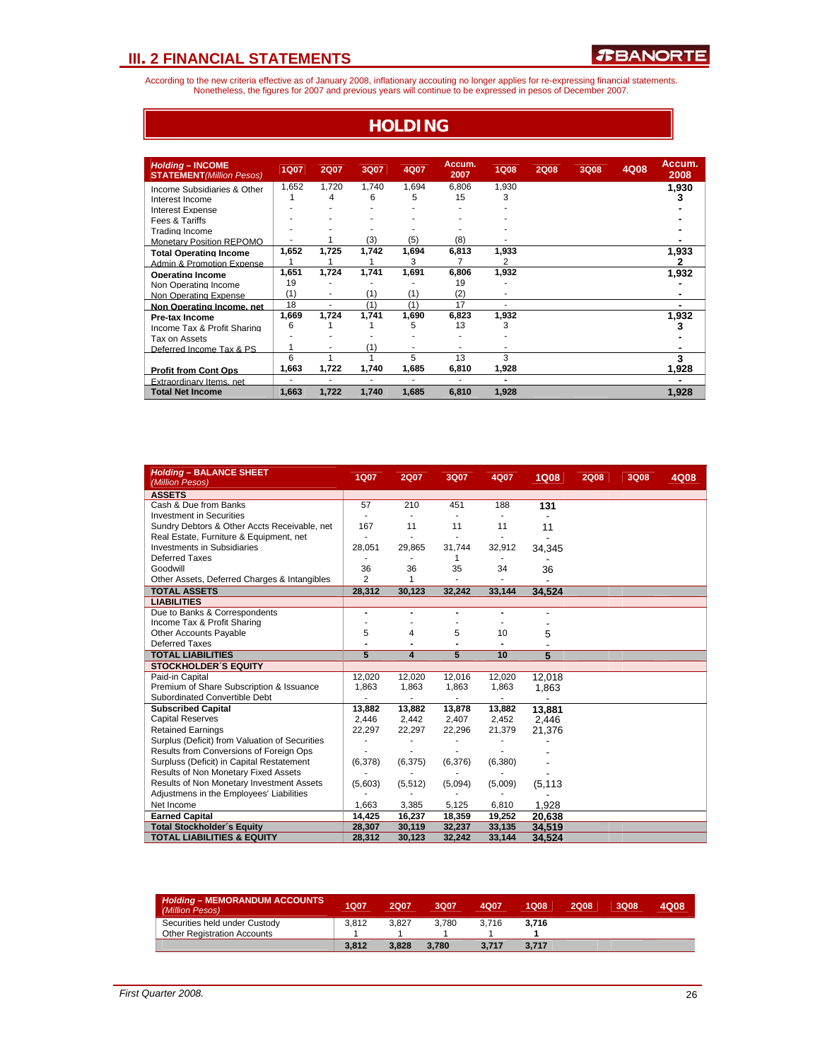## III. 2 FINANCIAL STATEMENTS

According to the new criteria effective as of January 2008, inflationary accouting no longer applies for re-expressing financial statements. Nonetheless, the figures for 2007 and previous years will continue to be expressed in pesos of December 2007.

# HOLDING

| *Holding* – INCOME STATEMENT *(Million Pesos)* | 1Q07 | 2Q07 | 3Q07 | 4Q07 | Accum. 2007 | 1Q08 | 2Q08 | 3Q08 | 4Q08 | Accum. 2008 |
|---|---|---|---|---|---|---|---|---|---|---|
| Income Subsidiaries & Other | 1,652 | 1,720 | 1,740 | 1,694 | 6,806 | 1,930 | | | | 1,930 |
| Interest Income | 1 | 4 | 6 | 5 | 15 | 3 | | | | 3 |
| Interest Expense | - | - | - | - | - | - | | | | - |
| Fees & Tariffs | - | - | - | - | - | - | | | | - |
| Trading Income | - | - | - | - | - | - | | | | - |
| Monetary Position REPOMO | - | 1 | (3) | (5) | (8) | - | | | | - |
| **Total Operating Income** | **1,652** | **1,725** | **1,742** | **1,694** | **6,813** | **1,933** | | | | **1,933** |
| Admin & Promotion Expense | 1 | 1 | 1 | 3 | 7 | 2 | | | | 2 |
| **Operating Income** | **1,651** | **1,724** | **1,741** | **1,691** | **6,806** | **1,932** | | | | **1,932** |
| Non Operating Income | 19 | - | - | - | 19 | - | | | | - |
| Non Operating Expense | (1) | - | (1) | (1) | (2) | - | | | | - |
| **Non Operating Income, net** | 18 | - | (1) | (1) | 17 | - | | | | - |
| **Pre-tax Income** | **1,669** | **1,724** | **1,741** | **1,690** | **6,823** | **1,932** | | | | **1,932** |
| Income Tax & Profit Sharing | 6 | 1 | 1 | 5 | 13 | 3 | | | | 3 |
| Tax on Assets | - | - | - | - | - | - | | | | - |
| Deferred Income Tax & PS | 1 | - | (1) | - | - | - | | | | - |
| | 6 | 1 | 1 | 5 | 13 | 3 | | | | 3 |
| **Profit from Cont Ops** | **1,663** | **1,722** | **1,740** | **1,685** | **6,810** | **1,928** | | | | **1,928** |
| Extraordinary Items, net | - | - | - | - | - | - | | | | - |
| **Total Net Income** | **1,663** | **1,722** | **1,740** | **1,685** | **6,810** | **1,928** | | | | **1,928** |

| *Holding* – BALANCE SHEET *(Million Pesos)* | 1Q07 | 2Q07 | 3Q07 | 4Q07 | 1Q08 | 2Q08 | 3Q08 | 4Q08 |
|---|---|---|---|---|---|---|---|---|
| **ASSETS** | | | | | | | | |
| Cash & Due from Banks | 57 | 210 | 451 | 188 | 131 | | | |
| Investment in Securities | - | - | - | - | - | | | |
| Sundry Debtors & Other Accts Receivable, net | 167 | 11 | 11 | 11 | 11 | | | |
| Real Estate, Furniture & Equipment, net | - | - | - | - | - | | | |
| Investments in Subsidiaries | 28,051 | 29,865 | 31,744 | 32,912 | 34,345 | | | |
| Deferred Taxes | - | - | 1 | - | - | | | |
| Goodwill | 36 | 36 | 35 | 34 | 36 | | | |
| Other Assets, Deferred Charges & Intangibles | 2 | 1 | - | - | - | | | |
| **TOTAL ASSETS** | **28,312** | **30,123** | **32,242** | **33,144** | **34,524** | | | |
| **LIABILITIES** | | | | | | | | |
| Due to Banks & Correspondents | - | - | - | - | - | | | |
| Income Tax & Profit Sharing | - | - | - | - | - | | | |
| Other Accounts Payable | 5 | 4 | 5 | 10 | 5 | | | |
| Deferred Taxes | - | - | - | - | - | | | |
| **TOTAL LIABILITIES** | **5** | **4** | **5** | **10** | **5** | | | |
| **STOCKHOLDER´S EQUITY** | | | | | | | | |
| Paid-in Capital | 12,020 | 12,020 | 12,016 | 12,020 | 12,018 | | | |
| Premium of Share Subscription & Issuance | 1,863 | 1,863 | 1,863 | 1,863 | 1,863 | | | |
| Subordinated Convertible Debt | - | - | - | - | - | | | |
| **Subscribed Capital** | **13,882** | **13,882** | **13,878** | **13,882** | **13,881** | | | |
| Capital Reserves | 2,446 | 2,442 | 2,407 | 2,452 | 2,446 | | | |
| Retained Earnings | 22,297 | 22,297 | 22,296 | 21,379 | 21,376 | | | |
| Surplus (Deficit) from Valuation of Securities | - | - | - | - | - | | | |
| Results from Conversions of Foreign Ops | - | - | - | - | - | | | |
| Surplus (Deficit) in Capital Restatement | (6,378) | (6,375) | (6,376) | (6,380) | - | | | |
| Results of Non Monetary Fixed Assets | - | - | - | - | - | | | |
| Results of Non Monetary Investment Assets | (5,603) | (5,512) | (5,094) | (5,009) | (5,113 | | | |
| Adjustments in the Employees' Liabilities | - | - | - | - | - | | | |
| Net Income | 1,663 | 3,385 | 5,125 | 6,810 | 1,928 | | | |
| **Earned Capital** | **14,425** | **16,237** | **18,359** | **19,252** | **20,638** | | | |
| **Total Stockholder´s Equity** | **28,307** | **30,119** | **32,237** | **33,135** | **34,519** | | | |
| **TOTAL LIABILITIES & EQUITY** | **28,312** | **30,123** | **32,242** | **33,144** | **34,524** | | | |

| *Holding* – MEMORANDUM ACCOUNTS *(Million Pesos)* | 1Q07 | 2Q07 | 3Q07 | 4Q07 | 1Q08 | 2Q08 | 3Q08 | 4Q08 |
|---|---|---|---|---|---|---|---|---|
| Securities held under Custody | 3,812 | 3,827 | 3,780 | 3,716 | 3,716 | | | |
| Other Registration Accounts | 1 | 1 | 1 | 1 | 1 | | | |
| | **3,812** | **3,828** | **3,780** | **3,717** | **3,717** | | | |

*First Quarter 2008.*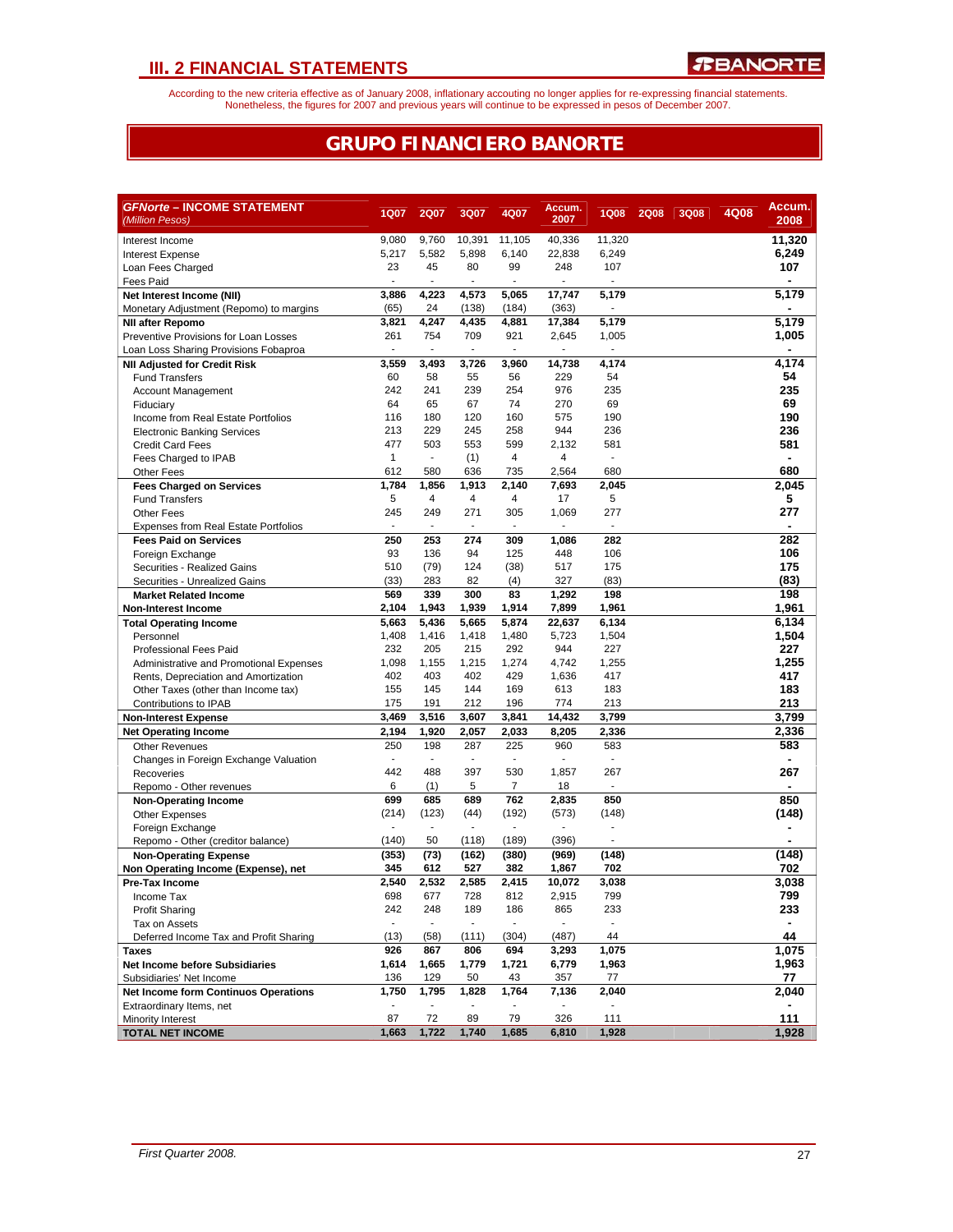## III. 2 FINANCIAL STATEMENTS

According to the new criteria effective as of January 2008, inflationary accouting no longer applies for re-expressing financial statements. Nonetheless, the figures for 2007 and previous years will continue to be expressed in pesos of December 2007.

# GRUPO FINANCIERO BANORTE

| GFNorte – INCOME STATEMENT (Million Pesos) | 1Q07 | 2Q07 | 3Q07 | 4Q07 | Accum. 2007 | 1Q08 | 2Q08 | 3Q08 | 4Q08 | Accum. 2008 |
|---|---|---|---|---|---|---|---|---|---|---|
| Interest Income | 9,080 | 9,760 | 10,391 | 11,105 | 40,336 | 11,320 | | | | **11,320** |
| Interest Expense | 5,217 | 5,582 | 5,898 | 6,140 | 22,838 | 6,249 | | | | **6,249** |
| Loan Fees Charged | 23 | 45 | 80 | 99 | 248 | 107 | | | | **107** |
| Fees Paid | - | - | - | - | - | - | | | | **-** |
| **Net Interest Income (NII)** | **3,886** | **4,223** | **4,573** | **5,065** | **17,747** | **5,179** | | | | **5,179** |
| Monetary Adjustment (Repomo) to margins | (65) | 24 | (138) | (184) | (363) | - | | | | **-** |
| **NII after Repomo** | **3,821** | **4,247** | **4,435** | **4,881** | **17,384** | **5,179** | | | | **5,179** |
| Preventive Provisions for Loan Losses | 261 | 754 | 709 | 921 | 2,645 | 1,005 | | | | **1,005** |
| Loan Loss Sharing Provisions Fobaproa | - | - | - | - | - | - | | | | **-** |
| **NII Adjusted for Credit Risk** | **3,559** | **3,493** | **3,726** | **3,960** | **14,738** | **4,174** | | | | **4,174** |
| Fund Transfers | 60 | 58 | 55 | 56 | 229 | 54 | | | | **54** |
| Account Management | 242 | 241 | 239 | 254 | 976 | 235 | | | | **235** |
| Fiduciary | 64 | 65 | 67 | 74 | 270 | 69 | | | | **69** |
| Income from Real Estate Portfolios | 116 | 180 | 120 | 160 | 575 | 190 | | | | **190** |
| Electronic Banking Services | 213 | 229 | 245 | 258 | 944 | 236 | | | | **236** |
| Credit Card Fees | 477 | 503 | 553 | 599 | 2,132 | 581 | | | | **581** |
| Fees Charged to IPAB | 1 | - | (1) | 4 | 4 | - | | | | **-** |
| Other Fees | 612 | 580 | 636 | 735 | 2,564 | 680 | | | | **680** |
| **Fees Charged on Services** | **1,784** | **1,856** | **1,913** | **2,140** | **7,693** | **2,045** | | | | **2,045** |
| Fund Transfers | 5 | 4 | 4 | 4 | 17 | 5 | | | | **5** |
| Other Fees | 245 | 249 | 271 | 305 | 1,069 | 277 | | | | **277** |
| Expenses from Real Estate Portfolios | - | - | - | - | - | - | | | | **-** |
| **Fees Paid on Services** | **250** | **253** | **274** | **309** | **1,086** | **282** | | | | **282** |
| Foreign Exchange | 93 | 136 | 94 | 125 | 448 | 106 | | | | **106** |
| Securities - Realized Gains | 510 | (79) | 124 | (38) | 517 | 175 | | | | **175** |
| Securities - Unrealized Gains | (33) | 283 | 82 | (4) | 327 | (83) | | | | **(83)** |
| **Market Related Income** | **569** | **339** | **300** | **83** | **1,292** | **198** | | | | **198** |
| **Non-Interest Income** | **2,104** | **1,943** | **1,939** | **1,914** | **7,899** | **1,961** | | | | **1,961** |
| **Total Operating Income** | **5,663** | **5,436** | **5,665** | **5,874** | **22,637** | **6,134** | | | | **6,134** |
| Personnel | 1,408 | 1,416 | 1,418 | 1,480 | 5,723 | 1,504 | | | | **1,504** |
| Professional Fees Paid | 232 | 205 | 215 | 292 | 944 | 227 | | | | **227** |
| Administrative and Promotional Expenses | 1,098 | 1,155 | 1,215 | 1,274 | 4,742 | 1,255 | | | | **1,255** |
| Rents, Depreciation and Amortization | 402 | 403 | 402 | 429 | 1,636 | 417 | | | | **417** |
| Other Taxes (other than Income tax) | 155 | 145 | 144 | 169 | 613 | 183 | | | | **183** |
| Contributions to IPAB | 175 | 191 | 212 | 196 | 774 | 213 | | | | **213** |
| **Non-Interest Expense** | **3,469** | **3,516** | **3,607** | **3,841** | **14,432** | **3,799** | | | | **3,799** |
| **Net Operating Income** | **2,194** | **1,920** | **2,057** | **2,033** | **8,205** | **2,336** | | | | **2,336** |
| Other Revenues | 250 | 198 | 287 | 225 | 960 | 583 | | | | **583** |
| Changes in Foreign Exchange Valuation | - | - | - | - | - | - | | | | **-** |
| Recoveries | 442 | 488 | 397 | 530 | 1,857 | 267 | | | | **267** |
| Repomo - Other revenues | 6 | (1) | 5 | 7 | 18 | - | | | | **-** |
| **Non-Operating Income** | **699** | **685** | **689** | **762** | **2,835** | **850** | | | | **850** |
| Other Expenses | (214) | (123) | (44) | (192) | (573) | (148) | | | | **(148)** |
| Foreign Exchange | - | - | - | - | - | - | | | | **-** |
| Repomo - Other (creditor balance) | (140) | 50 | (118) | (189) | (396) | - | | | | **-** |
| **Non-Operating Expense** | **(353)** | **(73)** | **(162)** | **(380)** | **(969)** | **(148)** | | | | **(148)** |
| **Non Operating Income (Expense), net** | **345** | **612** | **527** | **382** | **1,867** | **702** | | | | **702** |
| **Pre-Tax Income** | **2,540** | **2,532** | **2,585** | **2,415** | **10,072** | **3,038** | | | | **3,038** |
| Income Tax | 698 | 677 | 728 | 812 | 2,915 | 799 | | | | **799** |
| Profit Sharing | 242 | 248 | 189 | 186 | 865 | 233 | | | | **233** |
| Tax on Assets | - | - | - | - | - | - | | | | **-** |
| Deferred Income Tax and Profit Sharing | (13) | (58) | (111) | (304) | (487) | 44 | | | | **44** |
| **Taxes** | **926** | **867** | **806** | **694** | **3,293** | **1,075** | | | | **1,075** |
| **Net Income before Subsidiaries** | **1,614** | **1,665** | **1,779** | **1,721** | **6,779** | **1,963** | | | | **1,963** |
| Subsidiaries' Net Income | 136 | 129 | 50 | 43 | 357 | 77 | | | | **77** |
| **Net Income form Continuos Operations** | **1,750** | **1,795** | **1,828** | **1,764** | **7,136** | **2,040** | | | | **2,040** |
| Extraordinary Items, net | - | - | - | - | - | - | | | | **-** |
| Minority Interest | 87 | 72 | 89 | 79 | 326 | 111 | | | | **111** |
| **TOTAL NET INCOME** | **1,663** | **1,722** | **1,740** | **1,685** | **6,810** | **1,928** | | | | **1,928** |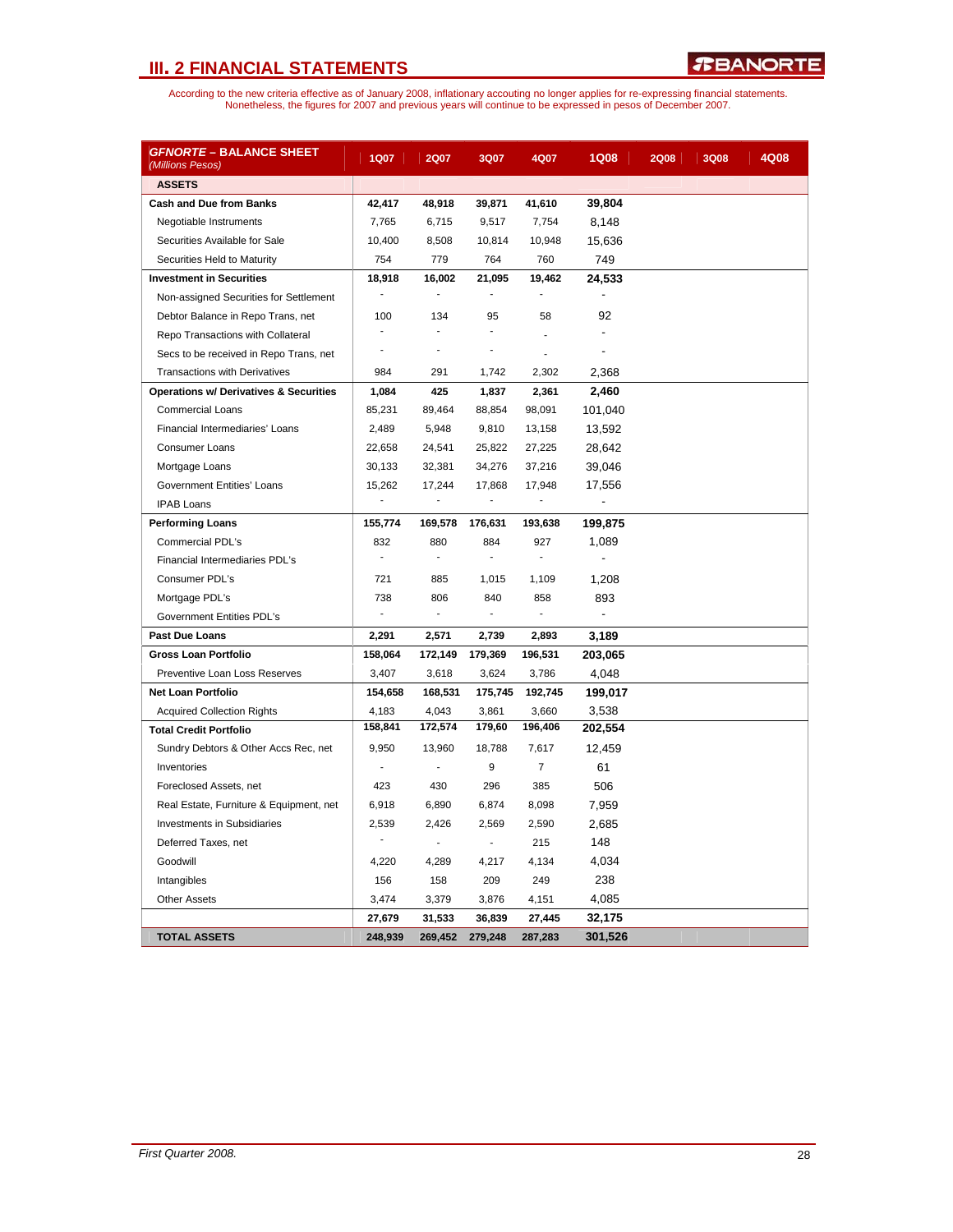# III. 2 FINANCIAL STATEMENTS

According to the new criteria effective as of January 2008, inflationary accouting no longer applies for re-expressing financial statements. Nonetheless, the figures for 2007 and previous years will continue to be expressed in pesos of December 2007.

| ***GFNORTE* – BALANCE SHEET** *(Millions Pesos)* | 1Q07 | 2Q07 | 3Q07 | 4Q07 | 1Q08 | 2Q08 | 3Q08 | 4Q08 |
|---|---|---|---|---|---|---|---|---|
| **ASSETS** | | | | | | | | |
| **Cash and Due from Banks** | **42,417** | **48,918** | **39,871** | **41,610** | **39,804** | | | |
| Negotiable Instruments | 7,765 | 6,715 | 9,517 | 7,754 | 8,148 | | | |
| Securities Available for Sale | 10,400 | 8,508 | 10,814 | 10,948 | 15,636 | | | |
| Securities Held to Maturity | 754 | 779 | 764 | 760 | 749 | | | |
| **Investment in Securities** | **18,918** | **16,002** | **21,095** | **19,462** | **24,533** | | | |
| Non-assigned Securities for Settlement | - | - | - | - | - | | | |
| Debtor Balance in Repo Trans, net | 100 | 134 | 95 | 58 | 92 | | | |
| Repo Transactions with Collateral | - | - | - | - | - | | | |
| Secs to be received in Repo Trans, net | - | - | - | - | - | | | |
| Transactions with Derivatives | 984 | 291 | 1,742 | 2,302 | 2,368 | | | |
| **Operations w/ Derivatives & Securities** | **1,084** | **425** | **1,837** | **2,361** | **2,460** | | | |
| Commercial Loans | 85,231 | 89,464 | 88,854 | 98,091 | 101,040 | | | |
| Financial Intermediaries' Loans | 2,489 | 5,948 | 9,810 | 13,158 | 13,592 | | | |
| Consumer Loans | 22,658 | 24,541 | 25,822 | 27,225 | 28,642 | | | |
| Mortgage Loans | 30,133 | 32,381 | 34,276 | 37,216 | 39,046 | | | |
| Government Entities' Loans | 15,262 | 17,244 | 17,868 | 17,948 | 17,556 | | | |
| IPAB Loans | - | - | - | - | - | | | |
| **Performing Loans** | **155,774** | **169,578** | **176,631** | **193,638** | **199,875** | | | |
| Commercial PDL's | 832 | 880 | 884 | 927 | 1,089 | | | |
| Financial Intermediaries PDL's | - | - | - | - | - | | | |
| Consumer PDL's | 721 | 885 | 1,015 | 1,109 | 1,208 | | | |
| Mortgage PDL's | 738 | 806 | 840 | 858 | 893 | | | |
| Government Entities PDL's | - | - | - | - | - | | | |
| **Past Due Loans** | **2,291** | **2,571** | **2,739** | **2,893** | **3,189** | | | |
| **Gross Loan Portfolio** | **158,064** | **172,149** | **179,369** | **196,531** | **203,065** | | | |
| Preventive Loan Loss Reserves | 3,407 | 3,618 | 3,624 | 3,786 | 4,048 | | | |
| **Net Loan Portfolio** | **154,658** | **168,531** | **175,745** | **192,745** | **199,017** | | | |
| Acquired Collection Rights | 4,183 | 4,043 | 3,861 | 3,660 | 3,538 | | | |
| **Total Credit Portfolio** | **158,841** | **172,574** | **179,60** | **196,406** | **202,554** | | | |
| Sundry Debtors & Other Accs Rec, net | 9,950 | 13,960 | 18,788 | 7,617 | 12,459 | | | |
| Inventories | - | - | 9 | 7 | 61 | | | |
| Foreclosed Assets, net | 423 | 430 | 296 | 385 | 506 | | | |
| Real Estate, Furniture & Equipment, net | 6,918 | 6,890 | 6,874 | 8,098 | 7,959 | | | |
| Investments in Subsidiaries | 2,539 | 2,426 | 2,569 | 2,590 | 2,685 | | | |
| Deferred Taxes, net | - | - | - | 215 | 148 | | | |
| Goodwill | 4,220 | 4,289 | 4,217 | 4,134 | 4,034 | | | |
| Intangibles | 156 | 158 | 209 | 249 | 238 | | | |
| Other Assets | 3,474 | 3,379 | 3,876 | 4,151 | 4,085 | | | |
| | **27,679** | **31,533** | **36,839** | **27,445** | **32,175** | | | |
| **TOTAL ASSETS** | **248,939** | **269,452** | **279,248** | **287,283** | **301,526** | | | |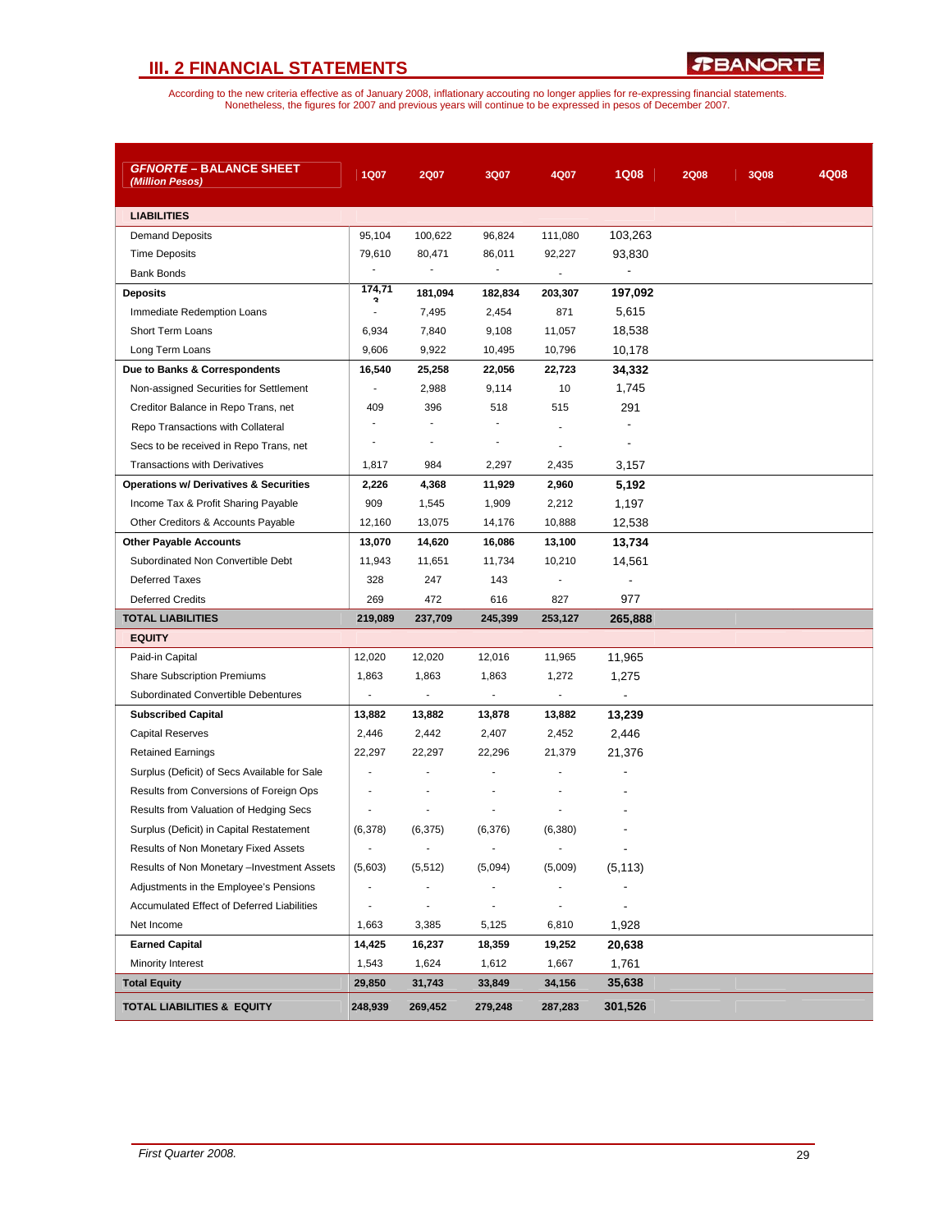## III. 2 FINANCIAL STATEMENTS

According to the new criteria effective as of January 2008, inflationary accouting no longer applies for re-expressing financial statements. Nonetheless, the figures for 2007 and previous years will continue to be expressed in pesos of December 2007.

| ***GFNORTE* – BALANCE SHEET** *(Million Pesos)* | 1Q07 | 2Q07 | 3Q07 | 4Q07 | 1Q08 | 2Q08 | 3Q08 | 4Q08 |
|---|---|---|---|---|---|---|---|---|
| **LIABILITIES** | | | | | | | | |
| Demand Deposits | 95,104 | 100,622 | 96,824 | 111,080 | 103,263 | | | |
| Time Deposits | 79,610 | 80,471 | 86,011 | 92,227 | 93,830 | | | |
| Bank Bonds | - | - | - | - | - | | | |
| **Deposits** | **174,713** | **181,094** | **182,834** | **203,307** | **197,092** | | | |
| Immediate Redemption Loans | - | 7,495 | 2,454 | 871 | 5,615 | | | |
| Short Term Loans | 6,934 | 7,840 | 9,108 | 11,057 | 18,538 | | | |
| Long Term Loans | 9,606 | 9,922 | 10,495 | 10,796 | 10,178 | | | |
| **Due to Banks & Correspondents** | **16,540** | **25,258** | **22,056** | **22,723** | **34,332** | | | |
| Non-assigned Securities for Settlement | - | 2,988 | 9,114 | 10 | 1,745 | | | |
| Creditor Balance in Repo Trans, net | 409 | 396 | 518 | 515 | 291 | | | |
| Repo Transactions with Collateral | - | - | - | - | - | | | |
| Secs to be received in Repo Trans, net | - | - | - | - | - | | | |
| Transactions with Derivatives | 1,817 | 984 | 2,297 | 2,435 | 3,157 | | | |
| **Operations w/ Derivatives & Securities** | **2,226** | **4,368** | **11,929** | **2,960** | **5,192** | | | |
| Income Tax & Profit Sharing Payable | 909 | 1,545 | 1,909 | 2,212 | 1,197 | | | |
| Other Creditors & Accounts Payable | 12,160 | 13,075 | 14,176 | 10,888 | 12,538 | | | |
| **Other Payable Accounts** | **13,070** | **14,620** | **16,086** | **13,100** | **13,734** | | | |
| Subordinated Non Convertible Debt | 11,943 | 11,651 | 11,734 | 10,210 | 14,561 | | | |
| Deferred Taxes | 328 | 247 | 143 | - | - | | | |
| Deferred Credits | 269 | 472 | 616 | 827 | 977 | | | |
| **TOTAL LIABILITIES** | **219,089** | **237,709** | **245,399** | **253,127** | **265,888** | | | |
| **EQUITY** | | | | | | | | |
| Paid-in Capital | 12,020 | 12,020 | 12,016 | 11,965 | 11,965 | | | |
| Share Subscription Premiums | 1,863 | 1,863 | 1,863 | 1,272 | 1,275 | | | |
| Subordinated Convertible Debentures | - | - | - | - | - | | | |
| **Subscribed Capital** | **13,882** | **13,882** | **13,878** | **13,882** | **13,239** | | | |
| Capital Reserves | 2,446 | 2,442 | 2,407 | 2,452 | 2,446 | | | |
| Retained Earnings | 22,297 | 22,297 | 22,296 | 21,379 | 21,376 | | | |
| Surplus (Deficit) of Secs Available for Sale | - | - | - | - | - | | | |
| Results from Conversions of Foreign Ops | - | - | - | - | - | | | |
| Results from Valuation of Hedging Secs | - | - | - | - | - | | | |
| Surplus (Deficit) in Capital Restatement | (6,378) | (6,375) | (6,376) | (6,380) | - | | | |
| Results of Non Monetary Fixed Assets | - | - | - | - | - | | | |
| Results of Non Monetary –Investment Assets | (5,603) | (5,512) | (5,094) | (5,009) | (5,113) | | | |
| Adjustments in the Employee's Pensions | - | - | - | - | - | | | |
| Accumulated Effect of Deferred Liabilities | - | - | - | - | - | | | |
| Net Income | 1,663 | 3,385 | 5,125 | 6,810 | 1,928 | | | |
| **Earned Capital** | **14,425** | **16,237** | **18,359** | **19,252** | **20,638** | | | |
| Minority Interest | 1,543 | 1,624 | 1,612 | 1,667 | 1,761 | | | |
| **Total Equity** | **29,850** | **31,743** | **33,849** | **34,156** | **35,638** | | | |
| **TOTAL LIABILITIES & EQUITY** | **248,939** | **269,452** | **279,248** | **287,283** | **301,526** | | | |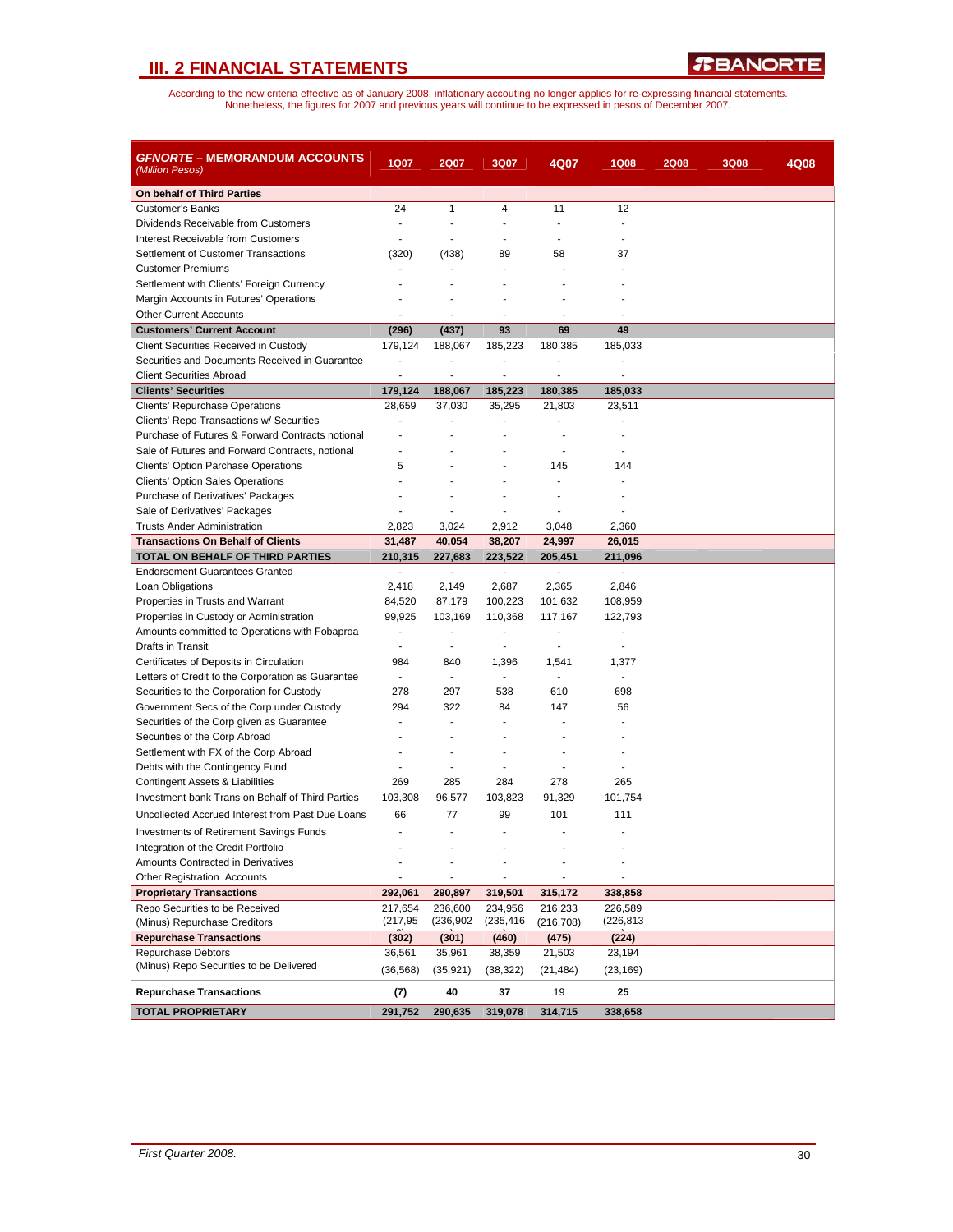## III. 2 FINANCIAL STATEMENTS

According to the new criteria effective as of January 2008, inflationary accouting no longer applies for re-expressing financial statements. Nonetheless, the figures for 2007 and previous years will continue to be expressed in pesos of December 2007.

| ***GFNORTE* – MEMORANDUM ACCOUNTS** *(Million Pesos)* | 1Q07 | 2Q07 | 3Q07 | 4Q07 | 1Q08 | 2Q08 | 3Q08 | 4Q08 |
|---|---|---|---|---|---|---|---|---|
| **On behalf of Third Parties** | | | | | | | | |
| Customer's Banks | 24 | 1 | 4 | 11 | 12 | | | |
| Dividends Receivable from Customers | - | - | - | - | - | | | |
| Interest Receivable from Customers | - | - | - | - | - | | | |
| Settlement of Customer Transactions | (320) | (438) | 89 | 58 | 37 | | | |
| Customer Premiums | - | - | - | - | - | | | |
| Settlement with Clients' Foreign Currency | - | - | - | - | - | | | |
| Margin Accounts in Futures' Operations | - | - | - | - | - | | | |
| Other Current Accounts | - | - | - | - | - | | | |
| **Customers' Current Account** | **(296)** | **(437)** | **93** | **69** | **49** | | | |
| Client Securities Received in Custody | 179,124 | 188,067 | 185,223 | 180,385 | 185,033 | | | |
| Securities and Documents Received in Guarantee | - | - | - | - | - | | | |
| Client Securities Abroad | - | - | - | - | - | | | |
| **Clients' Securities** | **179,124** | **188,067** | **185,223** | **180,385** | **185,033** | | | |
| Clients' Repurchase Operations | 28,659 | 37,030 | 35,295 | 21,803 | 23,511 | | | |
| Clients' Repo Transactions w/ Securities | - | - | - | - | - | | | |
| Purchase of Futures & Forward Contracts notional | - | - | - | - | - | | | |
| Sale of Futures and Forward Contracts, notional | - | - | - | - | - | | | |
| Clients' Option Purchase Operations | 5 | - | - | 145 | 144 | | | |
| Clients' Option Sales Operations | - | - | - | - | - | | | |
| Purchase of Derivatives' Packages | - | - | - | - | - | | | |
| Sale of Derivatives' Packages | - | - | - | - | - | | | |
| Trusts Ander Administration | 2,823 | 3,024 | 2,912 | 3,048 | 2,360 | | | |
| **Transactions On Behalf of Clients** | **31,487** | **40,054** | **38,207** | **24,997** | **26,015** | | | |
| **TOTAL ON BEHALF OF THIRD PARTIES** | **210,315** | **227,683** | **223,522** | **205,451** | **211,096** | | | |
| Endorsement Guarantees Granted | - | - | - | - | - | | | |
| Loan Obligations | 2,418 | 2,149 | 2,687 | 2,365 | 2,846 | | | |
| Properties in Trusts and Warrant | 84,520 | 87,179 | 100,223 | 101,632 | 108,959 | | | |
| Properties in Custody or Administration | 99,925 | 103,169 | 110,368 | 117,167 | 122,793 | | | |
| Amounts committed to Operations with Fobaproa | - | - | - | - | - | | | |
| Drafts in Transit | - | - | - | - | - | | | |
| Certificates of Deposits in Circulation | 984 | 840 | 1,396 | 1,541 | 1,377 | | | |
| Letters of Credit to the Corporation as Guarantee | - | - | - | - | - | | | |
| Securities to the Corporation for Custody | 278 | 297 | 538 | 610 | 698 | | | |
| Government Secs of the Corp under Custody | 294 | 322 | 84 | 147 | 56 | | | |
| Securities of the Corp given as Guarantee | - | - | - | - | - | | | |
| Securities of the Corp Abroad | - | - | - | - | - | | | |
| Settlement with FX of the Corp Abroad | - | - | - | - | - | | | |
| Debts with the Contingency Fund | - | - | - | - | - | | | |
| Contingent Assets & Liabilities | 269 | 285 | 284 | 278 | 265 | | | |
| Investment bank Trans on Behalf of Third Parties | 103,308 | 96,577 | 103,823 | 91,329 | 101,754 | | | |
| Uncollected Accrued Interest from Past Due Loans | 66 | 77 | 99 | 101 | 111 | | | |
| Investments of Retirement Savings Funds | - | - | - | - | - | | | |
| Integration of the Credit Portfolio | - | - | - | - | - | | | |
| Amounts Contracted in Derivatives | - | - | - | - | - | | | |
| Other Registration Accounts | - | - | - | - | - | | | |
| **Proprietary Transactions** | **292,061** | **290,897** | **319,501** | **315,172** | **338,858** | | | |
| Repo Securities to be Received | 217,654 | 236,600 | 234,956 | 216,233 | 226,589 | | | |
| (Minus) Repurchase Creditors | (217,95 | (236,902 | (235,416 | (216,708) | (226,813 | | | |
| **Repurchase Transactions** | **(302)** | **(301)** | **(460)** | **(475)** | **(224)** | | | |
| Repurchase Debtors | 36,561 | 35,961 | 38,359 | 21,503 | 23,194 | | | |
| (Minus) Repo Securities to be Delivered | (36,568) | (35,921) | (38,322) | (21,484) | (23,169) | | | |
| **Repurchase Transactions** | **(7)** | **40** | **37** | 19 | **25** | | | |
| **TOTAL PROPRIETARY** | **291,752** | **290,635** | **319,078** | **314,715** | **338,658** | | | |

*First Quarter 2008.*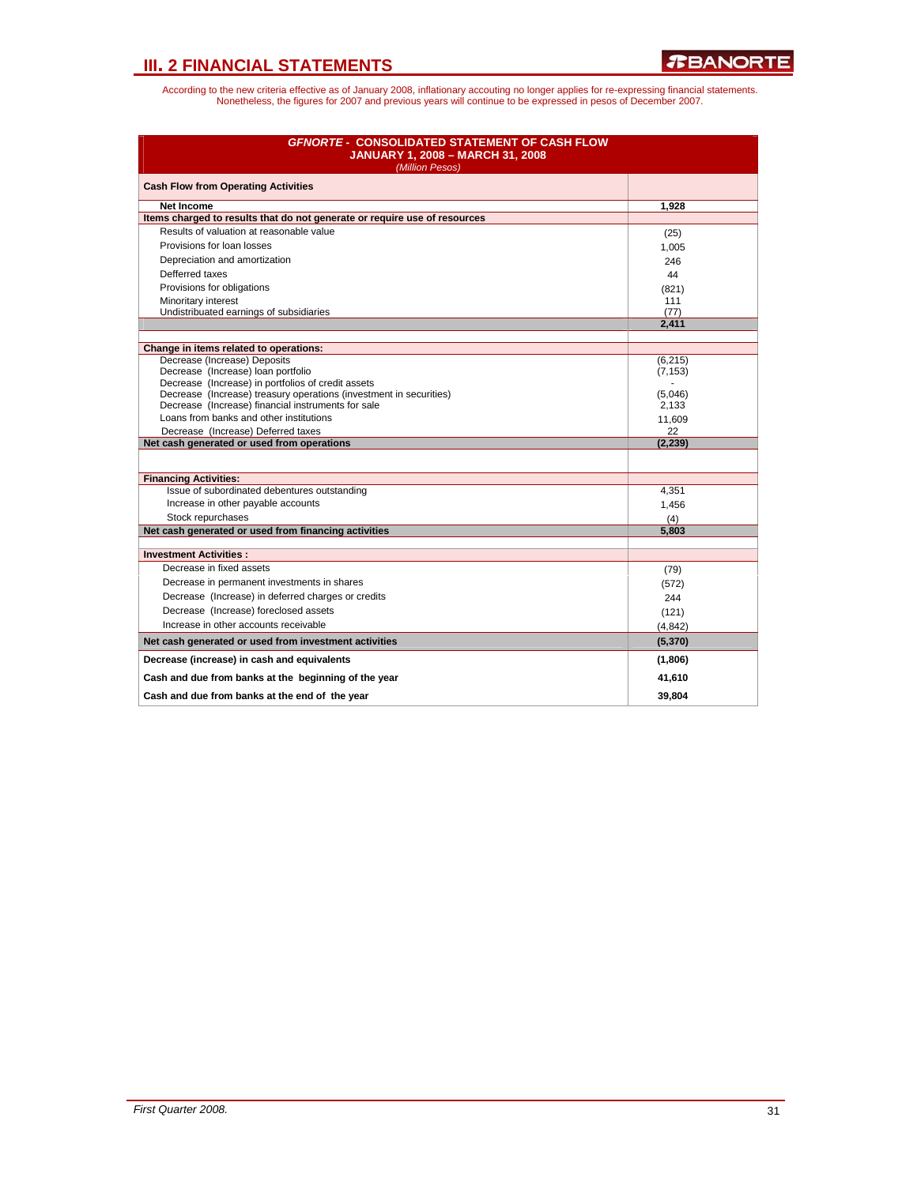# III. 2 FINANCIAL STATEMENTS

According to the new criteria effective as of January 2008, inflationary accouting no longer applies for re-expressing financial statements. Nonetheless, the figures for 2007 and previous years will continue to be expressed in pesos of December 2007.

| ***GFNORTE*** **- CONSOLIDATED STATEMENT OF CASH FLOW JANUARY 1, 2008 – MARCH 31, 2008** *(Million Pesos)* | |
|---|---|
| **Cash Flow from Operating Activities** | |
| **Net Income** | **1,928** |
| **Items charged to results that do not generate or require use of resources** | |
| Results of valuation at reasonable value | (25) |
| Provisions for loan losses | 1,005 |
| Depreciation and amortization | 246 |
| Defferred taxes | 44 |
| Provisions for obligations | (821) |
| Minoritary interest | 111 |
| Undistribuated earnings of subsidiaries | (77) |
| | **2,411** |
| | |
| **Change in items related to operations:** | |
| Decrease (Increase) Deposits | (6,215) |
| Decrease (Increase) loan portfolio | (7,153) |
| Decrease (Increase) in portfolios of credit assets | - |
| Decrease (Increase) treasury operations (investment in securities) | (5,046) |
| Decrease (Increase) financial instruments for sale | 2,133 |
| Loans from banks and other institutions | 11,609 |
| Decrease (Increase) Deferred taxes | 22 |
| **Net cash generated or used from operations** | **(2,239)** |
| | |
| **Financing Activities:** | |
| Issue of subordinated debentures outstanding | 4,351 |
| Increase in other payable accounts | 1,456 |
| Stock repurchases | (4) |
| **Net cash generated or used from financing activities** | **5,803** |
| | |
| **Investment Activities :** | |
| Decrease in fixed assets | (79) |
| Decrease in permanent investments in shares | (572) |
| Decrease (Increase) in deferred charges or credits | 244 |
| Decrease (Increase) foreclosed assets | (121) |
| Increase in other accounts receivable | (4,842) |
| **Net cash generated or used from investment activities** | **(5,370)** |
| **Decrease (increase) in cash and equivalents** | **(1,806)** |
| **Cash and due from banks at the beginning of the year** | **41,610** |
| **Cash and due from banks at the end of the year** | **39,804** |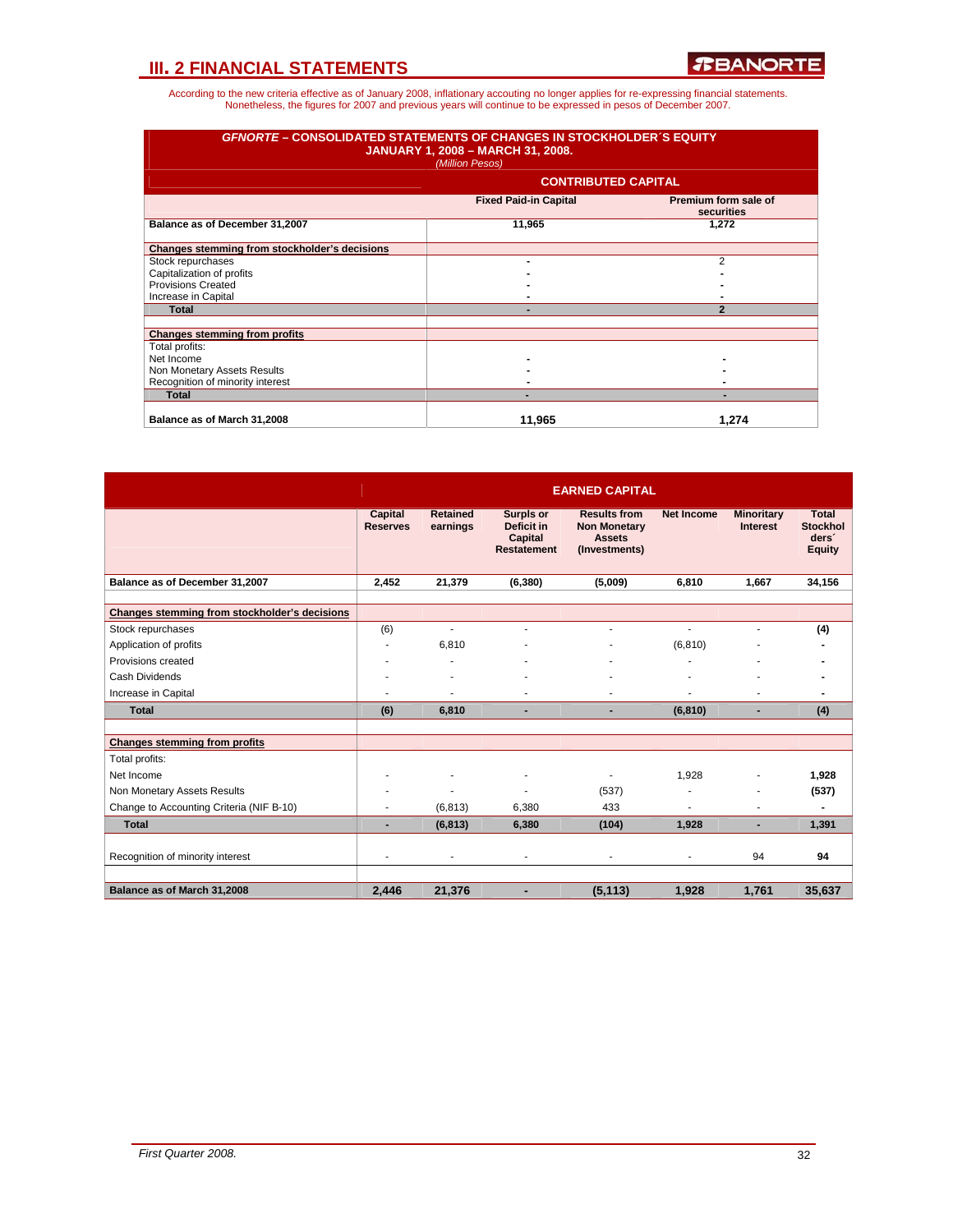## III. 2 FINANCIAL STATEMENTS

According to the new criteria effective as of January 2008, inflationary accouting no longer applies for re-expressing financial statements. Nonetheless, the figures for 2007 and previous years will continue to be expressed in pesos of December 2007.

**GFNORTE – CONSOLIDATED STATEMENTS OF CHANGES IN STOCKHOLDER´S EQUITY**
**JANUARY 1, 2008 – MARCH 31, 2008.**
*(Million Pesos)*

| | CONTRIBUTED CAPITAL | |
|---|---|---|
| | **Fixed Paid-in Capital** | **Premium form sale of securities** |
| **Balance as of December 31,2007** | 11,965 | 1,272 |
| **Changes stemming from stockholder's decisions** | | |
| Stock repurchases | - | 2 |
| Capitalization of profits | - | - |
| Provisions Created | - | - |
| Increase in Capital | - | - |
| **Total** | - | 2 |
| **Changes stemming from profits** | | |
| Total profits: | | |
| Net Income | - | - |
| Non Monetary Assets Results | - | - |
| Recognition of minority interest | - | - |
| **Total** | - | - |
| **Balance as of March 31,2008** | **11,965** | **1,274** |

| | EARNED CAPITAL | | | | | | |
|---|---|---|---|---|---|---|---|
| | **Capital Reserves** | **Retained earnings** | **Surplus or Deficit in Capital Restatement** | **Results from Non Monetary Assets (Investments)** | **Net Income** | **Minoritary Interest** | **Total Stockholders´ Equity** |
| **Balance as of December 31,2007** | 2,452 | 21,379 | (6,380) | (5,009) | 6,810 | 1,667 | 34,156 |
| **Changes stemming from stockholder's decisions** | | | | | | | |
| Stock repurchases | (6) | - | - | - | - | - | (4) |
| Application of profits | - | 6,810 | - | - | (6,810) | - | - |
| Provisions created | - | - | - | - | - | - | - |
| Cash Dividends | - | - | - | - | - | - | - |
| Increase in Capital | - | - | - | - | - | - | - |
| **Total** | (6) | 6,810 | - | - | (6,810) | - | (4) |
| **Changes stemming from profits** | | | | | | | |
| Total profits: | | | | | | | |
| Net Income | - | - | - | - | 1,928 | - | 1,928 |
| Non Monetary Assets Results | - | - | - | (537) | - | - | (537) |
| Change to Accounting Criteria (NIF B-10) | - | (6,813) | 6,380 | 433 | - | - | - |
| **Total** | - | (6,813) | 6,380 | (104) | 1,928 | - | 1,391 |
| Recognition of minority interest | - | - | - | - | - | 94 | 94 |
| **Balance as of March 31,2008** | **2,446** | **21,376** | **-** | **(5,113)** | **1,928** | **1,761** | **35,637** |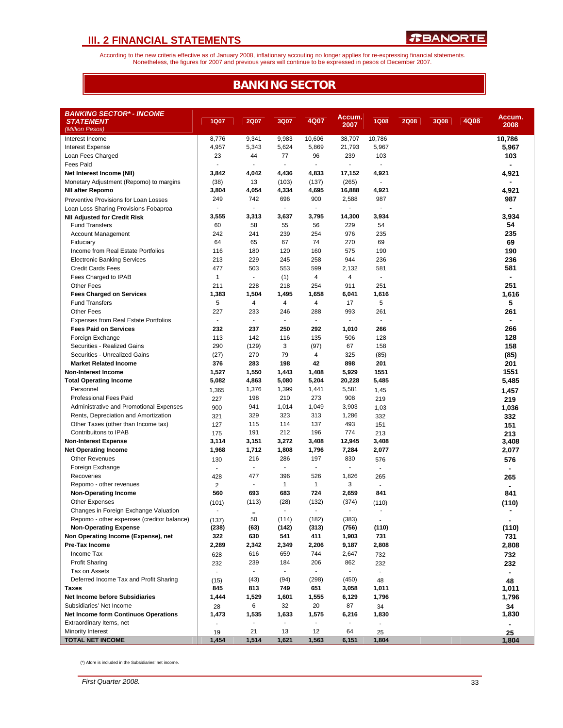## III. 2 FINANCIAL STATEMENTS

According to the new criteria effective as of January 2008, inflationary accouting no longer applies for re-expressing financial statements. Nonetheless, the figures for 2007 and previous years will continue to be expressed in pesos of December 2007.

# BANKING SECTOR

| *BANKING SECTOR\* - INCOME STATEMENT (Million Pesos)* | 1Q07 | 2Q07 | 3Q07 | 4Q07 | Accum. 2007 | 1Q08 | 2Q08 | 3Q08 | 4Q08 | Accum. 2008 |
|---|---|---|---|---|---|---|---|---|---|---|
| Interest Income | 8,776 | 9,341 | 9,983 | 10,606 | 38,707 | 10,786 | | | | 10,786 |
| Interest Expense | 4,957 | 5,343 | 5,624 | 5,869 | 21,793 | 5,967 | | | | 5,967 |
| Loan Fees Charged | 23 | 44 | 77 | 96 | 239 | 103 | | | | 103 |
| Fees Paid | - | - | - | - | - | - | | | | - |
| **Net Interest Income (NII)** | **3,842** | **4,042** | **4,436** | **4,833** | **17,152** | **4,921** | | | | **4,921** |
| Monetary Adjustment (Repomo) to margins | (38) | 13 | (103) | (137) | (265) | - | | | | - |
| **NII after Repomo** | **3,804** | **4,054** | **4,334** | **4,695** | **16,888** | **4,921** | | | | **4,921** |
| Preventive Provisions for Loan Losses | 249 | 742 | 696 | 900 | 2,588 | 987 | | | | 987 |
| Loan Loss Sharing Provisions Fobaproa | - | - | - | - | - | - | | | | - |
| **NII Adjusted for Credit Risk** | **3,555** | **3,313** | **3,637** | **3,795** | **14,300** | **3,934** | | | | **3,934** |
| Fund Transfers | 60 | 58 | 55 | 56 | 229 | 54 | | | | 54 |
| Account Management | 242 | 241 | 239 | 254 | 976 | 235 | | | | 235 |
| Fiduciary | 64 | 65 | 67 | 74 | 270 | 69 | | | | 69 |
| Income from Real Estate Portfolios | 116 | 180 | 120 | 160 | 575 | 190 | | | | 190 |
| Electronic Banking Services | 213 | 229 | 245 | 258 | 944 | 236 | | | | 236 |
| Credit Cards Fees | 477 | 503 | 553 | 599 | 2,132 | 581 | | | | 581 |
| Fees Charged to IPAB | 1 | - | (1) | 4 | 4 | - | | | | - |
| Other Fees | 211 | 228 | 218 | 254 | 911 | 251 | | | | 251 |
| **Fees Charged on Services** | **1,383** | **1,504** | **1,495** | **1,658** | **6,041** | **1,616** | | | | **1,616** |
| Fund Transfers | 5 | 4 | 4 | 4 | 17 | 5 | | | | 5 |
| Other Fees | 227 | 233 | 246 | 288 | 993 | 261 | | | | 261 |
| Expenses from Real Estate Portfolios | - | - | - | - | - | - | | | | - |
| **Fees Paid on Services** | **232** | **237** | **250** | **292** | **1,010** | **266** | | | | **266** |
| Foreign Exchange | 113 | 142 | 116 | 135 | 506 | 128 | | | | 128 |
| Securities - Realized Gains | 290 | (129) | 3 | (97) | 67 | 158 | | | | 158 |
| Securities - Unrealized Gains | (27) | 270 | 79 | 4 | 325 | (85) | | | | (85) |
| **Market Related Income** | **376** | **283** | **198** | **42** | **898** | **201** | | | | **201** |
| **Non-Interest Income** | **1,527** | **1,550** | **1,443** | **1,408** | **5,929** | **1551** | | | | **1551** |
| **Total Operating Income** | **5,082** | **4,863** | **5,080** | **5,204** | **20,228** | **5,485** | | | | **5,485** |
| Personnel | 1,365 | 1,376 | 1,399 | 1,441 | 5,581 | 1,45 | | | | 1,457 |
| Professional Fees Paid | 227 | 198 | 210 | 273 | 908 | 219 | | | | 219 |
| Administrative and Promotional Expenses | 900 | 941 | 1,014 | 1,049 | 3,903 | 1,03 | | | | 1,036 |
| Rents, Depreciation and Amortization | 321 | 329 | 323 | 313 | 1,286 | 332 | | | | 332 |
| Other Taxes (other than Income tax) | 127 | 115 | 114 | 137 | 493 | 151 | | | | 151 |
| Contribuitons to IPAB | 175 | 191 | 212 | 196 | 774 | 213 | | | | 213 |
| **Non-Interest Expense** | **3,114** | **3,151** | **3,272** | **3,408** | **12,945** | **3,408** | | | | **3,408** |
| **Net Operating Income** | **1,968** | **1,712** | **1,808** | **1,796** | **7,284** | **2,077** | | | | **2,077** |
| Other Revenues | 130 | 216 | 286 | 197 | 830 | 576 | | | | 576 |
| Foreign Exchange | - | - | - | - | - | - | | | | - |
| Recoveries | 428 | 477 | 396 | 526 | 1,826 | 265 | | | | 265 |
| Repomo - other revenues | 2 | - | 1 | 1 | 3 | - | | | | - |
| **Non-Operating Income** | **560** | **693** | **683** | **724** | **2,659** | **841** | | | | **841** |
| Other Expenses | (101) | (113) | (28) | (132) | (374) | (110) | | | | (110) |
| Changes in Foreign Exchange Valuation | - | - | - | - | - | - | | | | - |
| Repomo - other expenses (creditor balance) | (137) | 50 | (114) | (182) | (383) | - | | | | - |
| **Non-Operating Expense** | **(238)** | **(63)** | **(142)** | **(313)** | **(756)** | **(110)** | | | | **(110)** |
| **Non Operating Income (Expense), net** | **322** | **630** | **541** | **411** | **1,903** | **731** | | | | **731** |
| **Pre-Tax Income** | **2,289** | **2,342** | **2,349** | **2,206** | **9,187** | **2,808** | | | | **2,808** |
| Income Tax | 628 | 616 | 659 | 744 | 2,647 | 732 | | | | 732 |
| Profit Sharing | 232 | 239 | 184 | 206 | 862 | 232 | | | | 232 |
| Tax on Assets | - | - | - | - | - | - | | | | - |
| Deferred Income Tax and Profit Sharing | (15) | (43) | (94) | (298) | (450) | 48 | | | | 48 |
| **Taxes** | **845** | **813** | **749** | **651** | **3,058** | **1,011** | | | | **1,011** |
| **Net Income before Subsidiaries** | **1,444** | **1,529** | **1,601** | **1,555** | **6,129** | **1,796** | | | | **1,796** |
| Subsidiaries' Net Income | 28 | 6 | 32 | 20 | 87 | 34 | | | | 34 |
| **Net Income form Continuos Operations** | **1,473** | **1,535** | **1,633** | **1,575** | **6,216** | **1,830** | | | | **1,830** |
| Extraordinary Items, net | - | - | - | - | - | - | | | | - |
| Minority Interest | 19 | 21 | 13 | 12 | 64 | 25 | | | | 25 |
| **TOTAL NET INCOME** | **1,454** | **1,514** | **1,621** | **1,563** | **6,151** | **1,804** | | | | **1,804** |

(\*) Afore is included in the Subsidiaries' net income.

*First Quarter 2008.*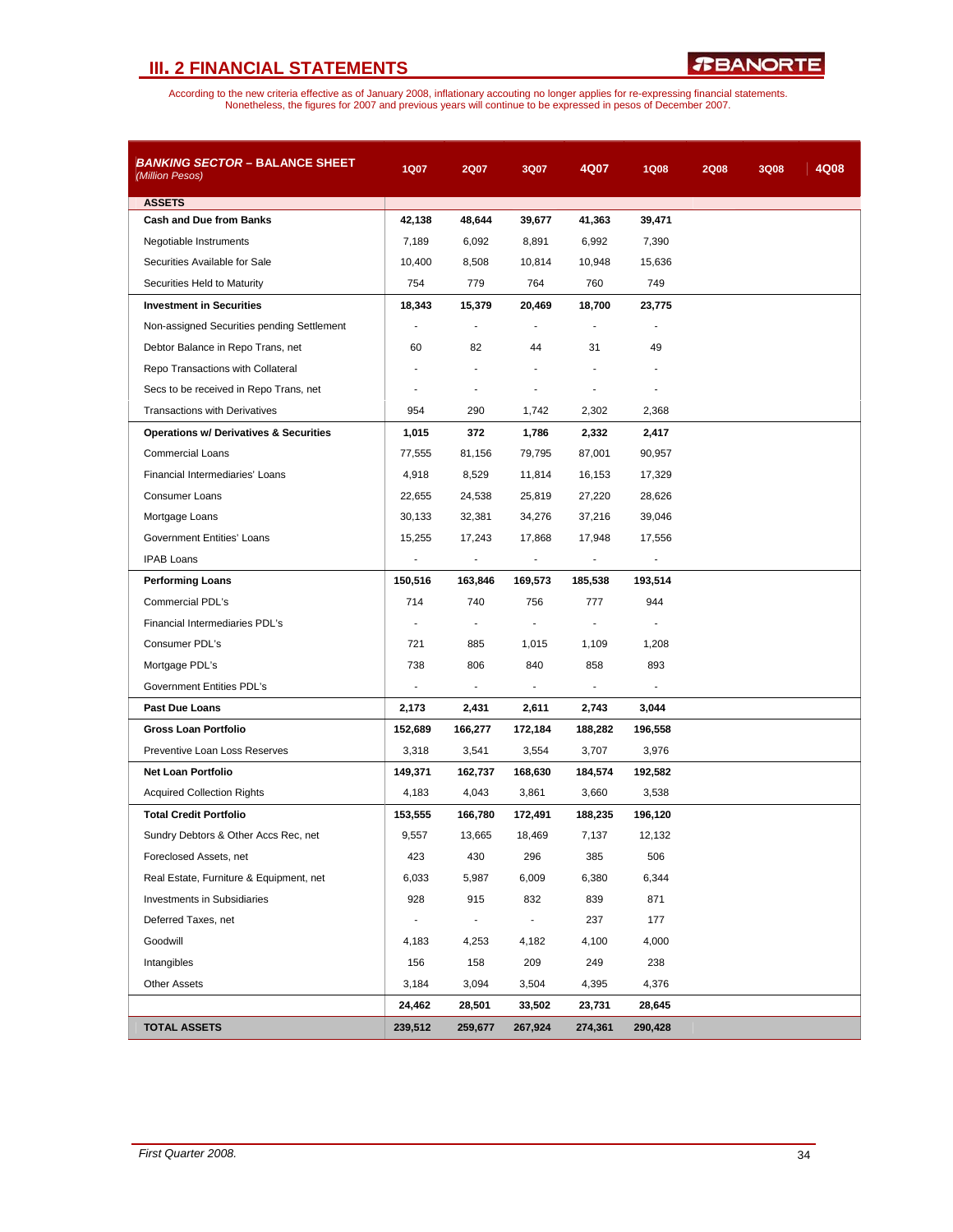## III. 2 FINANCIAL STATEMENTS

According to the new criteria effective as of January 2008, inflationary accouting no longer applies for re-expressing financial statements. Nonetheless, the figures for 2007 and previous years will continue to be expressed in pesos of December 2007.

| *BANKING SECTOR* – BALANCE SHEET *(Million Pesos)* | 1Q07 | 2Q07 | 3Q07 | 4Q07 | 1Q08 | 2Q08 | 3Q08 | 4Q08 |
|---|---|---|---|---|---|---|---|---|
| **ASSETS** | | | | | | | | |
| **Cash and Due from Banks** | **42,138** | **48,644** | **39,677** | **41,363** | **39,471** | | | |
| Negotiable Instruments | 7,189 | 6,092 | 8,891 | 6,992 | 7,390 | | | |
| Securities Available for Sale | 10,400 | 8,508 | 10,814 | 10,948 | 15,636 | | | |
| Securities Held to Maturity | 754 | 779 | 764 | 760 | 749 | | | |
| **Investment in Securities** | **18,343** | **15,379** | **20,469** | **18,700** | **23,775** | | | |
| Non-assigned Securities pending Settlement | - | - | - | - | - | | | |
| Debtor Balance in Repo Trans, net | 60 | 82 | 44 | 31 | 49 | | | |
| Repo Transactions with Collateral | - | - | - | - | - | | | |
| Secs to be received in Repo Trans, net | - | - | - | - | - | | | |
| Transactions with Derivatives | 954 | 290 | 1,742 | 2,302 | 2,368 | | | |
| **Operations w/ Derivatives & Securities** | **1,015** | **372** | **1,786** | **2,332** | **2,417** | | | |
| Commercial Loans | 77,555 | 81,156 | 79,795 | 87,001 | 90,957 | | | |
| Financial Intermediaries' Loans | 4,918 | 8,529 | 11,814 | 16,153 | 17,329 | | | |
| Consumer Loans | 22,655 | 24,538 | 25,819 | 27,220 | 28,626 | | | |
| Mortgage Loans | 30,133 | 32,381 | 34,276 | 37,216 | 39,046 | | | |
| Government Entities' Loans | 15,255 | 17,243 | 17,868 | 17,948 | 17,556 | | | |
| IPAB Loans | - | - | - | - | - | | | |
| **Performing Loans** | **150,516** | **163,846** | **169,573** | **185,538** | **193,514** | | | |
| Commercial PDL's | 714 | 740 | 756 | 777 | 944 | | | |
| Financial Intermediaries PDL's | - | - | - | - | - | | | |
| Consumer PDL's | 721 | 885 | 1,015 | 1,109 | 1,208 | | | |
| Mortgage PDL's | 738 | 806 | 840 | 858 | 893 | | | |
| Government Entities PDL's | - | - | - | - | - | | | |
| **Past Due Loans** | **2,173** | **2,431** | **2,611** | **2,743** | **3,044** | | | |
| **Gross Loan Portfolio** | **152,689** | **166,277** | **172,184** | **188,282** | **196,558** | | | |
| Preventive Loan Loss Reserves | 3,318 | 3,541 | 3,554 | 3,707 | 3,976 | | | |
| **Net Loan Portfolio** | **149,371** | **162,737** | **168,630** | **184,574** | **192,582** | | | |
| Acquired Collection Rights | 4,183 | 4,043 | 3,861 | 3,660 | 3,538 | | | |
| **Total Credit Portfolio** | **153,555** | **166,780** | **172,491** | **188,235** | **196,120** | | | |
| Sundry Debtors & Other Accs Rec, net | 9,557 | 13,665 | 18,469 | 7,137 | 12,132 | | | |
| Foreclosed Assets, net | 423 | 430 | 296 | 385 | 506 | | | |
| Real Estate, Furniture & Equipment, net | 6,033 | 5,987 | 6,009 | 6,380 | 6,344 | | | |
| Investments in Subsidiaries | 928 | 915 | 832 | 839 | 871 | | | |
| Deferred Taxes, net | - | - | - | 237 | 177 | | | |
| Goodwill | 4,183 | 4,253 | 4,182 | 4,100 | 4,000 | | | |
| Intangibles | 156 | 158 | 209 | 249 | 238 | | | |
| Other Assets | 3,184 | 3,094 | 3,504 | 4,395 | 4,376 | | | |
| | **24,462** | **28,501** | **33,502** | **23,731** | **28,645** | | | |
| **TOTAL ASSETS** | **239,512** | **259,677** | **267,924** | **274,361** | **290,428** | | | |

*First Quarter 2008.*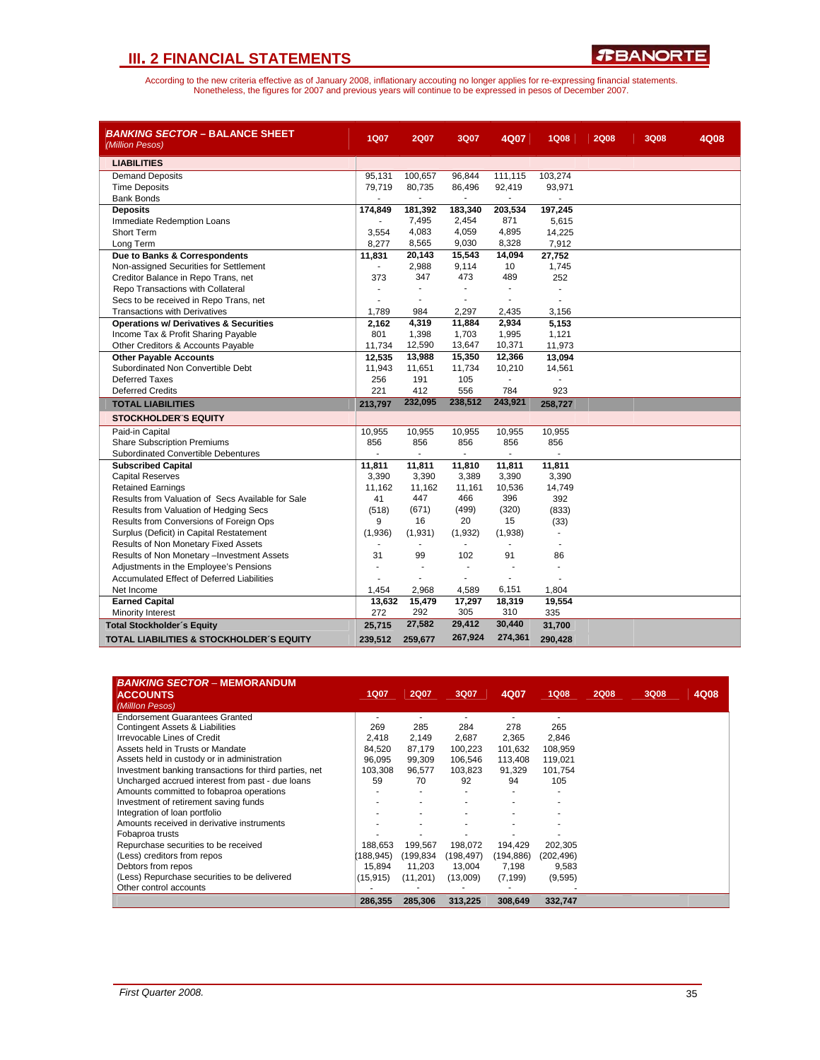## III. 2 FINANCIAL STATEMENTS

According to the new criteria effective as of January 2008, inflationary accouting no longer applies for re-expressing financial statements. Nonetheless, the figures for 2007 and previous years will continue to be expressed in pesos of December 2007.

| ***BANKING SECTOR* – BALANCE SHEET** *(Million Pesos)* | 1Q07 | 2Q07 | 3Q07 | 4Q07 | 1Q08 | 2Q08 | 3Q08 | 4Q08 |
|---|---|---|---|---|---|---|---|---|
| **LIABILITIES** | | | | | | | | |
| Demand Deposits | 95,131 | 100,657 | 96,844 | 111,115 | 103,274 | | | |
| Time Deposits | 79,719 | 80,735 | 86,496 | 92,419 | 93,971 | | | |
| Bank Bonds | - | - | - | - | - | | | |
| **Deposits** | **174,849** | **181,392** | **183,340** | **203,534** | **197,245** | | | |
| Immediate Redemption Loans | - | 7,495 | 2,454 | 871 | 5,615 | | | |
| Short Term | 3,554 | 4,083 | 4,059 | 4,895 | 14,225 | | | |
| Long Term | 8,277 | 8,565 | 9,030 | 8,328 | 7,912 | | | |
| **Due to Banks & Correspondents** | **11,831** | **20,143** | **15,543** | **14,094** | **27,752** | | | |
| Non-assigned Securities for Settlement | - | 2,988 | 9,114 | 10 | 1,745 | | | |
| Creditor Balance in Repo Trans, net | 373 | 347 | 473 | 489 | 252 | | | |
| Repo Transactions with Collateral | - | - | - | - | - | | | |
| Secs to be received in Repo Trans, net | - | - | - | - | - | | | |
| Transactions with Derivatives | 1,789 | 984 | 2,297 | 2,435 | 3,156 | | | |
| **Operations w/ Derivatives & Securities** | **2,162** | **4,319** | **11,884** | **2,934** | **5,153** | | | |
| Income Tax & Profit Sharing Payable | 801 | 1,398 | 1,703 | 1,995 | 1,121 | | | |
| Other Creditors & Accounts Payable | 11,734 | 12,590 | 13,647 | 10,371 | 11,973 | | | |
| **Other Payable Accounts** | **12,535** | **13,988** | **15,350** | **12,366** | **13,094** | | | |
| Subordinated Non Convertible Debt | 11,943 | 11,651 | 11,734 | 10,210 | 14,561 | | | |
| Deferred Taxes | 256 | 191 | 105 | - | - | | | |
| Deferred Credits | 221 | 412 | 556 | 784 | 923 | | | |
| **TOTAL LIABILITIES** | **213,797** | **232,095** | **238,512** | **243,921** | **258,727** | | | |
| **STOCKHOLDER´S EQUITY** | | | | | | | | |
| Paid-in Capital | 10,955 | 10,955 | 10,955 | 10,955 | 10,955 | | | |
| Share Subscription Premiums | 856 | 856 | 856 | 856 | 856 | | | |
| Subordinated Convertible Debentures | - | - | - | - | - | | | |
| **Subscribed Capital** | **11,811** | **11,811** | **11,810** | **11,811** | **11,811** | | | |
| Capital Reserves | 3,390 | 3,390 | 3,389 | 3,390 | 3,390 | | | |
| Retained Earnings | 11,162 | 11,162 | 11,161 | 10,536 | 14,749 | | | |
| Results from Valuation of Secs Available for Sale | 41 | 447 | 466 | 396 | 392 | | | |
| Results from Valuation of Hedging Secs | (518) | (671) | (499) | (320) | (833) | | | |
| Results from Conversions of Foreign Ops | 9 | 16 | 20 | 15 | (33) | | | |
| Surplus (Deficit) in Capital Restatement | (1,936) | (1,931) | (1,932) | (1,938) | - | | | |
| Results of Non Monetary Fixed Assets | - | - | - | - | - | | | |
| Results of Non Monetary –Investment Assets | 31 | 99 | 102 | 91 | 86 | | | |
| Adjustments in the Employee's Pensions | - | - | - | - | - | | | |
| Accumulated Effect of Deferred Liabilities | - | - | - | - | - | | | |
| Net Income | 1,454 | 2,968 | 4,589 | 6,151 | 1,804 | | | |
| **Earned Capital** | **13,632** | **15,479** | **17,297** | **18,319** | **19,554** | | | |
| Minority Interest | 272 | 292 | 305 | 310 | 335 | | | |
| **Total Stockholder´s Equity** | **25,715** | **27,582** | **29,412** | **30,440** | **31,700** | | | |
| **TOTAL LIABILITIES & STOCKHOLDER´S EQUITY** | **239,512** | **259,677** | **267,924** | **274,361** | **290,428** | | | |

| ***BANKING SECTOR* – MEMORANDUM ACCOUNTS** *(Million Pesos)* | 1Q07 | 2Q07 | 3Q07 | 4Q07 | 1Q08 | 2Q08 | 3Q08 | 4Q08 |
|---|---|---|---|---|---|---|---|---|
| Endorsement Guarantees Granted | - | - | - | - | - | | | |
| Contingent Assets & Liabilities | 269 | 285 | 284 | 278 | 265 | | | |
| Irrevocable Lines of Credit | 2,418 | 2,149 | 2,687 | 2,365 | 2,846 | | | |
| Assets held in Trusts or Mandate | 84,520 | 87,179 | 100,223 | 101,632 | 108,959 | | | |
| Assets held in custody or in administration | 96,095 | 99,309 | 106,546 | 113,408 | 119,021 | | | |
| Investment banking transactions for third parties, net | 103,308 | 96,577 | 103,823 | 91,329 | 101,754 | | | |
| Uncharged accrued interest from past - due loans | 59 | 70 | 92 | 94 | 105 | | | |
| Amounts committed to fobaproa operations | - | - | - | - | - | | | |
| Investment of retirement saving funds | - | - | - | - | - | | | |
| Integration of loan portfolio | - | - | - | - | - | | | |
| Amounts received in derivative instruments | - | - | - | - | - | | | |
| Fobaproa trusts | - | - | - | - | - | | | |
| Repurchase securities to be received | 188,653 | 199,567 | 198,072 | 194,429 | 202,305 | | | |
| (Less) creditors from repos | (188,945) | (199,834 | (198,497) | (194,886) | (202,496) | | | |
| Debtors from repos | 15,894 | 11,203 | 13,004 | 7,198 | 9,583 | | | |
| (Less) Repurchase securities to be delivered | (15,915) | (11,201) | (13,009) | (7,199) | (9,595) | | | |
| Other control accounts | - | - | - | - | - | | | |
| | **286,355** | **285,306** | **313,225** | **308,649** | **332,747** | | | |

*First Quarter 2008.*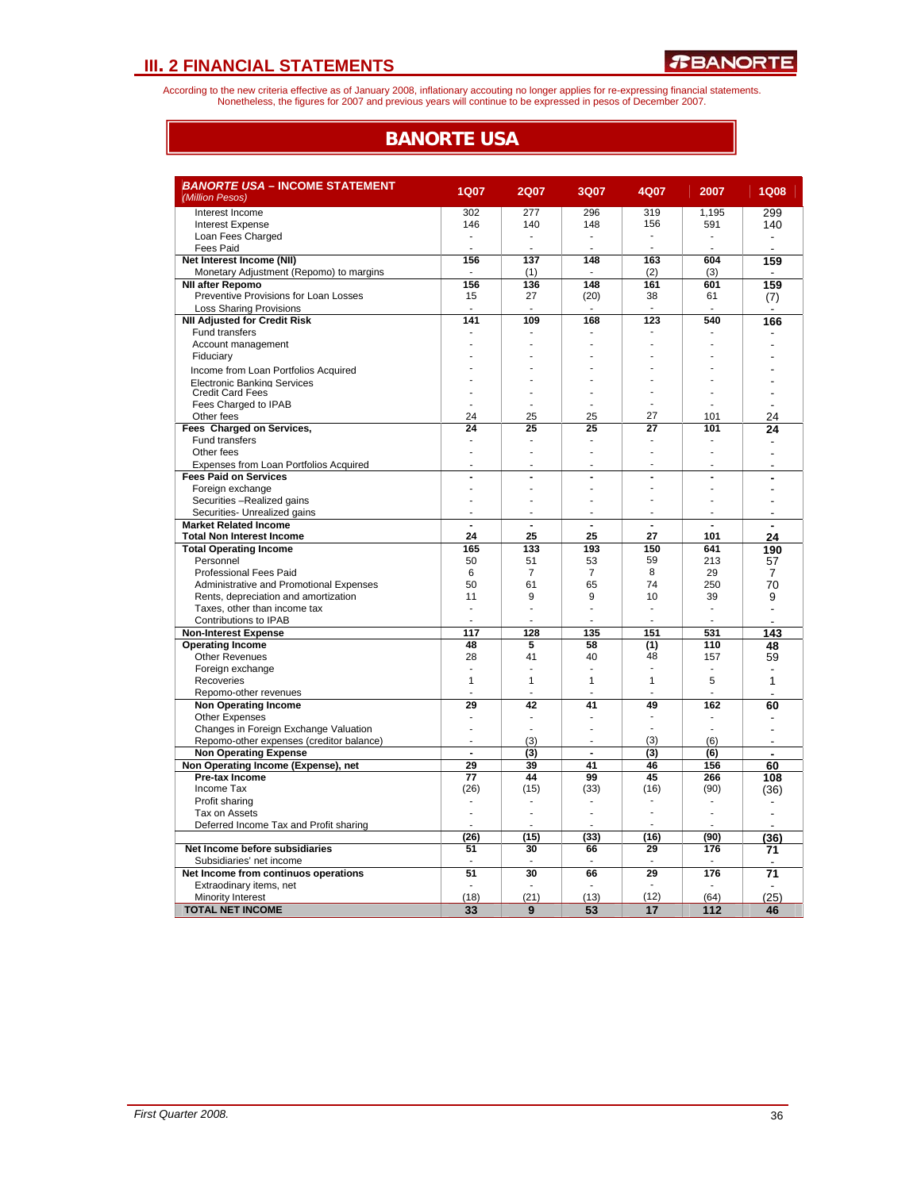# III. 2 FINANCIAL STATEMENTS

According to the new criteria effective as of January 2008, inflationary accouting no longer applies for re-expressing financial statements. Nonetheless, the figures for 2007 and previous years will continue to be expressed in pesos of December 2007.

## BANORTE USA

| **BANORTE USA – INCOME STATEMENT** *(Million Pesos)* | **1Q07** | **2Q07** | **3Q07** | **4Q07** | **2007** | **1Q08** |
|---|---|---|---|---|---|---|
| Interest Income | 302 | 277 | 296 | 319 | 1,195 | 299 |
| Interest Expense | 146 | 140 | 148 | 156 | 591 | 140 |
| Loan Fees Charged | - | - | - | - | - | - |
| Fees Paid | - | - | - | - | - | - |
| **Net Interest Income (NII)** | **156** | **137** | **148** | **163** | **604** | **159** |
| Monetary Adjustment (Repomo) to margins | - | (1) | - | (2) | (3) | - |
| **NII after Repomo** | **156** | **136** | **148** | **161** | **601** | **159** |
| Preventive Provisions for Loan Losses | 15 | 27 | (20) | 38 | 61 | (7) |
| Loss Sharing Provisions | - | - | - | - | - | - |
| **NII Adjusted for Credit Risk** | **141** | **109** | **168** | **123** | **540** | **166** |
| Fund transfers | - | - | - | - | - | - |
| Account management | - | - | - | - | - | - |
| Fiduciary | - | - | - | - | - | - |
| Income from Loan Portfolios Acquired | - | - | - | - | - | - |
| Electronic Banking Services | - | - | - | - | - | - |
| Credit Card Fees | - | - | - | - | - | - |
| Fees Charged to IPAB | - | - | - | - | - | - |
| Other fees | 24 | 25 | 25 | 27 | 101 | 24 |
| **Fees Charged on Services,** | **24** | **25** | **25** | **27** | **101** | **24** |
| Fund transfers | - | - | - | - | - | - |
| Other fees | - | - | - | - | - | - |
| Expenses from Loan Portfolios Acquired | - | - | - | - | - | - |
| **Fees Paid on Services** | **-** | **-** | **-** | **-** | **-** | **-** |
| Foreign exchange | - | - | - | - | - | - |
| Securities –Realized gains | - | - | - | - | - | - |
| Securities- Unrealized gains | - | - | - | - | - | - |
| **Market Related Income** | **-** | **-** | **-** | **-** | **-** | **-** |
| **Total Non Interest Income** | **24** | **25** | **25** | **27** | **101** | **24** |
| **Total Operating Income** | **165** | **133** | **193** | **150** | **641** | **190** |
| Personnel | 50 | 51 | 53 | 59 | 213 | 57 |
| Professional Fees Paid | 6 | 7 | 7 | 8 | 29 | 7 |
| Administrative and Promotional Expenses | 50 | 61 | 65 | 74 | 250 | 70 |
| Rents, depreciation and amortization | 11 | 9 | 9 | 10 | 39 | 9 |
| Taxes, other than income tax | - | - | - | - | - | - |
| Contributions to IPAB | - | - | - | - | - | - |
| **Non-Interest Expense** | **117** | **128** | **135** | **151** | **531** | **143** |
| **Operating Income** | **48** | **5** | **58** | **(1)** | **110** | **48** |
| Other Revenues | 28 | 41 | 40 | 48 | 157 | 59 |
| Foreign exchange | - | - | - | - | - | - |
| Recoveries | 1 | 1 | 1 | 1 | 5 | 1 |
| Repomo-other revenues | - | - | - | - | - | - |
| **Non Operating Income** | **29** | **42** | **41** | **49** | **162** | **60** |
| Other Expenses | - | - | - | - | - | - |
| Changes in Foreign Exchange Valuation | - | - | - | - | - | - |
| Repomo-other expenses (creditor balance) | - | (3) | - | (3) | (6) | - |
| **Non Operating Expense** | **-** | **(3)** | **-** | **(3)** | **(6)** | **-** |
| **Non Operating Income (Expense), net** | **29** | **39** | **41** | **46** | **156** | **60** |
| **Pre-tax Income** | **77** | **44** | **99** | **45** | **266** | **108** |
| Income Tax | (26) | (15) | (33) | (16) | (90) | (36) |
| Profit sharing | - | - | - | - | - | - |
| Tax on Assets | - | - | - | - | - | - |
| Deferred Income Tax and Profit sharing | - | - | - | - | - | - |
| | **(26)** | **(15)** | **(33)** | **(16)** | **(90)** | **(36)** |
| **Net Income before subsidiaries** | **51** | **30** | **66** | **29** | **176** | **71** |
| Subsidiaries' net income | - | - | - | - | - | - |
| **Net Income from continuos operations** | **51** | **30** | **66** | **29** | **176** | **71** |
| Extraordinary items, net | - | - | - | - | - | - |
| Minority Interest | (18) | (21) | (13) | (12) | (64) | (25) |
| **TOTAL NET INCOME** | **33** | **9** | **53** | **17** | **112** | **46** |

*First Quarter 2008.*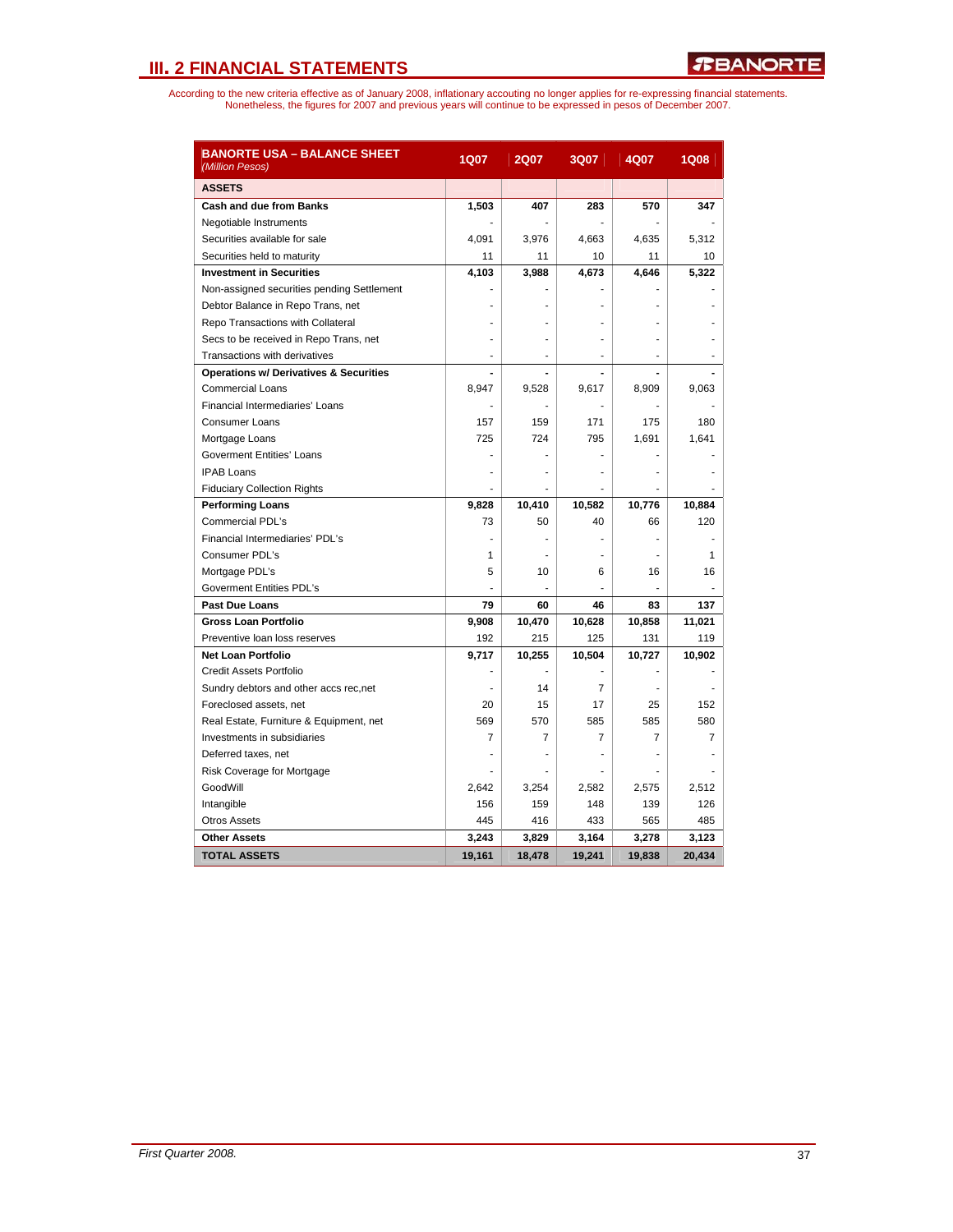# III. 2 FINANCIAL STATEMENTS

According to the new criteria effective as of January 2008, inflationary accouting no longer applies for re-expressing financial statements. Nonetheless, the figures for 2007 and previous years will continue to be expressed in pesos of December 2007.

| **BANORTE USA – BALANCE SHEET** *(Million Pesos)* | **1Q07** | **2Q07** | **3Q07** | **4Q07** | **1Q08** |
|---|---|---|---|---|---|
| **ASSETS** | | | | | |
| **Cash and due from Banks** | **1,503** | **407** | **283** | **570** | **347** |
| Negotiable Instruments | - | - | - | - | - |
| Securities available for sale | 4,091 | 3,976 | 4,663 | 4,635 | 5,312 |
| Securities held to maturity | 11 | 11 | 10 | 11 | 10 |
| **Investment in Securities** | **4,103** | **3,988** | **4,673** | **4,646** | **5,322** |
| Non-assigned securities pending Settlement | - | - | - | - | - |
| Debtor Balance in Repo Trans, net | - | - | - | - | - |
| Repo Transactions with Collateral | - | - | - | - | - |
| Secs to be received in Repo Trans, net | - | - | - | - | - |
| Transactions with derivatives | - | - | - | - | - |
| **Operations w/ Derivatives & Securities** | **-** | **-** | **-** | **-** | **-** |
| Commercial Loans | 8,947 | 9,528 | 9,617 | 8,909 | 9,063 |
| Financial Intermediaries' Loans | - | - | - | - | - |
| Consumer Loans | 157 | 159 | 171 | 175 | 180 |
| Mortgage Loans | 725 | 724 | 795 | 1,691 | 1,641 |
| Goverment Entities' Loans | - | - | - | - | - |
| IPAB Loans | - | - | - | - | - |
| Fiduciary Collection Rights | - | - | - | - | - |
| **Performing Loans** | **9,828** | **10,410** | **10,582** | **10,776** | **10,884** |
| Commercial PDL's | 73 | 50 | 40 | 66 | 120 |
| Financial Intermediaries' PDL's | - | - | - | - | - |
| Consumer PDL's | 1 | - | - | - | 1 |
| Mortgage PDL's | 5 | 10 | 6 | 16 | 16 |
| Goverment Entities PDL's | - | - | - | - | - |
| **Past Due Loans** | **79** | **60** | **46** | **83** | **137** |
| **Gross Loan Portfolio** | **9,908** | **10,470** | **10,628** | **10,858** | **11,021** |
| Preventive loan loss reserves | 192 | 215 | 125 | 131 | 119 |
| **Net Loan Portfolio** | **9,717** | **10,255** | **10,504** | **10,727** | **10,902** |
| Credit Assets Portfolio | - | - | - | - | - |
| Sundry debtors and other accs rec,net | - | 14 | 7 | - | - |
| Foreclosed assets, net | 20 | 15 | 17 | 25 | 152 |
| Real Estate, Furniture & Equipment, net | 569 | 570 | 585 | 585 | 580 |
| Investments in subsidiaries | 7 | 7 | 7 | 7 | 7 |
| Deferred taxes, net | - | - | - | - | - |
| Risk Coverage for Mortgage | - | - | - | - | - |
| GoodWill | 2,642 | 3,254 | 2,582 | 2,575 | 2,512 |
| Intangible | 156 | 159 | 148 | 139 | 126 |
| Otros Assets | 445 | 416 | 433 | 565 | 485 |
| **Other Assets** | **3,243** | **3,829** | **3,164** | **3,278** | **3,123** |
| **TOTAL ASSETS** | **19,161** | **18,478** | **19,241** | **19,838** | **20,434** |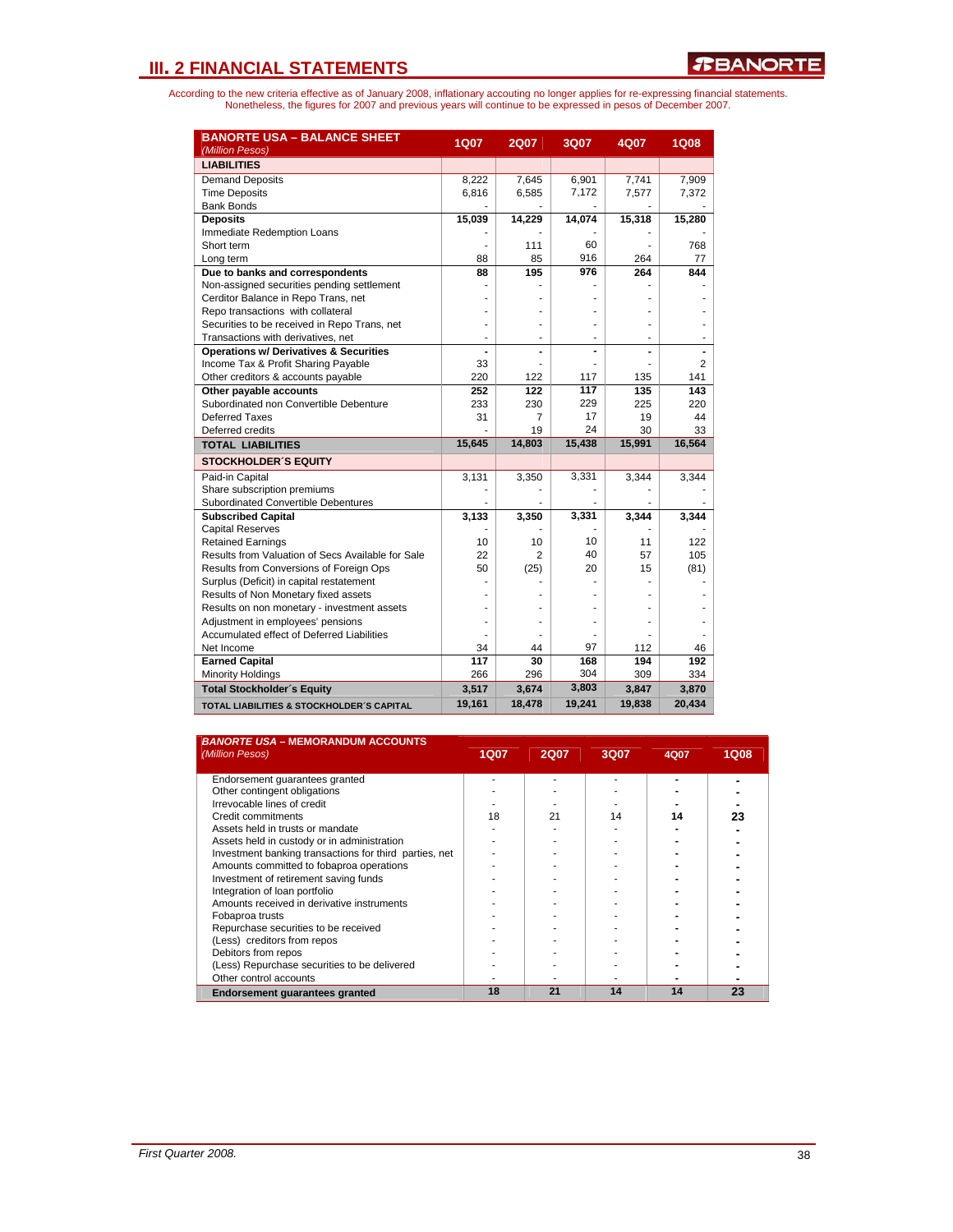# III. 2 FINANCIAL STATEMENTS

According to the new criteria effective as of January 2008, inflationary accouting no longer applies for re-expressing financial statements. Nonetheless, the figures for 2007 and previous years will continue to be expressed in pesos of December 2007.

| **BANORTE USA – BALANCE SHEET** *(Million Pesos)* | 1Q07 | 2Q07 | 3Q07 | 4Q07 | 1Q08 |
|---|---|---|---|---|---|
| **LIABILITIES** | | | | | |
| Demand Deposits | 8,222 | 7,645 | 6,901 | 7,741 | 7,909 |
| Time Deposits | 6,816 | 6,585 | 7,172 | 7,577 | 7,372 |
| Bank Bonds | - | - | - | - | - |
| **Deposits** | **15,039** | **14,229** | **14,074** | **15,318** | **15,280** |
| Immediate Redemption Loans | - | - | - | - | - |
| Short term | - | 111 | 60 | - | 768 |
| Long term | 88 | 85 | 916 | 264 | 77 |
| **Due to banks and correspondents** | **88** | **195** | **976** | **264** | **844** |
| Non-assigned securities pending settlement | - | - | - | - | - |
| Cerditor Balance in Repo Trans, net | - | - | - | - | - |
| Repo transactions with collateral | - | - | - | - | - |
| Securities to be received in Repo Trans, net | - | - | - | - | - |
| Transactions with derivatives, net | - | - | - | - | - |
| **Operations w/ Derivatives & Securities** | **-** | **-** | **-** | **-** | **-** |
| Income Tax & Profit Sharing Payable | 33 | - | - | - | 2 |
| Other creditors & accounts payable | 220 | 122 | 117 | 135 | 141 |
| **Other payable accounts** | **252** | **122** | **117** | **135** | **143** |
| Subordinated non Convertible Debenture | 233 | 230 | 229 | 225 | 220 |
| Deferred Taxes | 31 | 7 | 17 | 19 | 44 |
| Deferred credits | - | 19 | 24 | 30 | 33 |
| **TOTAL LIABILITIES** | **15,645** | **14,803** | **15,438** | **15,991** | **16,564** |
| **STOCKHOLDER´S EQUITY** | | | | | |
| Paid-in Capital | 3,131 | 3,350 | 3,331 | 3,344 | 3,344 |
| Share subscription premiums | - | - | - | - | - |
| Subordinated Convertible Debentures | - | - | - | - | - |
| **Subscribed Capital** | **3,133** | **3,350** | **3,331** | **3,344** | **3,344** |
| Capital Reserves | - | - | - | - | - |
| Retained Earnings | 10 | 10 | 10 | 11 | 122 |
| Results from Valuation of Secs Available for Sale | 22 | 2 | 40 | 57 | 105 |
| Results from Conversions of Foreign Ops | 50 | (25) | 20 | 15 | (81) |
| Surplus (Deficit) in capital restatement | - | - | - | - | - |
| Results of Non Monetary fixed assets | - | - | - | - | - |
| Results on non monetary - investment assets | - | - | - | - | - |
| Adjustment in employees' pensions | - | - | - | - | - |
| Accumulated effect of Deferred Liabilities | - | - | - | - | - |
| Net Income | 34 | 44 | 97 | 112 | 46 |
| **Earned Capital** | **117** | **30** | **168** | **194** | **192** |
| Minority Holdings | 266 | 296 | 304 | 309 | 334 |
| **Total Stockholder´s Equity** | **3,517** | **3,674** | **3,803** | **3,847** | **3,870** |
| **TOTAL LIABILITIES & STOCKHOLDER´S CAPITAL** | **19,161** | **18,478** | **19,241** | **19,838** | **20,434** |

| ***BANORTE USA* – MEMORANDUM ACCOUNTS** *(Million Pesos)* | 1Q07 | 2Q07 | 3Q07 | 4Q07 | 1Q08 |
|---|---|---|---|---|---|
| Endorsement guarantees granted | - | - | - | - | - |
| Other contingent obligations | - | - | - | - | - |
| Irrevocable lines of credit | - | - | - | - | - |
| Credit commitments | 18 | 21 | 14 | 14 | 23 |
| Assets held in trusts or mandate | - | - | - | - | - |
| Assets held in custody or in administration | - | - | - | - | - |
| Investment banking transactions for third parties, net | - | - | - | - | - |
| Amounts committed to fobaproa operations | - | - | - | - | - |
| Investment of retirement saving funds | - | - | - | - | - |
| Integration of loan portfolio | - | - | - | - | - |
| Amounts received in derivative instruments | - | - | - | - | - |
| Fobaproa trusts | - | - | - | - | - |
| Repurchase securities to be received | - | - | - | - | - |
| (Less) creditors from repos | - | - | - | - | - |
| Debitors from repos | - | - | - | - | - |
| (Less) Repurchase securities to be delivered | - | - | - | - | - |
| Other control accounts | - | - | - | - | - |
| **Endorsement guarantees granted** | **18** | **21** | **14** | **14** | **23** |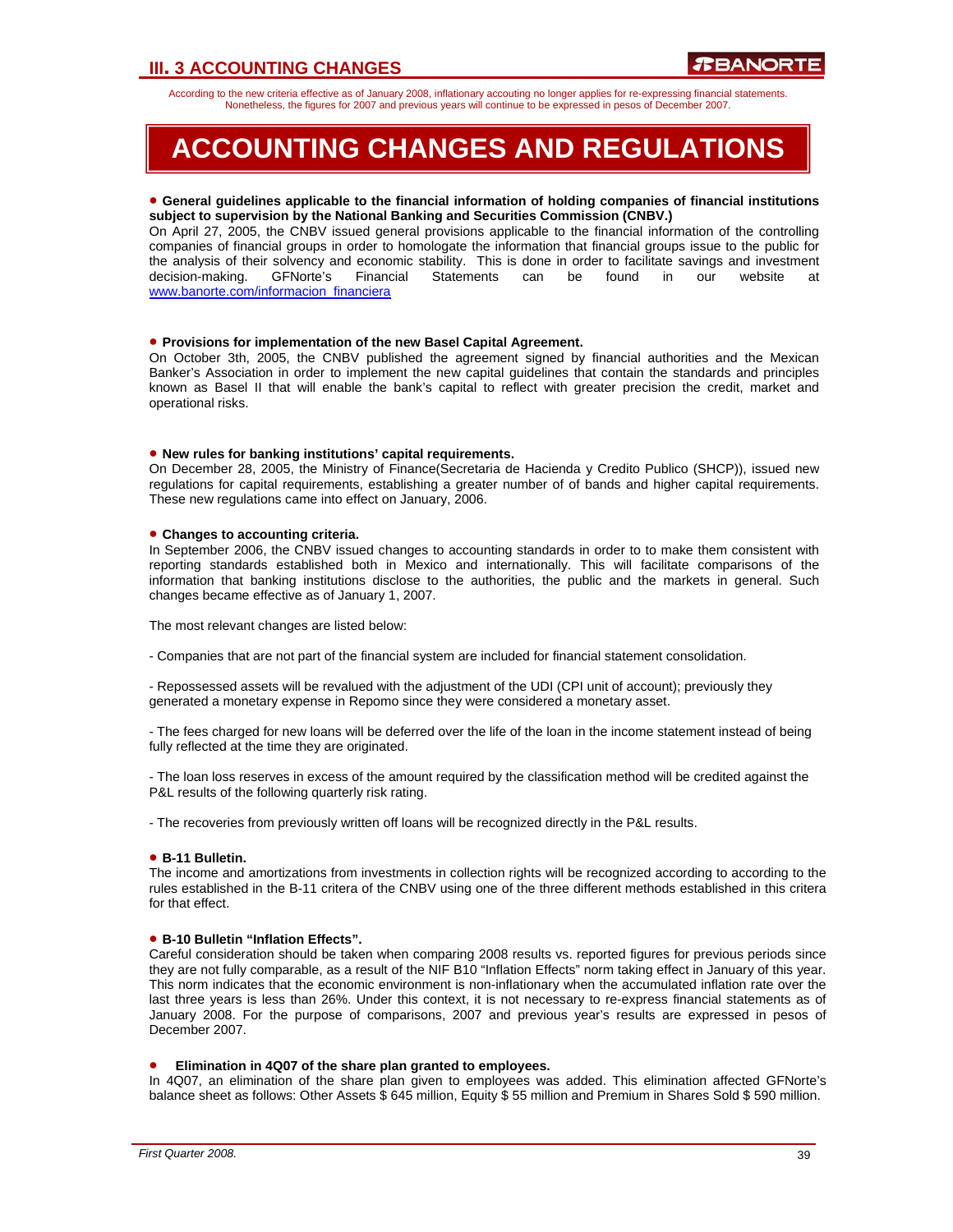According to the new criteria effective as of January 2008, inflationary accounting no longer applies for re-expressing financial statements. Nonetheless, the figures for 2007 and previous years will continue to be expressed in pesos of December 2007.

# ACCOUNTING CHANGES AND REGULATIONS

- **General guidelines applicable to the financial information of holding companies of financial institutions subject to supervision by the National Banking and Securities Commission (CNBV.)**

On April 27, 2005, the CNBV issued general provisions applicable to the financial information of the controlling companies of financial groups in order to homologate the information that financial groups issue to the public for the analysis of their solvency and economic stability. This is done in order to facilitate savings and investment decision-making. GFNorte's Financial Statements can be found in our website at www.banorte.com/informacion_financiera

- **Provisions for implementation of the new Basel Capital Agreement.**

On October 3th, 2005, the CNBV published the agreement signed by financial authorities and the Mexican Banker's Association in order to implement the new capital guidelines that contain the standards and principles known as Basel II that will enable the bank's capital to reflect with greater precision the credit, market and operational risks.

- **New rules for banking institutions' capital requirements.**

On December 28, 2005, the Ministry of Finance(Secretaria de Hacienda y Credito Publico (SHCP)), issued new regulations for capital requirements, establishing a greater number of of bands and higher capital requirements. These new regulations came into effect on January, 2006.

- **Changes to accounting criteria.**

In September 2006, the CNBV issued changes to accounting standards in order to to make them consistent with reporting standards established both in Mexico and internationally. This will facilitate comparisons of the information that banking institutions disclose to the authorities, the public and the markets in general. Such changes became effective as of January 1, 2007.

The most relevant changes are listed below:

- Companies that are not part of the financial system are included for financial statement consolidation.

- Repossessed assets will be revalued with the adjustment of the UDI (CPI unit of account); previously they generated a monetary expense in Repomo since they were considered a monetary asset.

- The fees charged for new loans will be deferred over the life of the loan in the income statement instead of being fully reflected at the time they are originated.

- The loan loss reserves in excess of the amount required by the classification method will be credited against the P&L results of the following quarterly risk rating.

- The recoveries from previously written off loans will be recognized directly in the P&L results.

- **B-11 Bulletin.**

The income and amortizations from investments in collection rights will be recognized according to according to the rules established in the B-11 critera of the CNBV using one of the three different methods established in this critera for that effect.

- **B-10 Bulletin "Inflation Effects".**

Careful consideration should be taken when comparing 2008 results vs. reported figures for previous periods since they are not fully comparable, as a result of the NIF B10 "Inflation Effects" norm taking effect in January of this year. This norm indicates that the economic environment is non-inflationary when the accumulated inflation rate over the last three years is less than 26%. Under this context, it is not necessary to re-express financial statements as of January 2008. For the purpose of comparisons, 2007 and previous year's results are expressed in pesos of December 2007.

- **Elimination in 4Q07 of the share plan granted to employees.**

In 4Q07, an elimination of the share plan given to employees was added. This elimination affected GFNorte's balance sheet as follows: Other Assets $ 645 million, Equity $ 55 million and Premium in Shares Sold $ 590 million.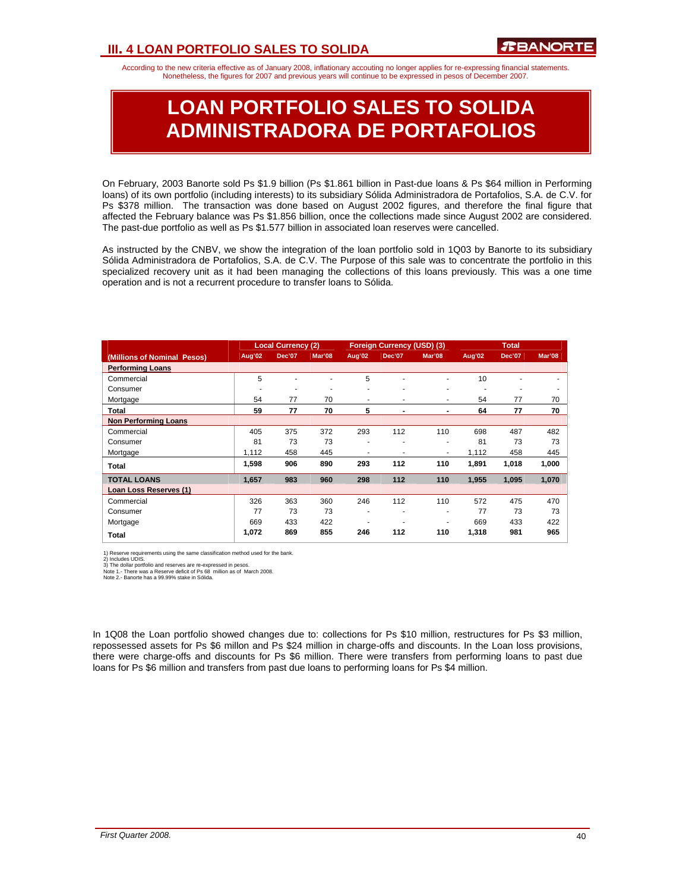## III. 4 LOAN PORTFOLIO SALES TO SOLIDA

According to the new criteria effective as of January 2008, inflationary accouting no longer applies for re-expressing financial statements. Nonetheless, the figures for 2007 and previous years will continue to be expressed in pesos of December 2007.

# LOAN PORTFOLIO SALES TO SOLIDA ADMINISTRADORA DE PORTAFOLIOS

On February, 2003 Banorte sold Ps $1.9 billion (Ps $1.861 billion in Past-due loans & Ps $64 million in Performing loans) of its own portfolio (including interests) to its subsidiary Sólida Administradora de Portafolios, S.A. de C.V. for Ps $378 million. The transaction was done based on August 2002 figures, and therefore the final figure that affected the February balance was Ps $1.856 billion, once the collections made since August 2002 are considered. The past-due portfolio as well as Ps $1.577 billion in associated loan reserves were cancelled.

As instructed by the CNBV, we show the integration of the loan portfolio sold in 1Q03 by Banorte to its subsidiary Sólida Administradora de Portafolios, S.A. de C.V. The Purpose of this sale was to concentrate the portfolio in this specialized recovery unit as it had been managing the collections of this loans previously. This was a one time operation and is not a recurrent procedure to transfer loans to Sólida.

| | Local Currency (2) | | | Foreign Currency (USD) (3) | | | Total | | |
|---|---|---|---|---|---|---|---|---|---|
| (Millions of Nominal Pesos) | Aug'02 | Dec'07 | Mar'08 | Aug'02 | Dec'07 | Mar'08 | Aug'02 | Dec'07 | Mar'08 |
| **Performing Loans** | | | | | | | | | |
| Commercial | 5 | - | - | 5 | - | - | 10 | - | - |
| Consumer | - | - | - | - | - | - | - | - | - |
| Mortgage | 54 | 77 | 70 | - | - | - | 54 | 77 | 70 |
| **Total** | **59** | **77** | **70** | **5** | **-** | **-** | **64** | **77** | **70** |
| **Non Performing Loans** | | | | | | | | | |
| Commercial | 405 | 375 | 372 | 293 | 112 | 110 | 698 | 487 | 482 |
| Consumer | 81 | 73 | 73 | - | - | - | 81 | 73 | 73 |
| Mortgage | 1,112 | 458 | 445 | - | - | - | 1,112 | 458 | 445 |
| **Total** | **1,598** | **906** | **890** | **293** | **112** | **110** | **1,891** | **1,018** | **1,000** |
| **TOTAL LOANS** | **1,657** | **983** | **960** | **298** | **112** | **110** | **1,955** | **1,095** | **1,070** |
| **Loan Loss Reserves (1)** | | | | | | | | | |
| Commercial | 326 | 363 | 360 | 246 | 112 | 110 | 572 | 475 | 470 |
| Consumer | 77 | 73 | 73 | - | - | - | 77 | 73 | 73 |
| Mortgage | 669 | 433 | 422 | - | - | - | 669 | 433 | 422 |
| **Total** | **1,072** | **869** | **855** | **246** | **112** | **110** | **1,318** | **981** | **965** |

1) Reserve requirements using the same classification method used for the bank.
2) Includes UDIS.
3) The dollar portfolio and reserves are re-expressed in pesos.
Note 1.- There was a Reserve deficit of Ps 68 million as of March 2008.
Note 2.- Banorte has a 99.99% stake in Sólida.

In 1Q08 the Loan portfolio showed changes due to: collections for Ps $10 million, restructures for Ps $3 million, repossessed assets for Ps $6 millon and Ps $24 million in charge-offs and discounts. In the Loan loss provisions, there were charge-offs and discounts for Ps $6 million. There were transfers from performing loans to past due loans for Ps $6 million and transfers from past due loans to performing loans for Ps $4 million.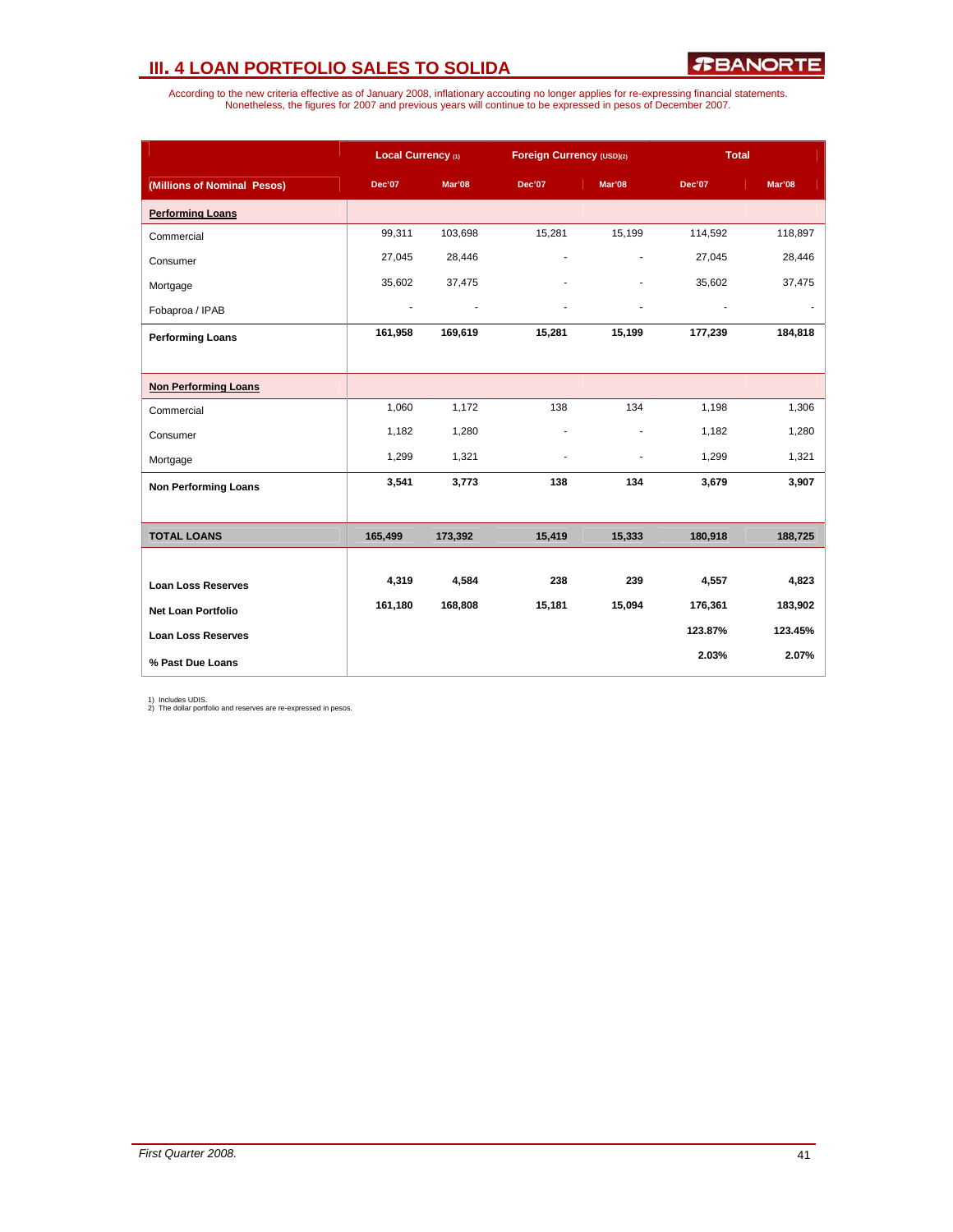# III. 4 LOAN PORTFOLIO SALES TO SOLIDA

According to the new criteria effective as of January 2008, inflationary accouting no longer applies for re-expressing financial statements. Nonetheless, the figures for 2007 and previous years will continue to be expressed in pesos of December 2007.

| | Local Currency (1) | | Foreign Currency (USD)(2) | | Total | |
|---|---|---|---|---|---|---|
| (Millions of Nominal Pesos) | Dec'07 | Mar'08 | Dec'07 | Mar'08 | Dec'07 | Mar'08 |
| **Performing Loans** | | | | | | |
| Commercial | 99,311 | 103,698 | 15,281 | 15,199 | 114,592 | 118,897 |
| Consumer | 27,045 | 28,446 | - | - | 27,045 | 28,446 |
| Mortgage | 35,602 | 37,475 | - | - | 35,602 | 37,475 |
| Fobaproa / IPAB | - | - | - | - | - | - |
| **Performing Loans** | **161,958** | **169,619** | **15,281** | **15,199** | **177,239** | **184,818** |
| **Non Performing Loans** | | | | | | |
| Commercial | 1,060 | 1,172 | 138 | 134 | 1,198 | 1,306 |
| Consumer | 1,182 | 1,280 | - | - | 1,182 | 1,280 |
| Mortgage | 1,299 | 1,321 | - | - | 1,299 | 1,321 |
| **Non Performing Loans** | **3,541** | **3,773** | **138** | **134** | **3,679** | **3,907** |
| **TOTAL LOANS** | **165,499** | **173,392** | **15,419** | **15,333** | **180,918** | **188,725** |
| **Loan Loss Reserves** | **4,319** | **4,584** | **238** | **239** | **4,557** | **4,823** |
| **Net Loan Portfolio** | **161,180** | **168,808** | **15,181** | **15,094** | **176,361** | **183,902** |
| **Loan Loss Reserves** | | | | | **123.87%** | **123.45%** |
| **% Past Due Loans** | | | | | **2.03%** | **2.07%** |

1) Includes UDIS.
2) The dollar portfolio and reserves are re-expressed in pesos.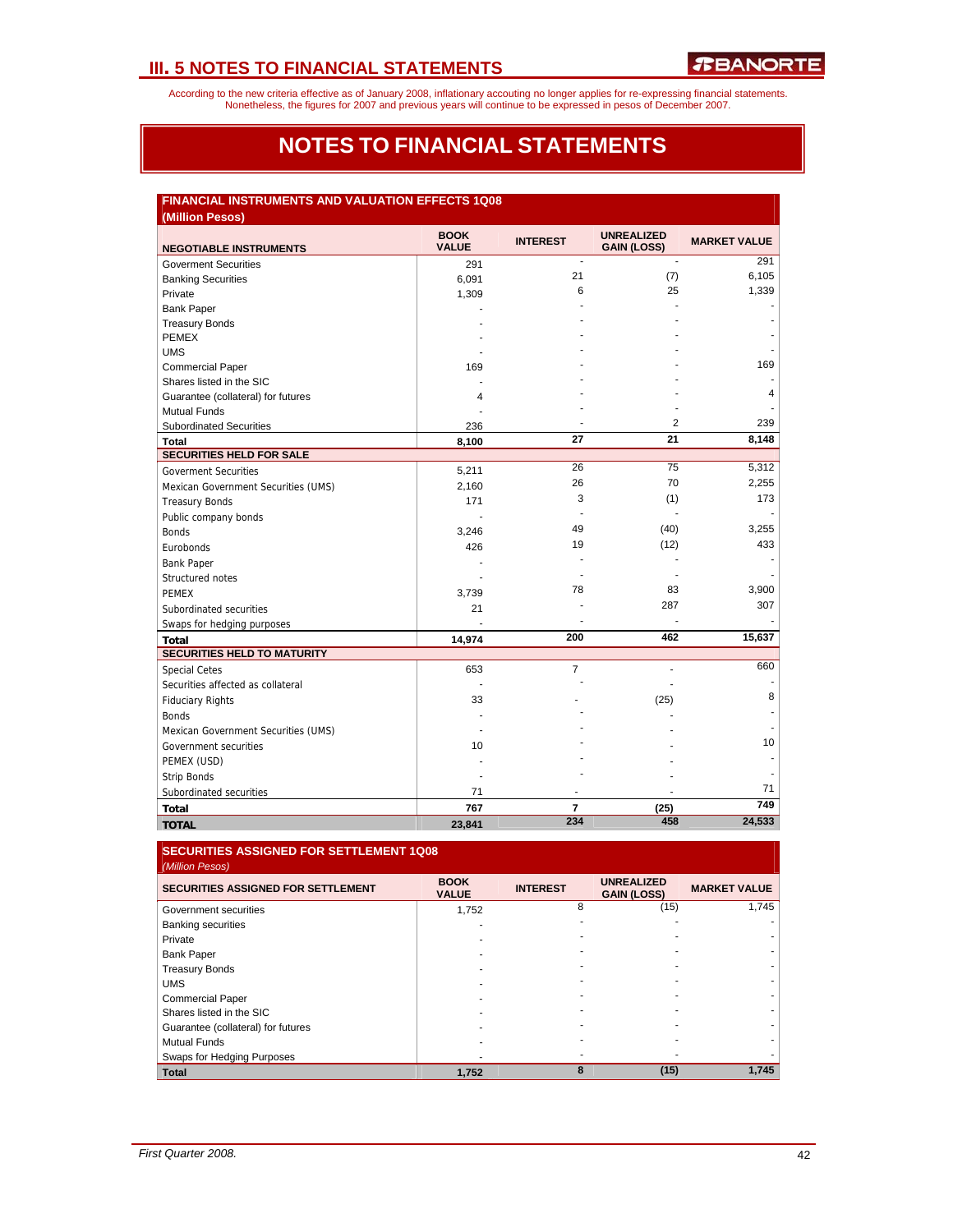According to the new criteria effective as of January 2008, inflationary accouting no longer applies for re-expressing financial statements. Nonetheless, the figures for 2007 and previous years will continue to be expressed in pesos of December 2007.

# NOTES TO FINANCIAL STATEMENTS

**FINANCIAL INSTRUMENTS AND VALUATION EFFECTS 1Q08**
**(Million Pesos)**

| NEGOTIABLE INSTRUMENTS | BOOK VALUE | INTEREST | UNREALIZED GAIN (LOSS) | MARKET VALUE |
|---|---|---|---|---|
| Goverment Securities | 291 | - | - | 291 |
| Banking Securities | 6,091 | 21 | (7) | 6,105 |
| Private | 1,309 | 6 | 25 | 1,339 |
| Bank Paper | - | - | - | - |
| Treasury Bonds | - | - | - | - |
| PEMEX | - | - | - | - |
| UMS | - | - | - | - |
| Commercial Paper | 169 | - | - | 169 |
| Shares listed in the SIC | - | - | - | - |
| Guarantee (collateral) for futures | 4 | - | - | 4 |
| Mutual Funds | - | - | - | - |
| Subordinated Securities | 236 | - | 2 | 239 |
| **Total** | **8,100** | **27** | **21** | **8,148** |
| **SECURITIES HELD FOR SALE** | | | | |
| Goverment Securities | 5,211 | 26 | 75 | 5,312 |
| Mexican Government Securities (UMS) | 2,160 | 26 | 70 | 2,255 |
| Treasury Bonds | 171 | 3 | (1) | 173 |
| Public company bonds | - | - | - | - |
| Bonds | 3,246 | 49 | (40) | 3,255 |
| Eurobonds | 426 | 19 | (12) | 433 |
| Bank Paper | - | - | - | - |
| Structured notes | - | - | - | - |
| PEMEX | 3,739 | 78 | 83 | 3,900 |
| Subordinated securities | 21 | - | 287 | 307 |
| Swaps for hedging purposes | - | - | - | - |
| **Total** | **14,974** | **200** | **462** | **15,637** |
| **SECURITIES HELD TO MATURITY** | | | | |
| Special Cetes | 653 | 7 | - | 660 |
| Securities affected as collateral | - | - | - | - |
| Fiduciary Rights | 33 | - | (25) | 8 |
| Bonds | - | - | - | - |
| Mexican Government Securities (UMS) | - | - | - | - |
| Government securities | 10 | - | - | 10 |
| PEMEX (USD) | - | - | - | - |
| Strip Bonds | - | - | - | - |
| Subordinated securities | 71 | - | - | 71 |
| **Total** | **767** | **7** | **(25)** | **749** |
| **TOTAL** | **23,841** | **234** | **458** | **24,533** |

**SECURITIES ASSIGNED FOR SETTLEMENT 1Q08**
*(Million Pesos)*

| SECURITIES ASSIGNED FOR SETTLEMENT | BOOK VALUE | INTEREST | UNREALIZED GAIN (LOSS) | MARKET VALUE |
|---|---|---|---|---|
| Government securities | 1,752 | 8 | (15) | 1,745 |
| Banking securities | - | - | - | - |
| Private | - | - | - | - |
| Bank Paper | - | - | - | - |
| Treasury Bonds | - | - | - | - |
| UMS | - | - | - | - |
| Commercial Paper | - | - | - | - |
| Shares listed in the SIC | - | - | - | - |
| Guarantee (collateral) for futures | - | - | - | - |
| Mutual Funds | - | - | - | - |
| Swaps for Hedging Purposes | - | - | - | - |
| **Total** | **1,752** | **8** | **(15)** | **1,745** |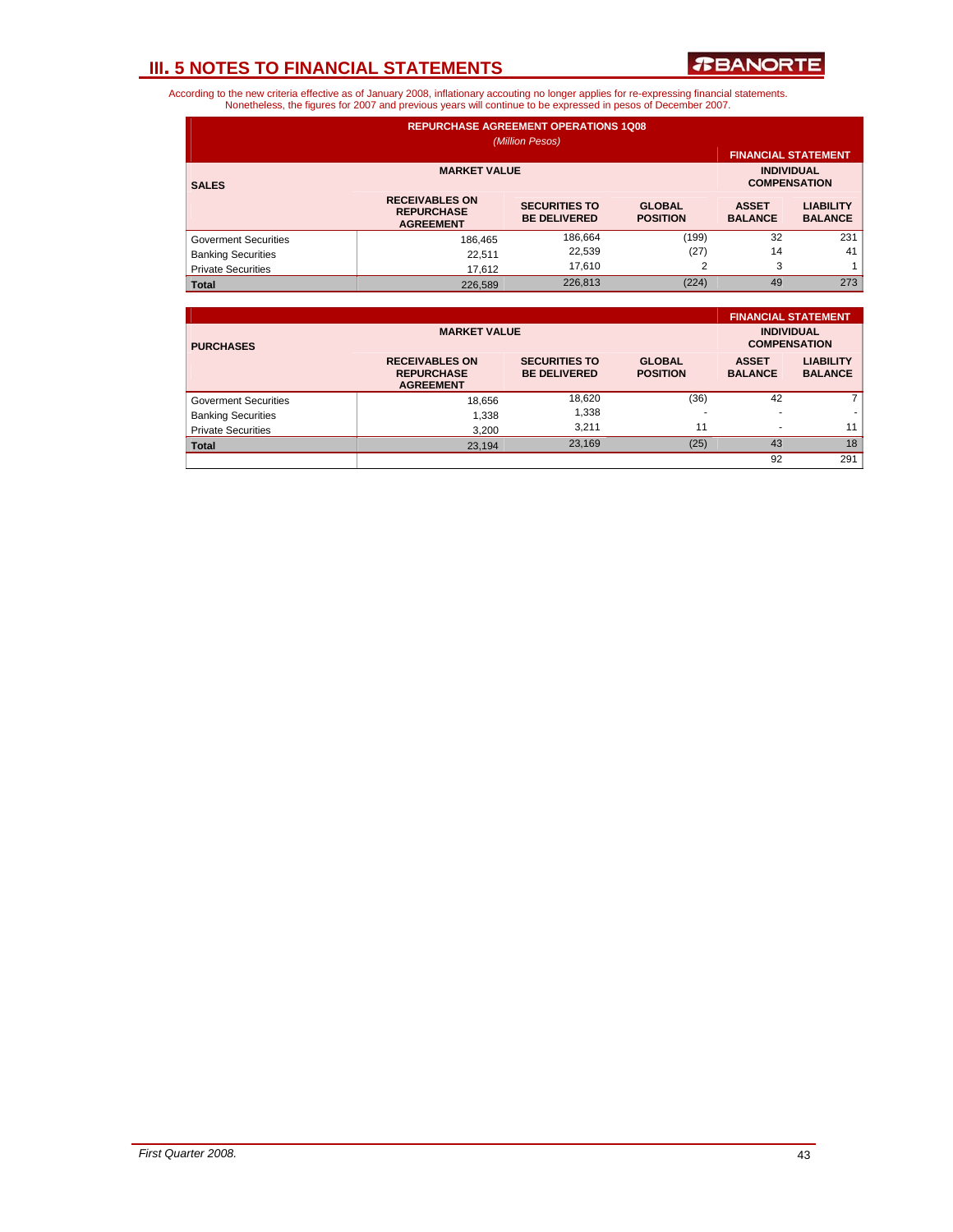## III. 5 NOTES TO FINANCIAL STATEMENTS

According to the new criteria effective as of January 2008, inflationary accouting no longer applies for re-expressing financial statements. Nonetheless, the figures for 2007 and previous years will continue to be expressed in pesos of December 2007.

**REPURCHASE AGREEMENT OPERATIONS 1Q08**
*(Million Pesos)*

| SALES | MARKET VALUE | | | FINANCIAL STATEMENT INDIVIDUAL COMPENSATION | |
|---|---|---|---|---|---|
| | RECEIVABLES ON REPURCHASE AGREEMENT | SECURITIES TO BE DELIVERED | GLOBAL POSITION | ASSET BALANCE | LIABILITY BALANCE |
| Goverment Securities | 186,465 | 186,664 | (199) | 32 | 231 |
| Banking Securities | 22,511 | 22,539 | (27) | 14 | 41 |
| Private Securities | 17,612 | 17,610 | 2 | 3 | 1 |
| **Total** | 226,589 | 226,813 | (224) | 49 | 273 |

| PURCHASES | MARKET VALUE | | | FINANCIAL STATEMENT INDIVIDUAL COMPENSATION | |
|---|---|---|---|---|---|
| | RECEIVABLES ON REPURCHASE AGREEMENT | SECURITIES TO BE DELIVERED | GLOBAL POSITION | ASSET BALANCE | LIABILITY BALANCE |
| Goverment Securities | 18,656 | 18,620 | (36) | 42 | 7 |
| Banking Securities | 1,338 | 1,338 | - | - | - |
| Private Securities | 3,200 | 3,211 | 11 | - | 11 |
| **Total** | 23,194 | 23,169 | (25) | 43 | 18 |
| | | | | 92 | 291 |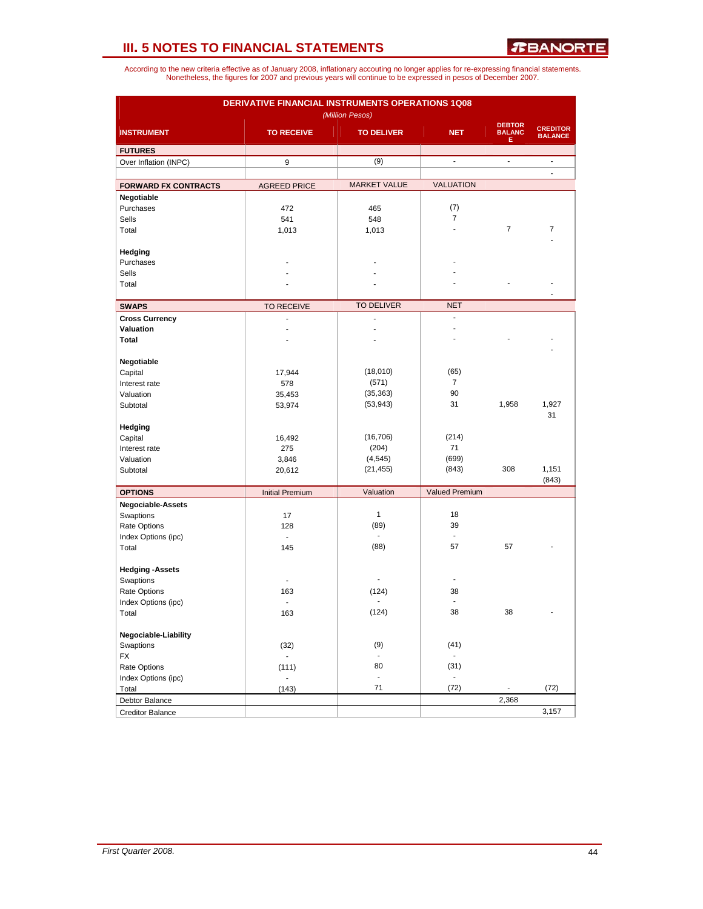# III. 5 NOTES TO FINANCIAL STATEMENTS

According to the new criteria effective as of January 2008, inflationary accouting no longer applies for re-expressing financial statements. Nonetheless, the figures for 2007 and previous years will continue to be expressed in pesos of December 2007.

**DERIVATIVE FINANCIAL INSTRUMENTS OPERATIONS 1Q08**

*(Million Pesos)*

| INSTRUMENT | TO RECEIVE | TO DELIVER | NET | DEBTOR BALANCE | CREDITOR BALANCE |
|---|---|---|---|---|---|
| **FUTURES** | | | | | |
| Over Inflation (INPC) | 9 | (9) | - | - | - |
| | | | | | - |
| **FORWARD FX CONTRACTS** | AGREED PRICE | MARKET VALUE | VALUATION | | |
| **Negotiable** | | | | | |
| Purchases | 472 | 465 | (7) | | |
| Sells | 541 | 548 | 7 | | |
| Total | 1,013 | 1,013 | - | 7 | 7 |
| | | | | | - |
| **Hedging** | | | | | |
| Purchases | - | - | - | | |
| Sells | - | - | - | | |
| Total | - | - | - | - | - |
| | | | | | - |
| **SWAPS** | TO RECEIVE | TO DELIVER | NET | | |
| **Cross Currency** | - | - | - | | |
| **Valuation** | - | - | - | | |
| **Total** | - | - | - | - | - |
| | | | | | - |
| **Negotiable** | | | | | |
| Capital | 17,944 | (18,010) | (65) | | |
| Interest rate | 578 | (571) | 7 | | |
| Valuation | 35,453 | (35,363) | 90 | | |
| Subtotal | 53,974 | (53,943) | 31 | 1,958 | 1,927 |
| | | | | | 31 |
| **Hedging** | | | | | |
| Capital | 16,492 | (16,706) | (214) | | |
| Interest rate | 275 | (204) | 71 | | |
| Valuation | 3,846 | (4,545) | (699) | | |
| Subtotal | 20,612 | (21,455) | (843) | 308 | 1,151 |
| | | | | | (843) |
| **OPTIONS** | Initial Premium | Valuation | Valued Premium | | |
| **Negociable-Assets** | | | | | |
| Swaptions | 17 | 1 | 18 | | |
| Rate Options | 128 | (89) | 39 | | |
| Index Options (ipc) | - | - | - | | |
| Total | 145 | (88) | 57 | 57 | - |
| **Hedging -Assets** | | | | | |
| Swaptions | - | - | - | | |
| Rate Options | 163 | (124) | 38 | | |
| Index Options (ipc) | - | - | - | | |
| Total | 163 | (124) | 38 | 38 | - |
| **Negociable-Liability** | | | | | |
| Swaptions | (32) | (9) | (41) | | |
| FX | - | - | - | | |
| Rate Options | (111) | 80 | (31) | | |
| Index Options (ipc) | - | - | - | | |
| Total | (143) | 71 | (72) | - | (72) |
| Debtor Balance | | | | 2,368 | |
| Creditor Balance | | | | | 3,157 |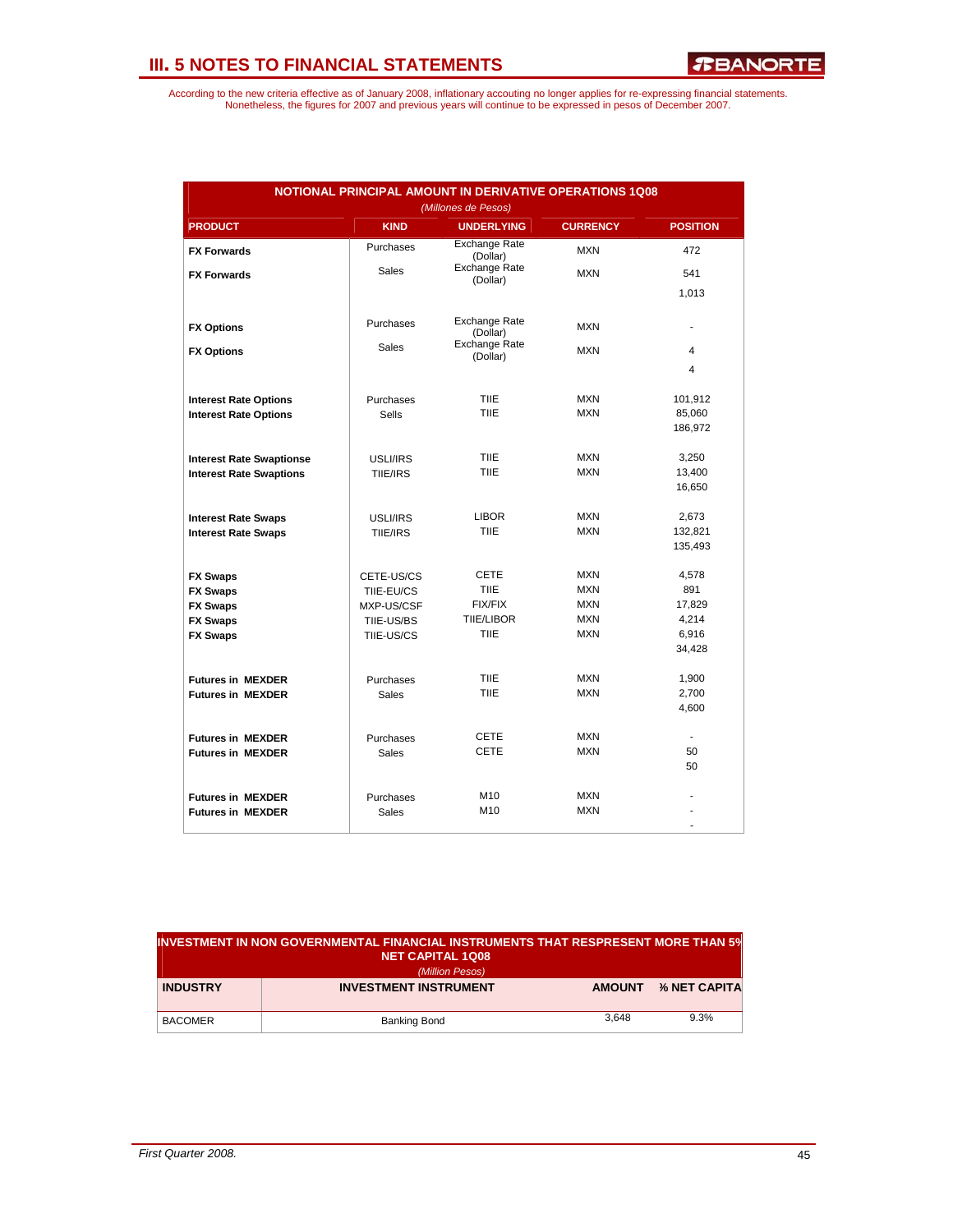## III. 5 NOTES TO FINANCIAL STATEMENTS

According to the new criteria effective as of January 2008, inflationary accouting no longer applies for re-expressing financial statements. Nonetheless, the figures for 2007 and previous years will continue to be expressed in pesos of December 2007.

| NOTIONAL PRINCIPAL AMOUNT IN DERIVATIVE OPERATIONS 1Q08 *(Millones de Pesos)* | | | | |
|---|---|---|---|---|
| **PRODUCT** | **KIND** | **UNDERLYING** | **CURRENCY** | **POSITION** |
| **FX Forwards** | Purchases | Exchange Rate (Dollar) | MXN | 472 |
| **FX Forwards** | Sales | Exchange Rate (Dollar) | MXN | 541 |
| | | | | 1,013 |
| **FX Options** | Purchases | Exchange Rate (Dollar) | MXN | - |
| **FX Options** | Sales | Exchange Rate (Dollar) | MXN | 4 |
| | | | | 4 |
| **Interest Rate Options** | Purchases | TIIE | MXN | 101,912 |
| **Interest Rate Options** | Sells | TIIE | MXN | 85,060 |
| | | | | 186,972 |
| **Interest Rate Swaptionse** | USLI/IRS | TIIE | MXN | 3,250 |
| **Interest Rate Swaptions** | TIIE/IRS | TIIE | MXN | 13,400 |
| | | | | 16,650 |
| **Interest Rate Swaps** | USLI/IRS | LIBOR | MXN | 2,673 |
| **Interest Rate Swaps** | TIIE/IRS | TIIE | MXN | 132,821 |
| | | | | 135,493 |
| **FX Swaps** | CETE-US/CS | CETE | MXN | 4,578 |
| **FX Swaps** | TIIE-EU/CS | TIIE | MXN | 891 |
| **FX Swaps** | MXP-US/CSF | FIX/FIX | MXN | 17,829 |
| **FX Swaps** | TIIE-US/BS | TIIE/LIBOR | MXN | 4,214 |
| **FX Swaps** | TIIE-US/CS | TIIE | MXN | 6,916 |
| | | | | 34,428 |
| **Futures in MEXDER** | Purchases | TIIE | MXN | 1,900 |
| **Futures in MEXDER** | Sales | TIIE | MXN | 2,700 |
| | | | | 4,600 |
| **Futures in MEXDER** | Purchases | CETE | MXN | - |
| **Futures in MEXDER** | Sales | CETE | MXN | 50 |
| | | | | 50 |
| **Futures in MEXDER** | Purchases | M10 | MXN | - |
| **Futures in MEXDER** | Sales | M10 | MXN | - |
| | | | | - |

| INVESTMENT IN NON GOVERNMENTAL FINANCIAL INSTRUMENTS THAT RESPRESENT MORE THAN 5% NET CAPITAL 1Q08 *(Million Pesos)* | | | |
|---|---|---|---|
| **INDUSTRY** | **INVESTMENT INSTRUMENT** | **AMOUNT** | **% NET CAPITA** |
| BACOMER | Banking Bond | 3,648 | 9.3% |

*First Quarter 2008.*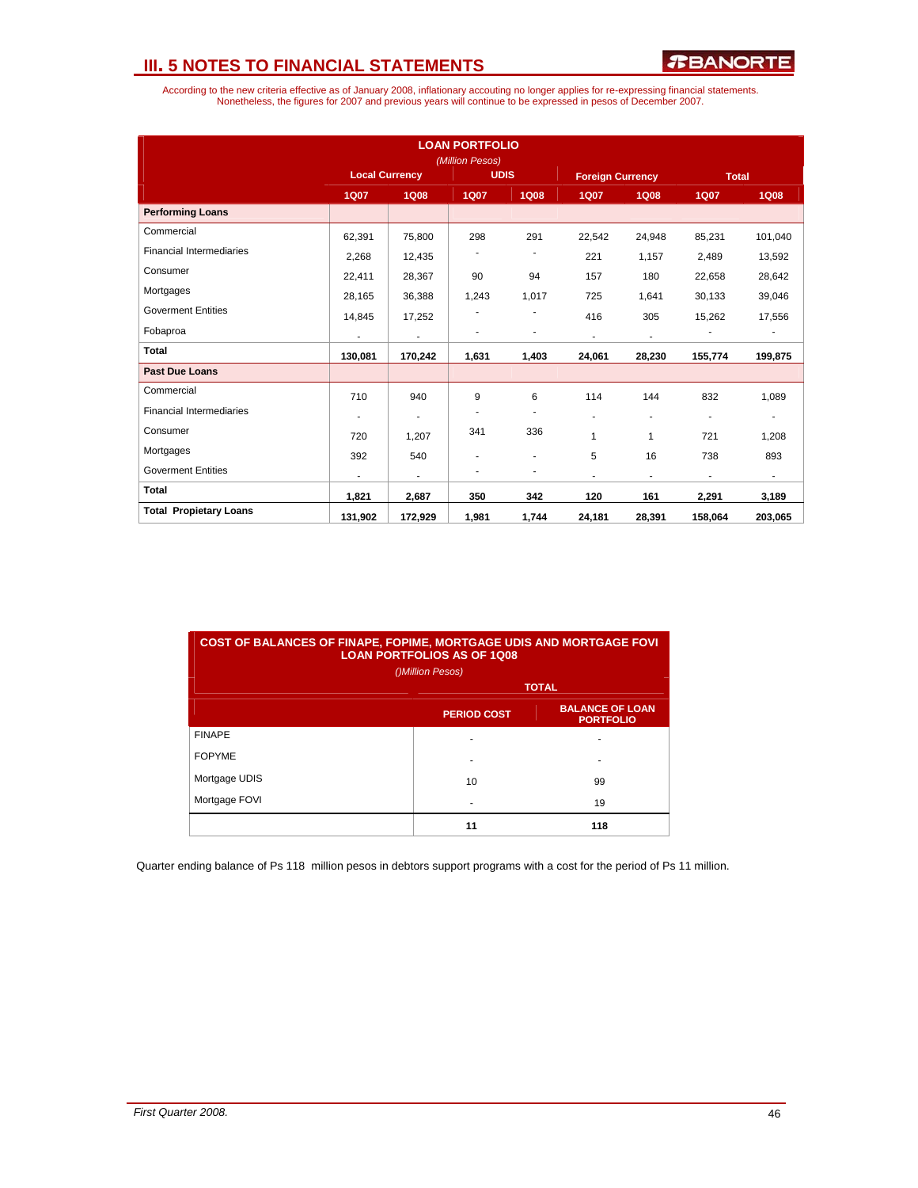# III. 5 NOTES TO FINANCIAL STATEMENTS

According to the new criteria effective as of January 2008, inflationary accouting no longer applies for re-expressing financial statements. Nonetheless, the figures for 2007 and previous years will continue to be expressed in pesos of December 2007.

| LOAN PORTFOLIO (Million Pesos) | Local Currency | | UDIS | | Foreign Currency | | Total | |
|---|---|---|---|---|---|---|---|---|
| | 1Q07 | 1Q08 | 1Q07 | 1Q08 | 1Q07 | 1Q08 | 1Q07 | 1Q08 |
| **Performing Loans** | | | | | | | | |
| Commercial | 62,391 | 75,800 | 298 | 291 | 22,542 | 24,948 | 85,231 | 101,040 |
| Financial Intermediaries | 2,268 | 12,435 | - | - | 221 | 1,157 | 2,489 | 13,592 |
| Consumer | 22,411 | 28,367 | 90 | 94 | 157 | 180 | 22,658 | 28,642 |
| Mortgages | 28,165 | 36,388 | 1,243 | 1,017 | 725 | 1,641 | 30,133 | 39,046 |
| Goverment Entities | 14,845 | 17,252 | - | - | 416 | 305 | 15,262 | 17,556 |
| Fobaproa | - | - | - | - | - | - | - | - |
| **Total** | **130,081** | **170,242** | **1,631** | **1,403** | **24,061** | **28,230** | **155,774** | **199,875** |
| **Past Due Loans** | | | | | | | | |
| Commercial | 710 | 940 | 9 | 6 | 114 | 144 | 832 | 1,089 |
| Financial Intermediaries | - | - | - | - | - | - | - | - |
| Consumer | 720 | 1,207 | 341 | 336 | 1 | 1 | 721 | 1,208 |
| Mortgages | 392 | 540 | - | - | 5 | 16 | 738 | 893 |
| Goverment Entities | - | - | - | - | - | - | - | - |
| **Total** | **1,821** | **2,687** | **350** | **342** | **120** | **161** | **2,291** | **3,189** |
| **Total Propietary Loans** | **131,902** | **172,929** | **1,981** | **1,744** | **24,181** | **28,391** | **158,064** | **203,065** |

| COST OF BALANCES OF FINAPE, FOPIME, MORTGAGE UDIS AND MORTGAGE FOVI LOAN PORTFOLIOS AS OF 1Q08 ()Million Pesos) | TOTAL | |
|---|---|---|
| | PERIOD COST | BALANCE OF LOAN PORTFOLIO |
| FINAPE | - | - |
| FOPYME | - | - |
| Mortgage UDIS | 10 | 99 |
| Mortgage FOVI | - | 19 |
| | **11** | **118** |

Quarter ending balance of Ps 118 million pesos in debtors support programs with a cost for the period of Ps 11 million.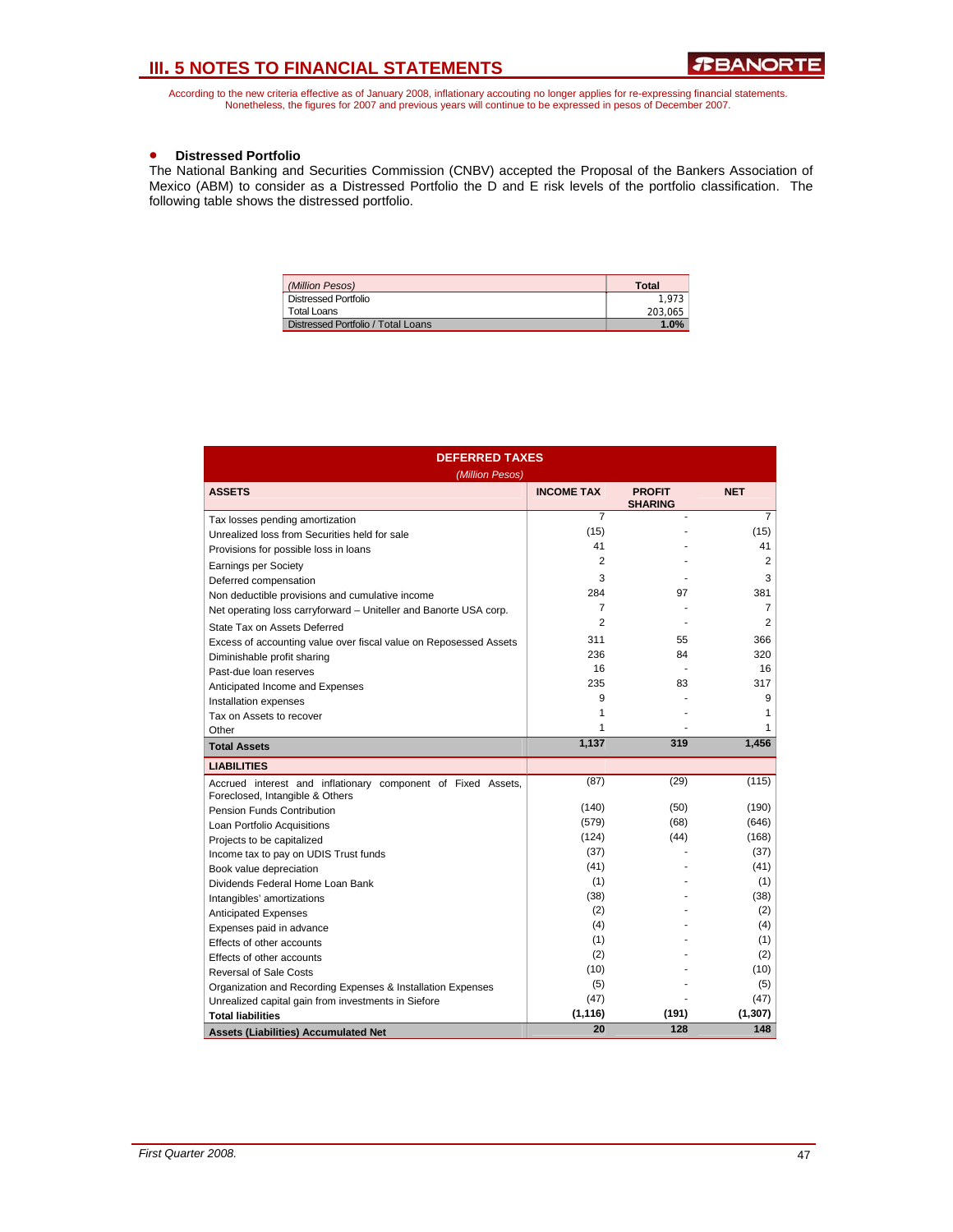# III. 5 NOTES TO FINANCIAL STATEMENTS

According to the new criteria effective as of January 2008, inflationary accouting no longer applies for re-expressing financial statements. Nonetheless, the figures for 2007 and previous years will continue to be expressed in pesos of December 2007.

- **Distressed Portfolio**

The National Banking and Securities Commission (CNBV) accepted the Proposal of the Bankers Association of Mexico (ABM) to consider as a Distressed Portfolio the D and E risk levels of the portfolio classification. The following table shows the distressed portfolio.

| *(Million Pesos)* | **Total** |
|---|---|
| Distressed Portfolio | 1,973 |
| Total Loans | 203,065 |
| Distressed Portfolio / Total Loans | **1.0%** |

**DEFERRED TAXES**

*(Million Pesos)*

| ASSETS | INCOME TAX | PROFIT SHARING | NET |
|---|---|---|---|
| Tax losses pending amortization | 7 | - | 7 |
| Unrealized loss from Securities held for sale | (15) | - | (15) |
| Provisions for possible loss in loans | 41 | - | 41 |
| Earnings per Society | 2 | - | 2 |
| Deferred compensation | 3 | - | 3 |
| Non deductible provisions and cumulative income | 284 | 97 | 381 |
| Net operating loss carryforward – Uniteller and Banorte USA corp. | 7 | - | 7 |
| State Tax on Assets Deferred | 2 | - | 2 |
| Excess of accounting value over fiscal value on Reposessed Assets | 311 | 55 | 366 |
| Diminishable profit sharing | 236 | 84 | 320 |
| Past-due loan reserves | 16 | - | 16 |
| Anticipated Income and Expenses | 235 | 83 | 317 |
| Installation expenses | 9 | - | 9 |
| Tax on Assets to recover | 1 | - | 1 |
| Other | 1 | - | 1 |
| **Total Assets** | **1,137** | **319** | **1,456** |
| **LIABILITIES** | | | |
| Accrued interest and inflationary component of Fixed Assets, Foreclosed, Intangible & Others | (87) | (29) | (115) |
| Pension Funds Contribution | (140) | (50) | (190) |
| Loan Portfolio Acquisitions | (579) | (68) | (646) |
| Projects to be capitalized | (124) | (44) | (168) |
| Income tax to pay on UDIS Trust funds | (37) | - | (37) |
| Book value depreciation | (41) | - | (41) |
| Dividends Federal Home Loan Bank | (1) | - | (1) |
| Intangibles' amortizations | (38) | - | (38) |
| Anticipated Expenses | (2) | - | (2) |
| Expenses paid in advance | (4) | - | (4) |
| Effects of other accounts | (1) | - | (1) |
| Effects of other accounts | (2) | - | (2) |
| Reversal of Sale Costs | (10) | - | (10) |
| Organization and Recording Expenses & Installation Expenses | (5) | - | (5) |
| Unrealized capital gain from investments in Siefore | (47) | - | (47) |
| **Total liabilities** | **(1,116)** | **(191)** | **(1,307)** |
| **Assets (Liabilities) Accumulated Net** | **20** | **128** | **148** |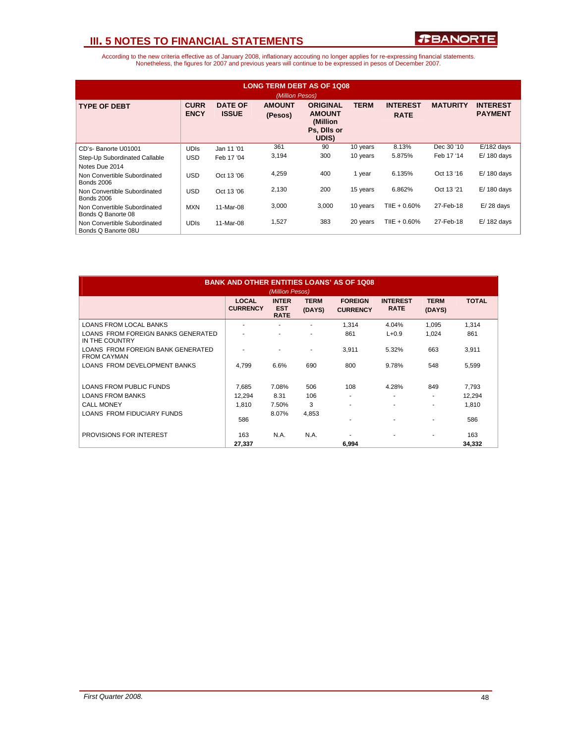# III. 5 NOTES TO FINANCIAL STATEMENTS

According to the new criteria effective as of January 2008, inflationary accouting no longer applies for re-expressing financial statements. Nonetheless, the figures for 2007 and previous years will continue to be expressed in pesos of December 2007.

**LONG TERM DEBT AS OF 1Q08**
*(Million Pesos)*

| TYPE OF DEBT | CURRENCY | DATE OF ISSUE | AMOUNT (Pesos) | ORIGINAL AMOUNT (Million Ps, Dlls or UDIS) | TERM | INTEREST RATE | MATURITY | INTEREST PAYMENT |
|---|---|---|---|---|---|---|---|---|
| CD's- Banorte U01001 | UDIs | Jan 11 '01 | 361 | 90 | 10 years | 8.13% | Dec 30 '10 | E/182 days |
| Step-Up Subordinated Callable Notes Due 2014 | USD | Feb 17 '04 | 3,194 | 300 | 10 years | 5.875% | Feb 17 '14 | E/ 180 days |
| Non Convertible Subordinated Bonds 2006 | USD | Oct 13 '06 | 4,259 | 400 | 1 year | 6.135% | Oct 13 '16 | E/ 180 days |
| Non Convertible Subordinated Bonds 2006 | USD | Oct 13 '06 | 2,130 | 200 | 15 years | 6.862% | Oct 13 '21 | E/ 180 days |
| Non Convertible Subordinated Bonds Q Banorte 08 | MXN | 11-Mar-08 | 3,000 | 3,000 | 10 years | TIIE + 0.60% | 27-Feb-18 | E/ 28 days |
| Non Convertible Subordinated Bonds Q Banorte 08U | UDIs | 11-Mar-08 | 1,527 | 383 | 20 years | TIIE + 0.60% | 27-Feb-18 | E/ 182 days |

**BANK AND OTHER ENTITIES LOANS' AS OF 1Q08**
*(Million Pesos)*

| | LOCAL CURRENCY | INTEREST RATE | TERM (DAYS) | FOREIGN CURRENCY | INTEREST RATE | TERM (DAYS) | TOTAL |
|---|---|---|---|---|---|---|---|
| LOANS FROM LOCAL BANKS | - | - | - | 1,314 | 4.04% | 1,095 | 1,314 |
| LOANS FROM FOREIGN BANKS GENERATED IN THE COUNTRY | - | - | - | 861 | L+0.9 | 1,024 | 861 |
| LOANS FROM FOREIGN BANK GENERATED FROM CAYMAN | - | - | - | 3,911 | 5.32% | 663 | 3,911 |
| LOANS FROM DEVELOPMENT BANKS | 4,799 | 6.6% | 690 | 800 | 9.78% | 548 | 5,599 |
| LOANS FROM PUBLIC FUNDS | 7,685 | 7.08% | 506 | 108 | 4.28% | 849 | 7,793 |
| LOANS FROM BANKS | 12,294 | 8.31 | 106 | - | - | - | 12,294 |
| CALL MONEY | 1,810 | 7.50% | 3 | - | - | - | 1,810 |
| LOANS FROM FIDUCIARY FUNDS | 586 | 8.07% | 4,853 | - | - | - | 586 |
| PROVISIONS FOR INTEREST | 163 | N.A. | N.A. | - | - | - | 163 |
| | **27,337** | | | **6,994** | | | **34,332** |

*First Quarter 2008.*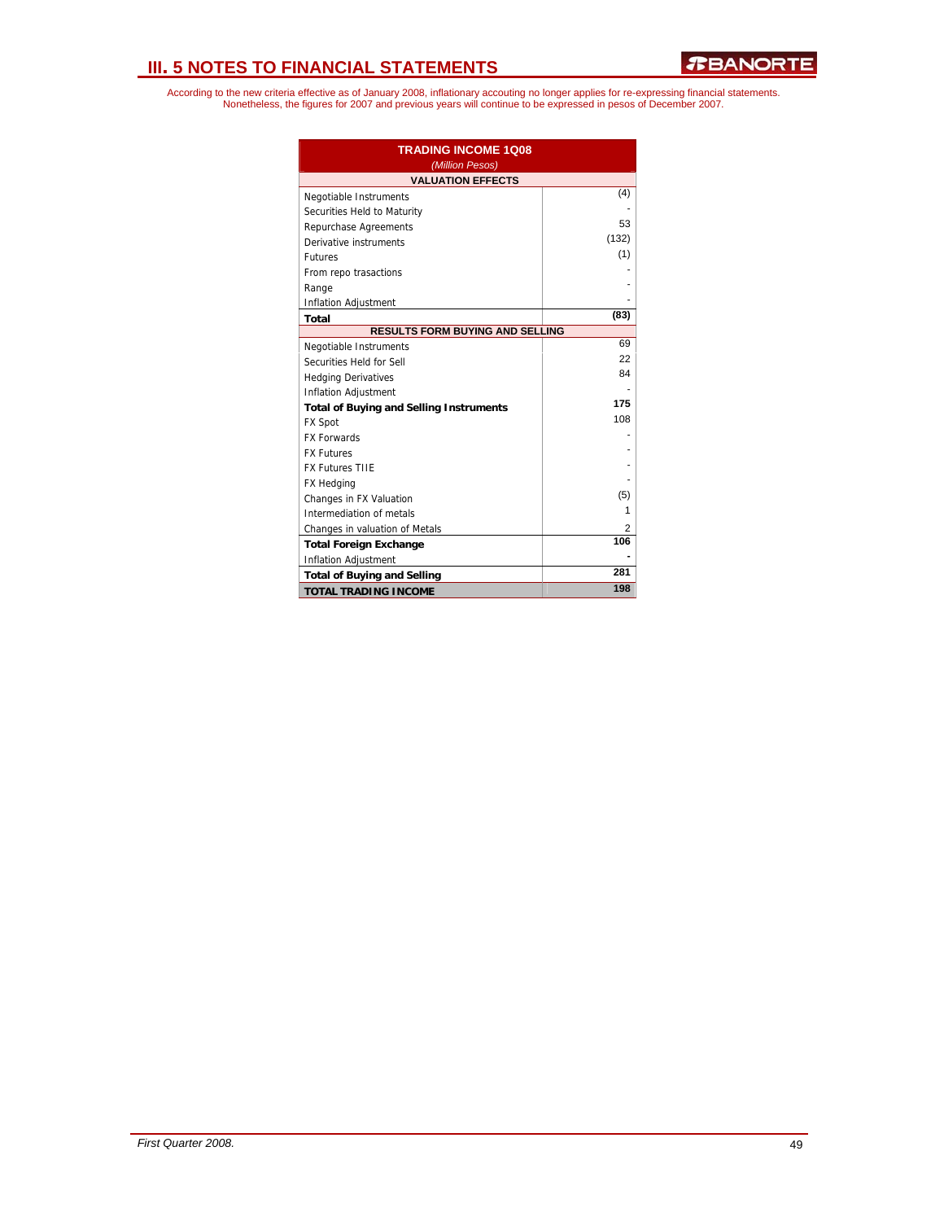## III. 5 NOTES TO FINANCIAL STATEMENTS

According to the new criteria effective as of January 2008, inflationary accouting no longer applies for re-expressing financial statements. Nonetheless, the figures for 2007 and previous years will continue to be expressed in pesos of December 2007.

| TRADING INCOME 1Q08 *(Million Pesos)* | |
|---|---|
| **VALUATION EFFECTS** | |
| Negotiable Instruments | (4) |
| Securities Held to Maturity | - |
| Repurchase Agreements | 53 |
| Derivative instruments | (132) |
| Futures | (1) |
| From repo trasactions | - |
| Range | - |
| Inflation Adjustment | - |
| **Total** | **(83)** |
| **RESULTS FORM BUYING AND SELLING** | |
| Negotiable Instruments | 69 |
| Securities Held for Sell | 22 |
| Hedging Derivatives | 84 |
| Inflation Adjustment | - |
| **Total of Buying and Selling Instruments** | **175** |
| FX Spot | 108 |
| FX Forwards | - |
| FX Futures | - |
| FX Futures TIIE | - |
| FX Hedging | - |
| Changes in FX Valuation | (5) |
| Intermediation of metals | 1 |
| Changes in valuation of Metals | 2 |
| **Total Foreign Exchange** | **106** |
| Inflation Adjustment | **-** |
| **Total of Buying and Selling** | **281** |
| **TOTAL TRADING INCOME** | **198** |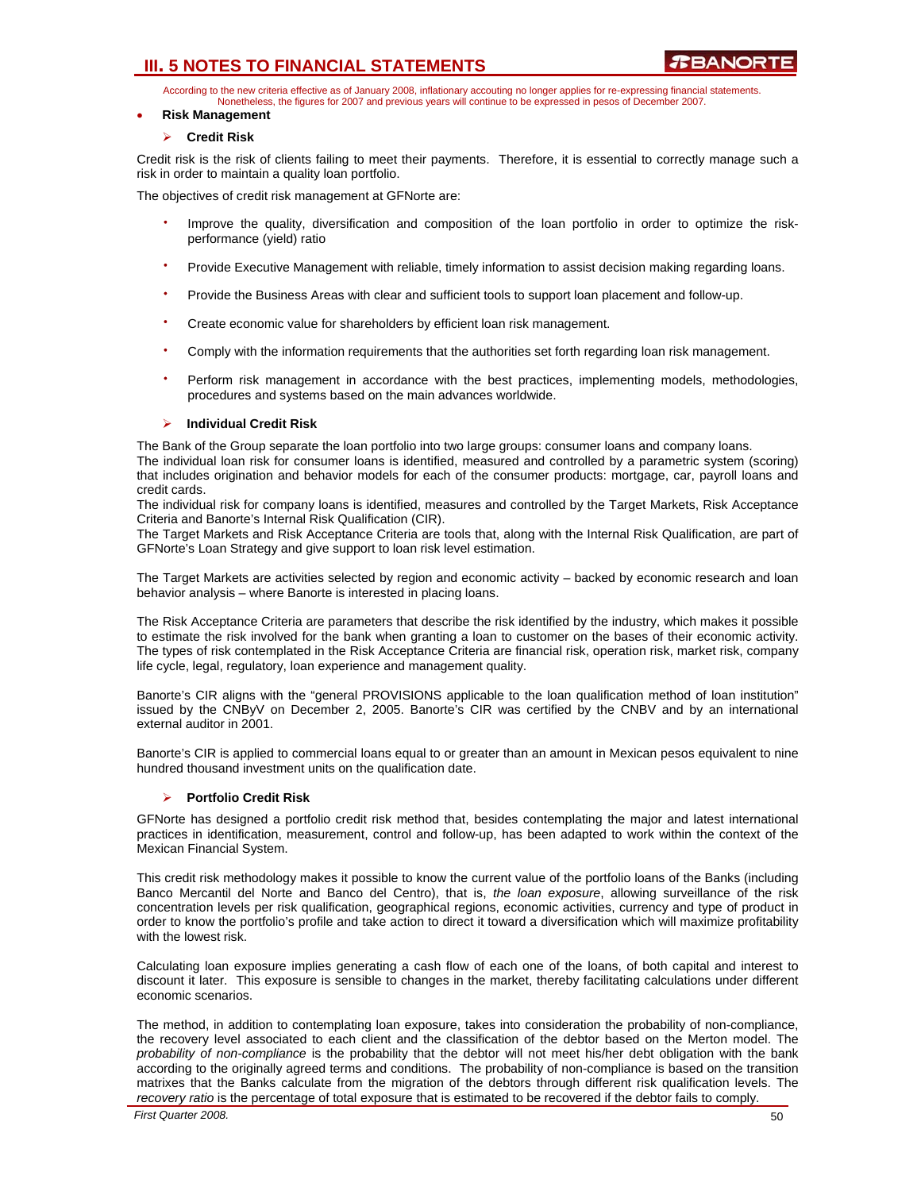According to the new criteria effective as of January 2008, inflationary accouting no longer applies for re-expressing financial statements. Nonetheless, the figures for 2007 and previous years will continue to be expressed in pesos of December 2007.

- **Risk Management**

### Credit Risk

Credit risk is the risk of clients failing to meet their payments. Therefore, it is essential to correctly manage such a risk in order to maintain a quality loan portfolio.

The objectives of credit risk management at GFNorte are:

- Improve the quality, diversification and composition of the loan portfolio in order to optimize the risk-performance (yield) ratio
- Provide Executive Management with reliable, timely information to assist decision making regarding loans.
- Provide the Business Areas with clear and sufficient tools to support loan placement and follow-up.
- Create economic value for shareholders by efficient loan risk management.
- Comply with the information requirements that the authorities set forth regarding loan risk management.
- Perform risk management in accordance with the best practices, implementing models, methodologies, procedures and systems based on the main advances worldwide.

### Individual Credit Risk

The Bank of the Group separate the loan portfolio into two large groups: consumer loans and company loans.
The individual loan risk for consumer loans is identified, measured and controlled by a parametric system (scoring) that includes origination and behavior models for each of the consumer products: mortgage, car, payroll loans and credit cards.
The individual risk for company loans is identified, measures and controlled by the Target Markets, Risk Acceptance Criteria and Banorte's Internal Risk Qualification (CIR).
The Target Markets and Risk Acceptance Criteria are tools that, along with the Internal Risk Qualification, are part of GFNorte's Loan Strategy and give support to loan risk level estimation.

The Target Markets are activities selected by region and economic activity – backed by economic research and loan behavior analysis – where Banorte is interested in placing loans.

The Risk Acceptance Criteria are parameters that describe the risk identified by the industry, which makes it possible to estimate the risk involved for the bank when granting a loan to customer on the bases of their economic activity. The types of risk contemplated in the Risk Acceptance Criteria are financial risk, operation risk, market risk, company life cycle, legal, regulatory, loan experience and management quality.

Banorte's CIR aligns with the "general PROVISIONS applicable to the loan qualification method of loan institution" issued by the CNByV on December 2, 2005. Banorte's CIR was certified by the CNBV and by an international external auditor in 2001.

Banorte's CIR is applied to commercial loans equal to or greater than an amount in Mexican pesos equivalent to nine hundred thousand investment units on the qualification date.

### Portfolio Credit Risk

GFNorte has designed a portfolio credit risk method that, besides contemplating the major and latest international practices in identification, measurement, control and follow-up, has been adapted to work within the context of the Mexican Financial System.

This credit risk methodology makes it possible to know the current value of the portfolio loans of the Banks (including Banco Mercantil del Norte and Banco del Centro), that is, *the loan exposure*, allowing surveillance of the risk concentration levels per risk qualification, geographical regions, economic activities, currency and type of product in order to know the portfolio's profile and take action to direct it toward a diversification which will maximize profitability with the lowest risk.

Calculating loan exposure implies generating a cash flow of each one of the loans, of both capital and interest to discount it later. This exposure is sensible to changes in the market, thereby facilitating calculations under different economic scenarios.

The method, in addition to contemplating loan exposure, takes into consideration the probability of non-compliance, the recovery level associated to each client and the classification of the debtor based on the Merton model. The *probability of non-compliance* is the probability that the debtor will not meet his/her debt obligation with the bank according to the originally agreed terms and conditions. The probability of non-compliance is based on the transition matrixes that the Banks calculate from the migration of the debtors through different risk qualification levels. The *recovery ratio* is the percentage of total exposure that is estimated to be recovered if the debtor fails to comply.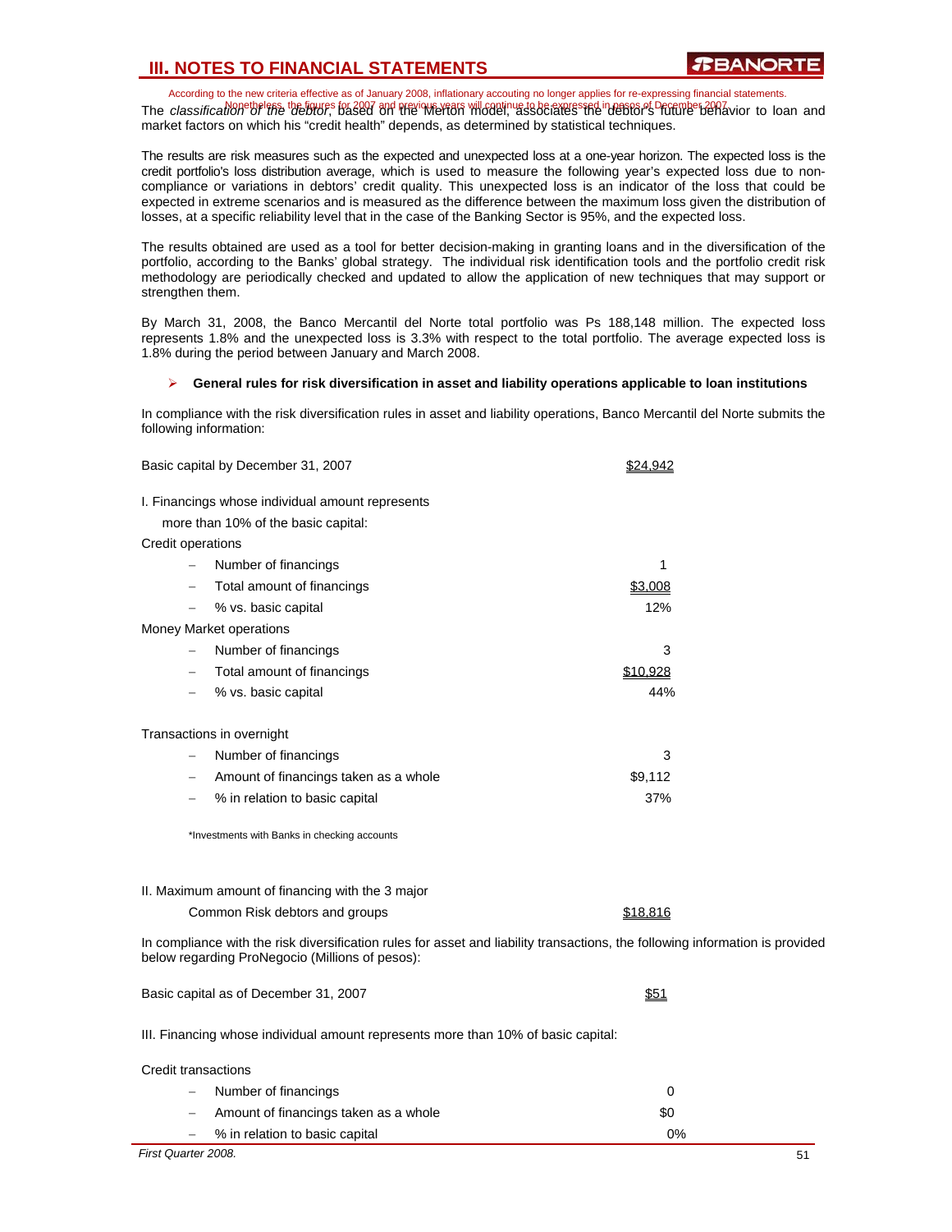The *classification of the debtor*, based on the Merton model, associates the debtor's future behavior to loan and market factors on which his "credit health" depends, as determined by statistical techniques.

The results are risk measures such as the expected and unexpected loss at a one-year horizon. The expected loss is the credit portfolio's loss distribution average, which is used to measure the following year's expected loss due to non-compliance or variations in debtors' credit quality. This unexpected loss is an indicator of the loss that could be expected in extreme scenarios and is measured as the difference between the maximum loss given the distribution of losses, at a specific reliability level that in the case of the Banking Sector is 95%, and the expected loss.

The results obtained are used as a tool for better decision-making in granting loans and in the diversification of the portfolio, according to the Banks' global strategy. The individual risk identification tools and the portfolio credit risk methodology are periodically checked and updated to allow the application of new techniques that may support or strengthen them.

By March 31, 2008, the Banco Mercantil del Norte total portfolio was Ps 188,148 million. The expected loss represents 1.8% and the unexpected loss is 3.3% with respect to the total portfolio. The average expected loss is 1.8% during the period between January and March 2008.

- **General rules for risk diversification in asset and liability operations applicable to loan institutions**

In compliance with the risk diversification rules in asset and liability operations, Banco Mercantil del Norte submits the following information:

| | |
|---|---|
| Basic capital by December 31, 2007 | $24,942 |
| I. Financings whose individual amount represents more than 10% of the basic capital: | |
| Credit operations | |
| – Number of financings | 1 |
| – Total amount of financings | $3,008 |
| – % vs. basic capital | 12% |
| Money Market operations | |
| – Number of financings | 3 |
| – Total amount of financings | $10,928 |
| – % vs. basic capital | 44% |
| Transactions in overnight | |
| – Number of financings | 3 |
| – Amount of financings taken as a whole | $9,112 |
| – % in relation to basic capital | 37% |

*Investments with Banks in checking accounts

| | |
|---|---|
| II. Maximum amount of financing with the 3 major Common Risk debtors and groups | $18,816 |

In compliance with the risk diversification rules for asset and liability transactions, the following information is provided below regarding ProNegocio (Millions of pesos):

| | |
|---|---|
| Basic capital as of December 31, 2007 | $51 |

III. Financing whose individual amount represents more than 10% of basic capital:

| | |
|---|---|
| Credit transactions | |
| – Number of financings | 0 |
| – Amount of financings taken as a whole | $0 |
| – % in relation to basic capital | 0% |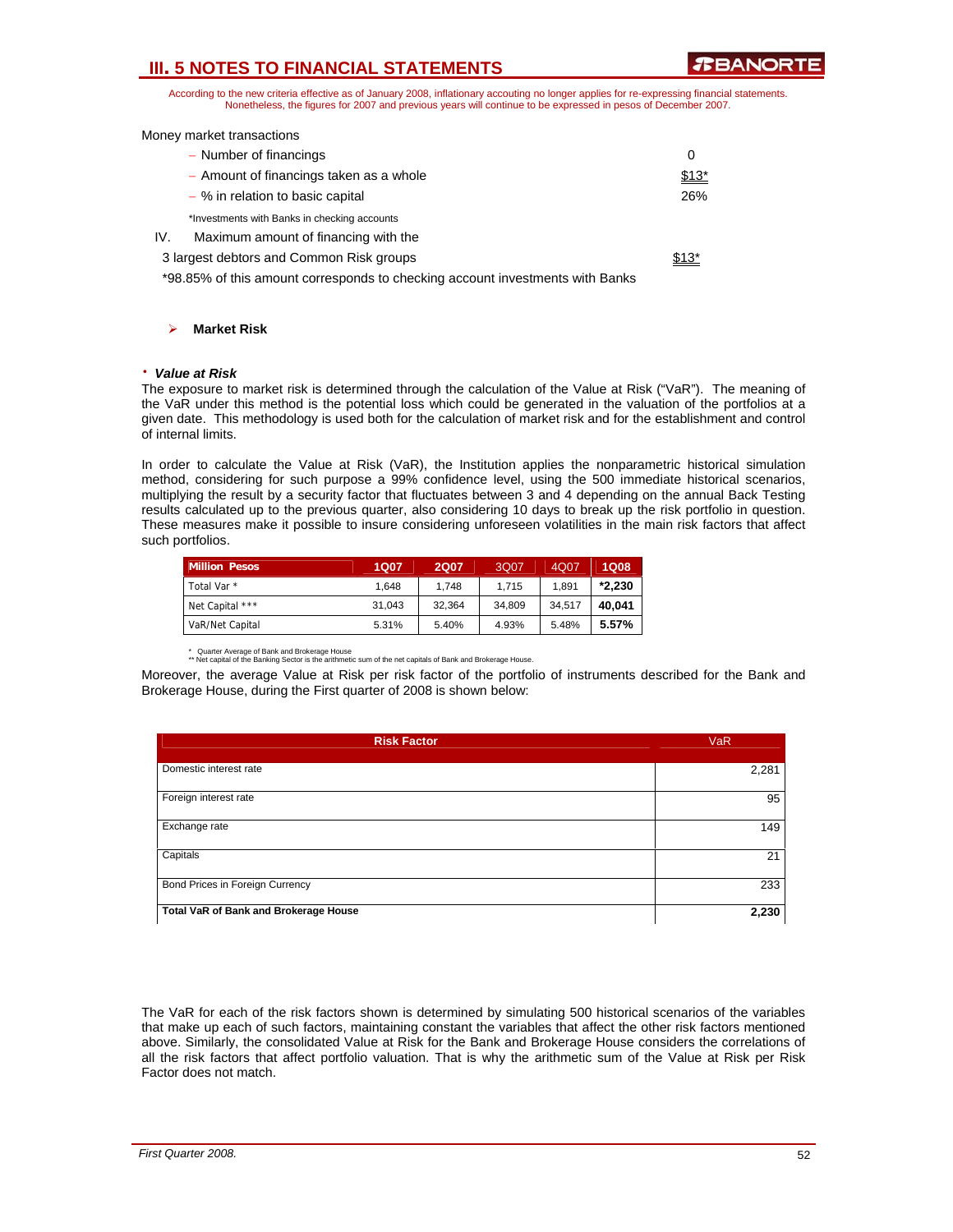According to the new criteria effective as of January 2008, inflationary accouting no longer applies for re-expressing financial statements. Nonetheless, the figures for 2007 and previous years will continue to be expressed in pesos of December 2007.

Money market transactions

- Number of financings — 0
- Amount of financings taken as a whole — $13*
- % in relation to basic capital — 26%

*Investments with Banks in checking accounts

IV. Maximum amount of financing with the 3 largest debtors and Common Risk groups — $13*

*98.85% of this amount corresponds to checking account investments with Banks

## Market Risk

### • *Value at Risk*

The exposure to market risk is determined through the calculation of the Value at Risk ("VaR"). The meaning of the VaR under this method is the potential loss which could be generated in the valuation of the portfolios at a given date. This methodology is used both for the calculation of market risk and for the establishment and control of internal limits.

In order to calculate the Value at Risk (VaR), the Institution applies the nonparametric historical simulation method, considering for such purpose a 99% confidence level, using the 500 immediate historical scenarios, multiplying the result by a security factor that fluctuates between 3 and 4 depending on the annual Back Testing results calculated up to the previous quarter, also considering 10 days to break up the risk portfolio in question. These measures make it possible to insure considering unforeseen volatilities in the main risk factors that affect such portfolios.

| Million Pesos | 1Q07 | 2Q07 | 3Q07 | 4Q07 | 1Q08 |
|---|---|---|---|---|---|
| Total Var * | 1,648 | 1,748 | 1,715 | 1,891 | ***2,230** |
| Net Capital *** | 31,043 | 32,364 | 34,809 | 34,517 | **40,041** |
| VaR/Net Capital | 5.31% | 5.40% | 4.93% | 5.48% | **5.57%** |

\* Quarter Average of Bank and Brokerage House
** Net capital of the Banking Sector is the arithmetic sum of the net capitals of Bank and Brokerage House.

Moreover, the average Value at Risk per risk factor of the portfolio of instruments described for the Bank and Brokerage House, during the First quarter of 2008 is shown below:

| Risk Factor | VaR |
|---|---|
| Domestic interest rate | 2,281 |
| Foreign interest rate | 95 |
| Exchange rate | 149 |
| Capitals | 21 |
| Bond Prices in Foreign Currency | 233 |
| **Total VaR of Bank and Brokerage House** | **2,230** |

The VaR for each of the risk factors shown is determined by simulating 500 historical scenarios of the variables that make up each of such factors, maintaining constant the variables that affect the other risk factors mentioned above. Similarly, the consolidated Value at Risk for the Bank and Brokerage House considers the correlations of all the risk factors that affect portfolio valuation. That is why the arithmetic sum of the Value at Risk per Risk Factor does not match.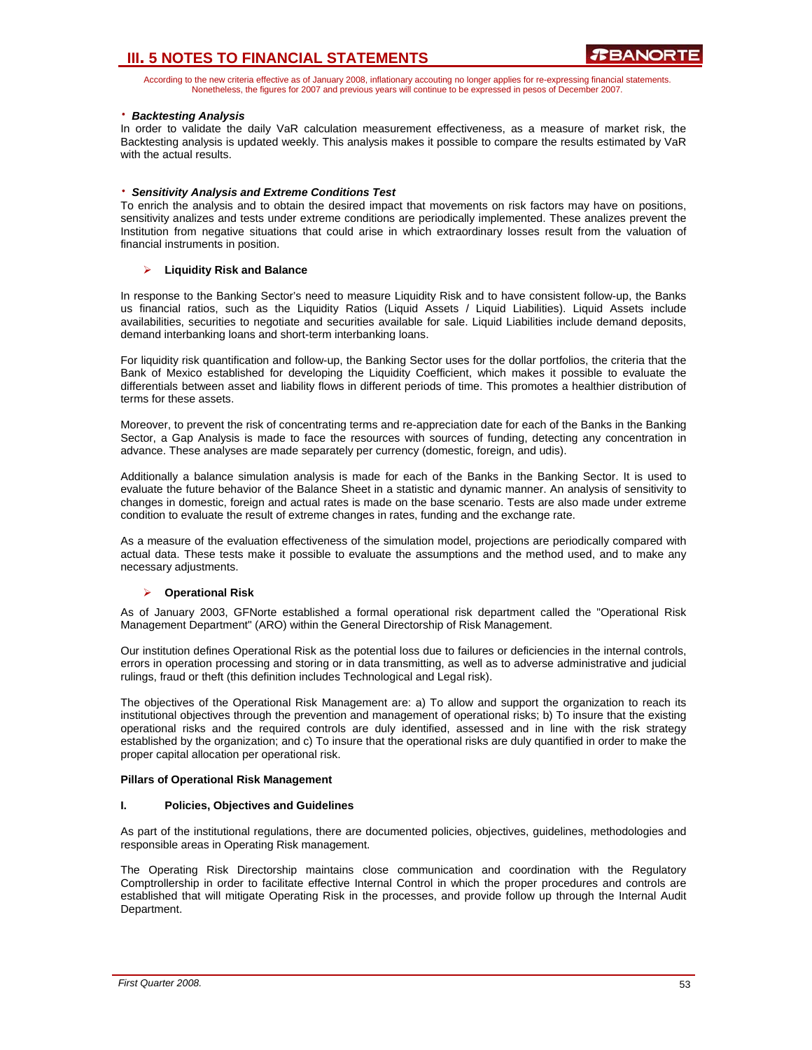According to the new criteria effective as of January 2008, inflationary accouting no longer applies for re-expressing financial statements. Nonetheless, the figures for 2007 and previous years will continue to be expressed in pesos of December 2007.

· ***Backtesting Analysis***

In order to validate the daily VaR calculation measurement effectiveness, as a measure of market risk, the Backtesting analysis is updated weekly. This analysis makes it possible to compare the results estimated by VaR with the actual results.

· ***Sensitivity Analysis and Extreme Conditions Test***

To enrich the analysis and to obtain the desired impact that movements on risk factors may have on positions, sensitivity analizes and tests under extreme conditions are periodically implemented. These analizes prevent the Institution from negative situations that could arise in which extraordinary losses result from the valuation of financial instruments in position.

➢ **Liquidity Risk and Balance**

In response to the Banking Sector's need to measure Liquidity Risk and to have consistent follow-up, the Banks us financial ratios, such as the Liquidity Ratios (Liquid Assets / Liquid Liabilities). Liquid Assets include availabilities, securities to negotiate and securities available for sale. Liquid Liabilities include demand deposits, demand interbanking loans and short-term interbanking loans.

For liquidity risk quantification and follow-up, the Banking Sector uses for the dollar portfolios, the criteria that the Bank of Mexico established for developing the Liquidity Coefficient, which makes it possible to evaluate the differentials between asset and liability flows in different periods of time. This promotes a healthier distribution of terms for these assets.

Moreover, to prevent the risk of concentrating terms and re-appreciation date for each of the Banks in the Banking Sector, a Gap Analysis is made to face the resources with sources of funding, detecting any concentration in advance. These analyses are made separately per currency (domestic, foreign, and udis).

Additionally a balance simulation analysis is made for each of the Banks in the Banking Sector. It is used to evaluate the future behavior of the Balance Sheet in a statistic and dynamic manner. An analysis of sensitivity to changes in domestic, foreign and actual rates is made on the base scenario. Tests are also made under extreme condition to evaluate the result of extreme changes in rates, funding and the exchange rate.

As a measure of the evaluation effectiveness of the simulation model, projections are periodically compared with actual data. These tests make it possible to evaluate the assumptions and the method used, and to make any necessary adjustments.

➢ **Operational Risk**

As of January 2003, GFNorte established a formal operational risk department called the "Operational Risk Management Department" (ARO) within the General Directorship of Risk Management.

Our institution defines Operational Risk as the potential loss due to failures or deficiencies in the internal controls, errors in operation processing and storing or in data transmitting, as well as to adverse administrative and judicial rulings, fraud or theft (this definition includes Technological and Legal risk).

The objectives of the Operational Risk Management are: a) To allow and support the organization to reach its institutional objectives through the prevention and management of operational risks; b) To insure that the existing operational risks and the required controls are duly identified, assessed and in line with the risk strategy established by the organization; and c) To insure that the operational risks are duly quantified in order to make the proper capital allocation per operational risk.

**Pillars of Operational Risk Management**

**I. Policies, Objectives and Guidelines**

As part of the institutional regulations, there are documented policies, objectives, guidelines, methodologies and responsible areas in Operating Risk management.

The Operating Risk Directorship maintains close communication and coordination with the Regulatory Comptrollership in order to facilitate effective Internal Control in which the proper procedures and controls are established that will mitigate Operating Risk in the processes, and provide follow up through the Internal Audit Department.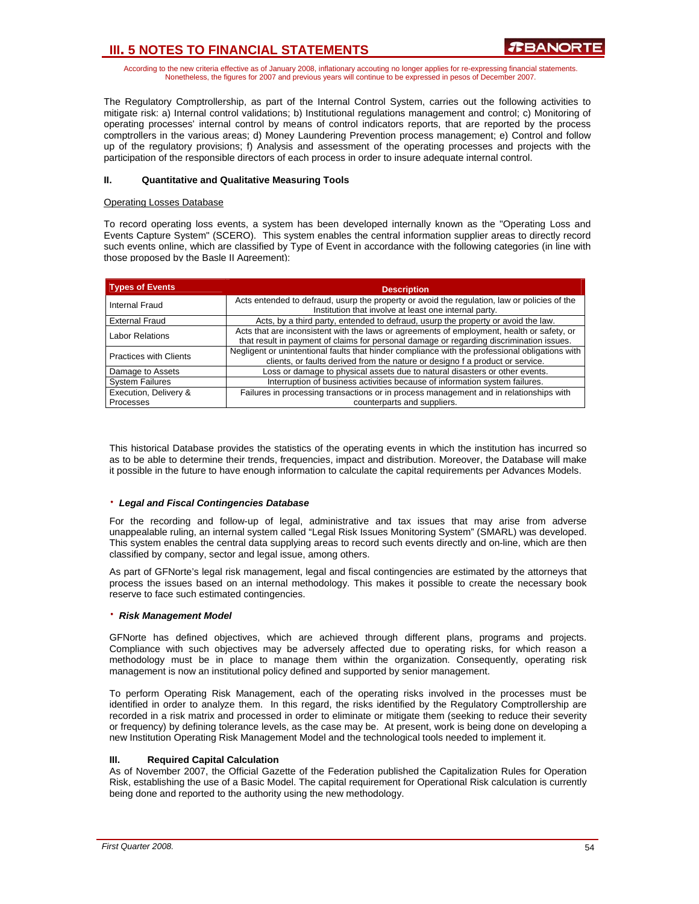According to the new criteria effective as of January 2008, inflationary accouting no longer applies for re-expressing financial statements. Nonetheless, the figures for 2007 and previous years will continue to be expressed in pesos of December 2007.

The Regulatory Comptrollership, as part of the Internal Control System, carries out the following activities to mitigate risk: a) Internal control validations; b) Institutional regulations management and control; c) Monitoring of operating processes' internal control by means of control indicators reports, that are reported by the process comptrollers in the various areas; d) Money Laundering Prevention process management; e) Control and follow up of the regulatory provisions; f) Analysis and assessment of the operating processes and projects with the participation of the responsible directors of each process in order to insure adequate internal control.

**II. Quantitative and Qualitative Measuring Tools**

Operating Losses Database

To record operating loss events, a system has been developed internally known as the "Operating Loss and Events Capture System" (SCERO). This system enables the central information supplier areas to directly record such events online, which are classified by Type of Event in accordance with the following categories (in line with those proposed by the Basle II Agreement):

| Types of Events | Description |
|---|---|
| Internal Fraud | Acts entended to defraud, usurp the property or avoid the regulation, law or policies of the Institution that involve at least one internal party. |
| External Fraud | Acts, by a third party, entended to defraud, usurp the property or avoid the law. |
| Labor Relations | Acts that are inconsistent with the laws or agreements of employment, health or safety, or that result in payment of claims for personal damage or regarding discrimination issues. |
| Practices with Clients | Negligent or unintentional faults that hinder compliance with the professional obligations with clients, or faults derived from the nature or designo f a product or service. |
| Damage to Assets | Loss or damage to physical assets due to natural disasters or other events. |
| System Failures | Interruption of business activities because of information system failures. |
| Execution, Delivery & Processes | Failures in processing transactions or in process management and in relationships with counterparts and suppliers. |

This historical Database provides the statistics of the operating events in which the institution has incurred so as to be able to determine their trends, frequencies, impact and distribution. Moreover, the Database will make it possible in the future to have enough information to calculate the capital requirements per Advances Models.

- ***Legal and Fiscal Contingencies Database***

For the recording and follow-up of legal, administrative and tax issues that may arise from adverse unappealable ruling, an internal system called "Legal Risk Issues Monitoring System" (SMARL) was developed. This system enables the central data supplying areas to record such events directly and on-line, which are then classified by company, sector and legal issue, among others.

As part of GFNorte's legal risk management, legal and fiscal contingencies are estimated by the attorneys that process the issues based on an internal methodology. This makes it possible to create the necessary book reserve to face such estimated contingencies.

- ***Risk Management Model***

GFNorte has defined objectives, which are achieved through different plans, programs and projects. Compliance with such objectives may be adversely affected due to operating risks, for which reason a methodology must be in place to manage them within the organization. Consequently, operating risk management is now an institutional policy defined and supported by senior management.

To perform Operating Risk Management, each of the operating risks involved in the processes must be identified in order to analyze them. In this regard, the risks identified by the Regulatory Comptrollership are recorded in a risk matrix and processed in order to eliminate or mitigate them (seeking to reduce their severity or frequency) by defining tolerance levels, as the case may be. At present, work is being done on developing a new Institution Operating Risk Management Model and the technological tools needed to implement it.

**III. Required Capital Calculation**

As of November 2007, the Official Gazette of the Federation published the Capitalization Rules for Operation Risk, establishing the use of a Basic Model. The capital requirement for Operational Risk calculation is currently being done and reported to the authority using the new methodology.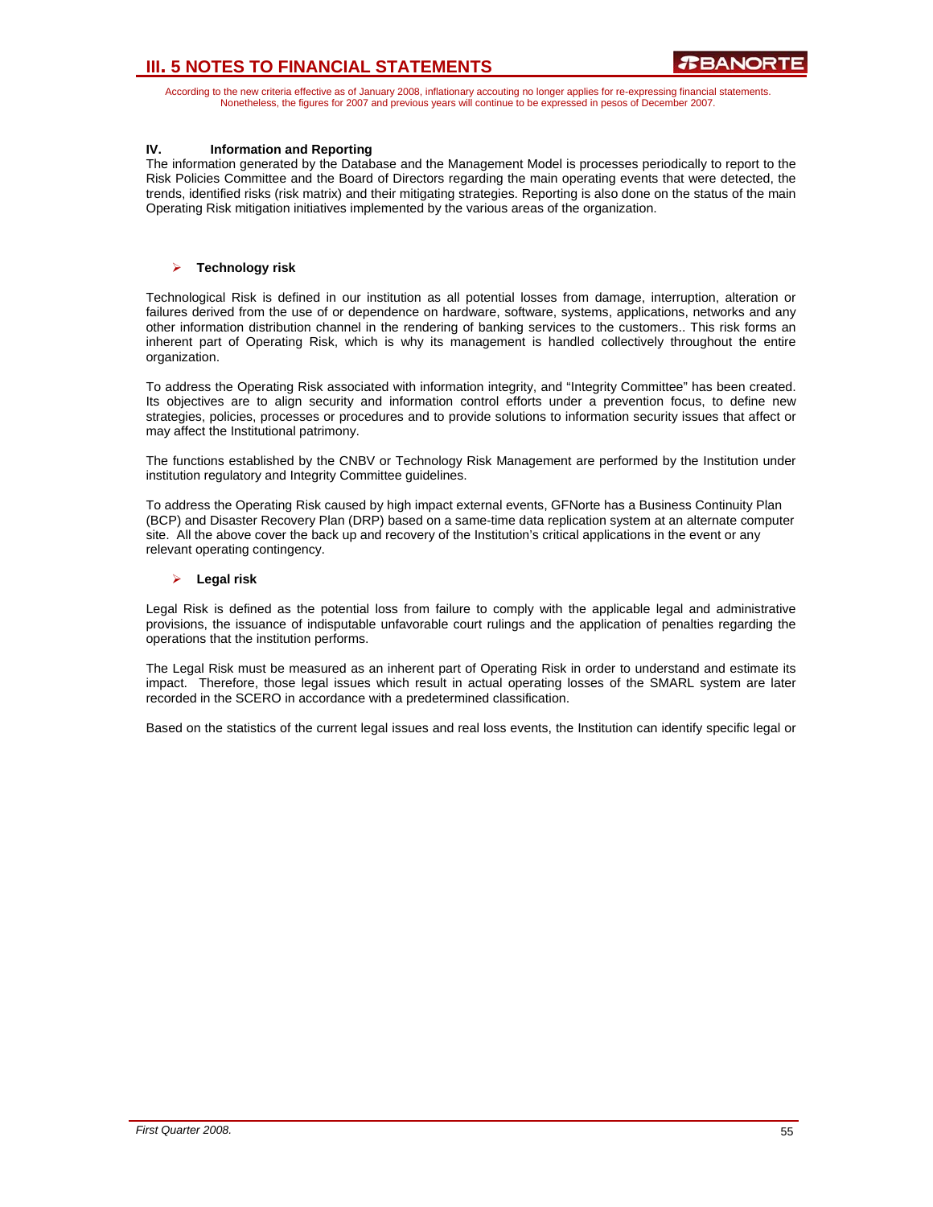**IV. Information and Reporting**

The information generated by the Database and the Management Model is processes periodically to report to the Risk Policies Committee and the Board of Directors regarding the main operating events that were detected, the trends, identified risks (risk matrix) and their mitigating strategies. Reporting is also done on the status of the main Operating Risk mitigation initiatives implemented by the various areas of the organization.

- **Technology risk**

Technological Risk is defined in our institution as all potential losses from damage, interruption, alteration or failures derived from the use of or dependence on hardware, software, systems, applications, networks and any other information distribution channel in the rendering of banking services to the customers.. This risk forms an inherent part of Operating Risk, which is why its management is handled collectively throughout the entire organization.

To address the Operating Risk associated with information integrity, and "Integrity Committee" has been created. Its objectives are to align security and information control efforts under a prevention focus, to define new strategies, policies, processes or procedures and to provide solutions to information security issues that affect or may affect the Institutional patrimony.

The functions established by the CNBV or Technology Risk Management are performed by the Institution under institution regulatory and Integrity Committee guidelines.

To address the Operating Risk caused by high impact external events, GFNorte has a Business Continuity Plan (BCP) and Disaster Recovery Plan (DRP) based on a same-time data replication system at an alternate computer site. All the above cover the back up and recovery of the Institution's critical applications in the event or any relevant operating contingency.

- **Legal risk**

Legal Risk is defined as the potential loss from failure to comply with the applicable legal and administrative provisions, the issuance of indisputable unfavorable court rulings and the application of penalties regarding the operations that the institution performs.

The Legal Risk must be measured as an inherent part of Operating Risk in order to understand and estimate its impact. Therefore, those legal issues which result in actual operating losses of the SMARL system are later recorded in the SCERO in accordance with a predetermined classification.

Based on the statistics of the current legal issues and real loss events, the Institution can identify specific legal or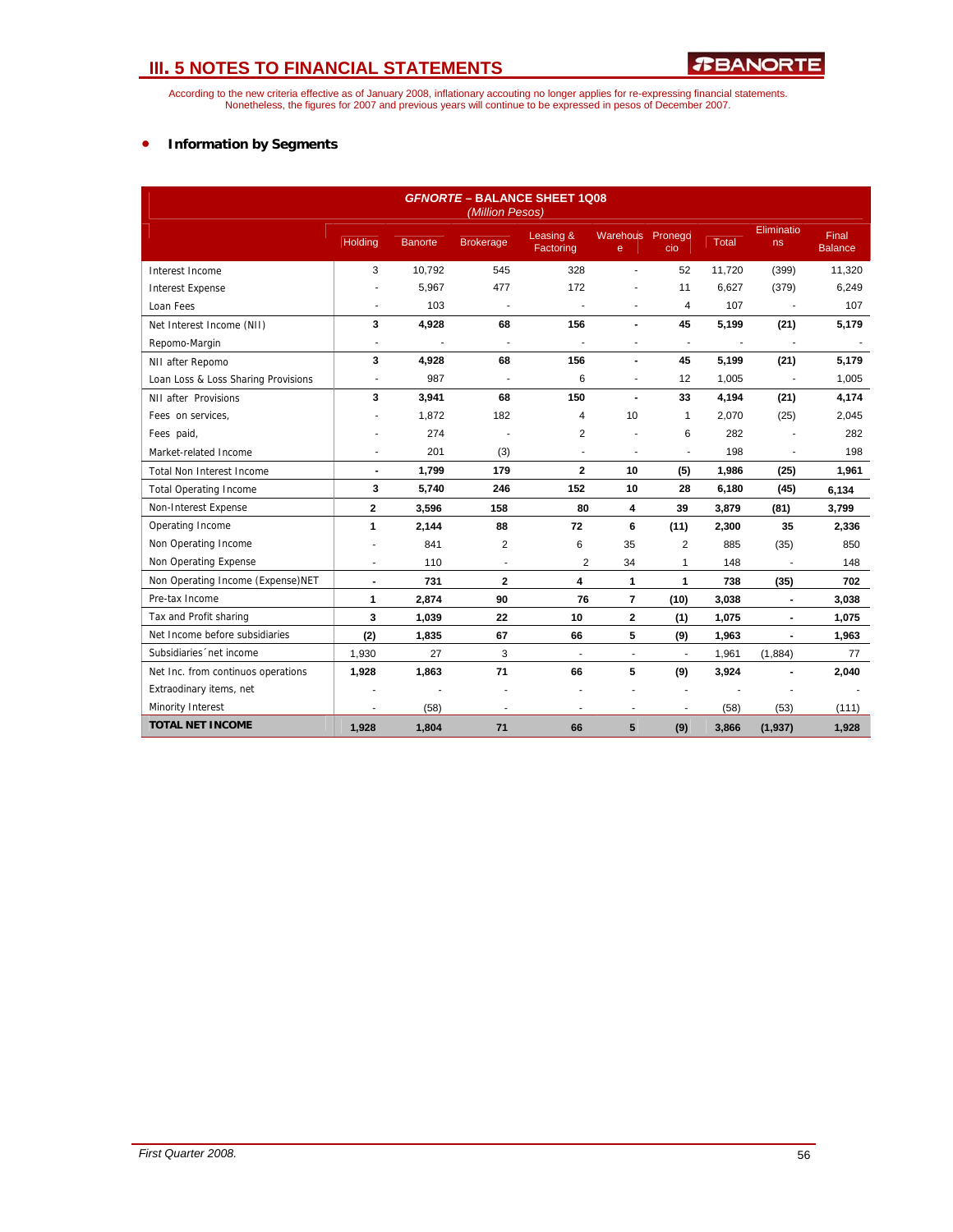# III. 5 NOTES TO FINANCIAL STATEMENTS

According to the new criteria effective as of January 2008, inflationary accouting no longer applies for re-expressing financial statements. Nonetheless, the figures for 2007 and previous years will continue to be expressed in pesos of December 2007.

- **Information by Segments**

| GFNORTE – BALANCE SHEET 1Q08 (Million Pesos) | Holding | Banorte | Brokerage | Leasing & Factoring | Warehouse | Pronegocio | Total | Eliminations | Final Balance |
|---|---|---|---|---|---|---|---|---|---|
| Interest Income | 3 | 10,792 | 545 | 328 | - | 52 | 11,720 | (399) | 11,320 |
| Interest Expense | - | 5,967 | 477 | 172 | - | 11 | 6,627 | (379) | 6,249 |
| Loan Fees | - | 103 | - | - | - | 4 | 107 | - | 107 |
| **Net Interest Income (NII)** | **3** | **4,928** | **68** | **156** | **-** | **45** | **5,199** | **(21)** | **5,179** |
| Repomo-Margin | - | - | - | - | - | - | - | - | - |
| **NII after Repomo** | **3** | **4,928** | **68** | **156** | **-** | **45** | **5,199** | **(21)** | **5,179** |
| Loan Loss & Loss Sharing Provisions | - | 987 | - | 6 | - | 12 | 1,005 | - | 1,005 |
| **NII after Provisions** | **3** | **3,941** | **68** | **150** | **-** | **33** | **4,194** | **(21)** | **4,174** |
| Fees on services, | - | 1,872 | 182 | 4 | 10 | 1 | 2,070 | (25) | 2,045 |
| Fees paid, | - | 274 | - | 2 | - | 6 | 282 | - | 282 |
| Market-related Income | - | 201 | (3) | - | - | - | 198 | - | 198 |
| **Total Non Interest Income** | **-** | **1,799** | **179** | **2** | **10** | **(5)** | **1,986** | **(25)** | **1,961** |
| **Total Operating Income** | **3** | **5,740** | **246** | **152** | **10** | **28** | **6,180** | **(45)** | **6,134** |
| **Non-Interest Expense** | **2** | **3,596** | **158** | **80** | **4** | **39** | **3,879** | **(81)** | **3,799** |
| **Operating Income** | **1** | **2,144** | **88** | **72** | **6** | **(11)** | **2,300** | **35** | **2,336** |
| Non Operating Income | - | 841 | 2 | 6 | 35 | 2 | 885 | (35) | 850 |
| Non Operating Expense | - | 110 | - | 2 | 34 | 1 | 148 | - | 148 |
| **Non Operating Income (Expense)NET** | **-** | **731** | **2** | **4** | **1** | **1** | **738** | **(35)** | **702** |
| **Pre-tax Income** | **1** | **2,874** | **90** | **76** | **7** | **(10)** | **3,038** | **-** | **3,038** |
| **Tax and Profit sharing** | **3** | **1,039** | **22** | **10** | **2** | **(1)** | **1,075** | **-** | **1,075** |
| **Net Income before subsidiaries** | **(2)** | **1,835** | **67** | **66** | **5** | **(9)** | **1,963** | **-** | **1,963** |
| Subsidiaries´net income | 1,930 | 27 | 3 | - | - | - | 1,961 | (1,884) | 77 |
| **Net Inc. from continuos operations** | **1,928** | **1,863** | **71** | **66** | **5** | **(9)** | **3,924** | **-** | **2,040** |
| Extraodinary items, net | - | - | - | - | - | - | - | - | - |
| Minority Interest | - | (58) | - | - | - | - | (58) | (53) | (111) |
| **TOTAL NET INCOME** | **1,928** | **1,804** | **71** | **66** | **5** | **(9)** | **3,866** | **(1,937)** | **1,928** |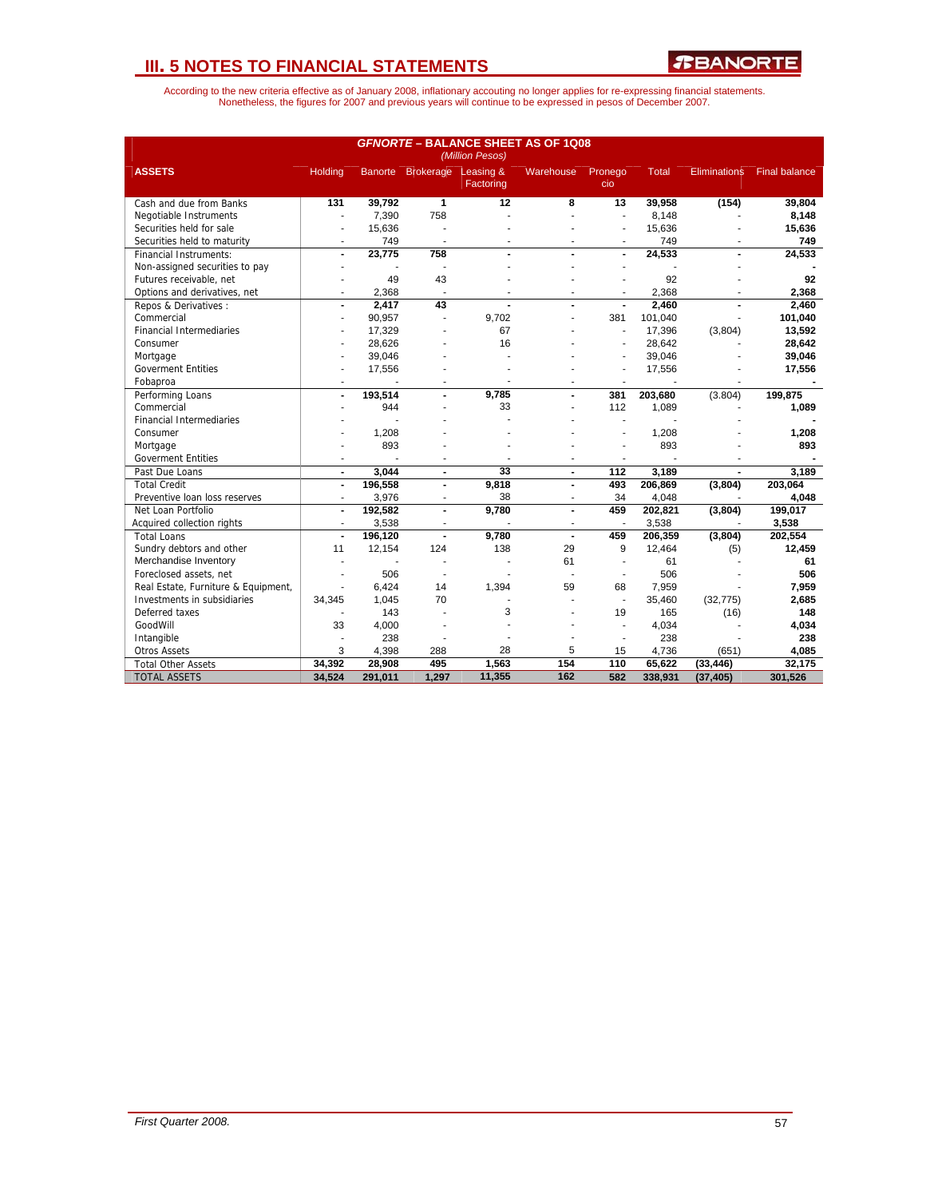## III. 5 NOTES TO FINANCIAL STATEMENTS

According to the new criteria effective as of January 2008, inflationary accouting no longer applies for re-expressing financial statements. Nonetheless, the figures for 2007 and previous years will continue to be expressed in pesos of December 2007.

**GFNORTE – BALANCE SHEET AS OF 1Q08**
*(Million Pesos)*

| ASSETS | Holding | Banorte | Brokerage | Leasing & Factoring | Warehouse | Pronegocio | Total | Eliminations | Final balance |
|---|---|---|---|---|---|---|---|---|---|
| Cash and due from Banks | **131** | **39,792** | **1** | **12** | **8** | **13** | **39,958** | **(154)** | **39,804** |
| Negotiable Instruments | - | 7,390 | 758 | - | - | - | 8,148 | - | **8,148** |
| Securities held for sale | - | 15,636 | - | - | - | - | 15,636 | - | **15,636** |
| Securities held to maturity | - | 749 | - | - | - | - | 749 | - | **749** |
| Financial Instruments: | **-** | **23,775** | **758** | **-** | **-** | **-** | **24,533** | **-** | **24,533** |
| Non-assigned securities to pay | - | - | - | - | - | - | - | - | **-** |
| Futures receivable, net | - | 49 | 43 | - | - | - | 92 | - | **92** |
| Options and derivatives, net | - | 2,368 | - | - | - | - | 2,368 | - | **2,368** |
| Repos & Derivatives : | **-** | **2,417** | **43** | **-** | **-** | **-** | **2,460** | **-** | **2,460** |
| Commercial | - | 90,957 | - | 9,702 | - | 381 | 101,040 | - | **101,040** |
| Financial Intermediaries | - | 17,329 | - | 67 | - | - | 17,396 | (3,804) | **13,592** |
| Consumer | - | 28,626 | - | 16 | - | - | 28,642 | - | **28,642** |
| Mortgage | - | 39,046 | - | - | - | - | 39,046 | - | **39,046** |
| Goverment Entities | - | 17,556 | - | - | - | - | 17,556 | - | **17,556** |
| Fobaproa | - | - | - | - | - | - | - | - | **-** |
| Performing Loans | **-** | **193,514** | **-** | **9,785** | **-** | **381** | **203,680** | (3.804) | **199,875** |
| Commercial | - | 944 | - | 33 | - | 112 | 1,089 | - | **1,089** |
| Financial Intermediaries | - | - | - | - | - | - | - | - | **-** |
| Consumer | - | 1,208 | - | - | - | - | 1,208 | - | **1,208** |
| Mortgage | - | 893 | - | - | - | - | 893 | - | **893** |
| Goverment Entities | - | - | - | - | - | - | - | - | **-** |
| Past Due Loans | **-** | **3,044** | **-** | **33** | **-** | **112** | **3,189** | **-** | **3,189** |
| Total Credit | **-** | **196,558** | **-** | **9,818** | **-** | **493** | **206,869** | **(3,804)** | **203,064** |
| Preventive loan loss reserves | - | 3,976 | - | 38 | - | 34 | 4,048 | - | **4,048** |
| Net Loan Portfolio | **-** | **192,582** | **-** | **9,780** | **-** | **459** | **202,821** | **(3,804)** | **199,017** |
| Acquired collection rights | - | 3,538 | - | - | - | - | 3,538 | - | **3,538** |
| Total Loans | **-** | **196,120** | **-** | **9,780** | **-** | **459** | **206,359** | **(3,804)** | **202,554** |
| Sundry debtors and other | 11 | 12,154 | 124 | 138 | 29 | 9 | 12,464 | (5) | **12,459** |
| Merchandise Inventory | - | - | - | - | 61 | - | 61 | - | **61** |
| Foreclosed assets, net | - | 506 | - | - | - | - | 506 | - | **506** |
| Real Estate, Furniture & Equipment, | - | 6,424 | 14 | 1,394 | 59 | 68 | 7,959 | - | **7,959** |
| Investments in subsidiaries | 34,345 | 1,045 | 70 | - | - | - | 35,460 | (32,775) | **2,685** |
| Deferred taxes | - | 143 | - | 3 | - | 19 | 165 | (16) | **148** |
| GoodWill | 33 | 4,000 | - | - | - | - | 4,034 | - | **4,034** |
| Intangible | - | 238 | - | - | - | - | 238 | - | **238** |
| Otros Assets | 3 | 4,398 | 288 | 28 | 5 | 15 | 4,736 | (651) | **4,085** |
| Total Other Assets | **34,392** | **28,908** | **495** | **1,563** | **154** | **110** | **65,622** | **(33,446)** | **32,175** |
| TOTAL ASSETS | **34,524** | **291,011** | **1,297** | **11,355** | **162** | **582** | **338,931** | **(37,405)** | **301,526** |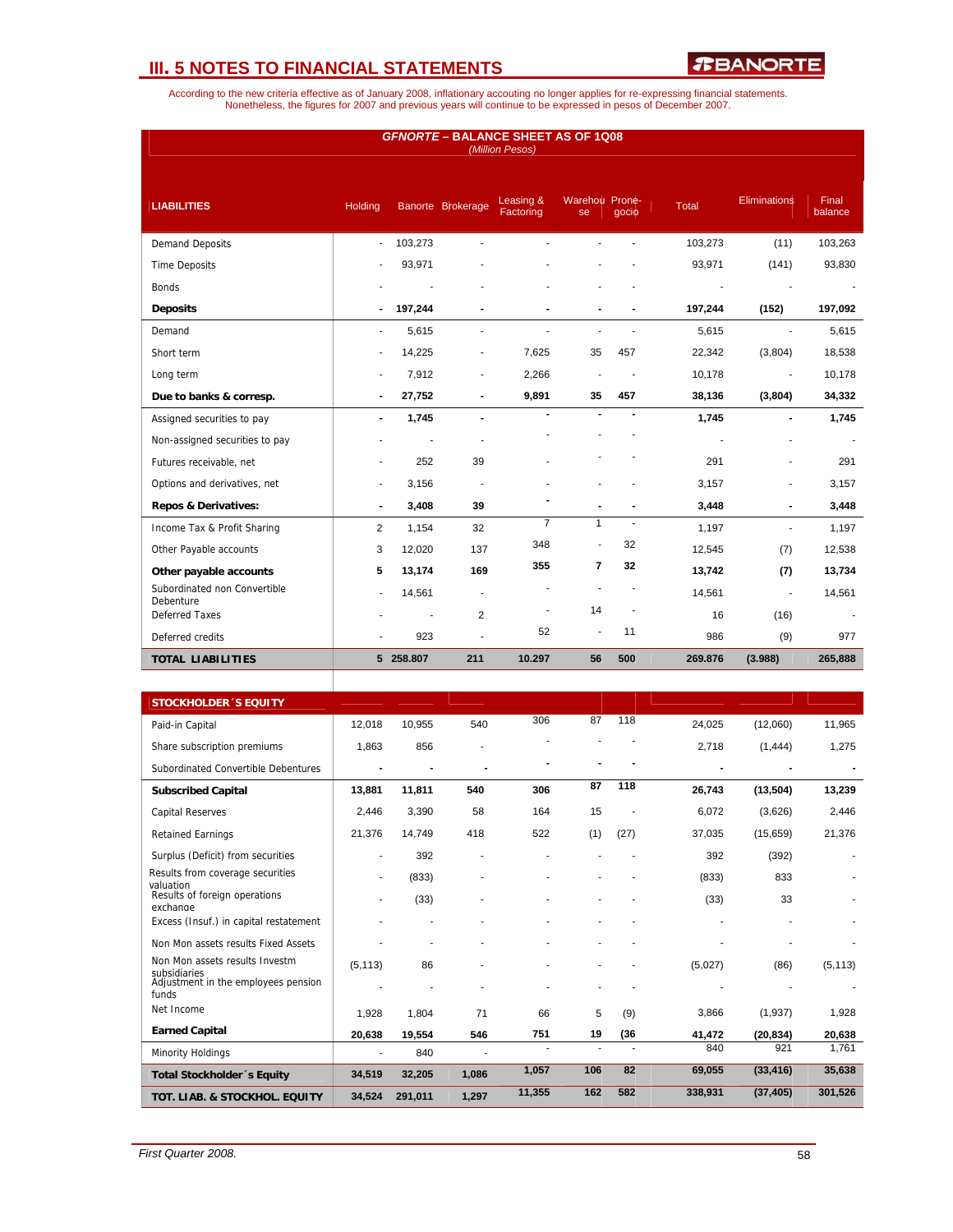# III. 5 NOTES TO FINANCIAL STATEMENTS

According to the new criteria effective as of January 2008, inflationary accouting no longer applies for re-expressing financial statements. Nonetheless, the figures for 2007 and previous years will continue to be expressed in pesos of December 2007.

**GFNORTE – BALANCE SHEET AS OF 1Q08**
*(Million Pesos)*

| LIABILITIES | Holding | Banorte | Brokerage | Leasing & Factoring | Warehouse | Pronegocio | Total | Eliminations | Final balance |
|---|---|---|---|---|---|---|---|---|---|
| Demand Deposits | - | 103,273 | - | - | - | - | 103,273 | (11) | 103,263 |
| Time Deposits | - | 93,971 | - | - | - | - | 93,971 | (141) | 93,830 |
| Bonds | - | - | - | - | - | - | - | - | - |
| **Deposits** | **-** | **197,244** | **-** | **-** | **-** | **-** | **197,244** | **(152)** | **197,092** |
| Demand | - | 5,615 | - | - | - | - | 5,615 | - | 5,615 |
| Short term | - | 14,225 | - | 7,625 | 35 | 457 | 22,342 | (3,804) | 18,538 |
| Long term | - | 7,912 | - | 2,266 | - | - | 10,178 | - | 10,178 |
| **Due to banks & corresp.** | **-** | **27,752** | **-** | **9,891** | **35** | **457** | **38,136** | **(3,804)** | **34,332** |
| Assigned securities to pay | - | 1,745 | - | - | - | - | 1,745 | - | 1,745 |
| Non-assigned securities to pay | - | - | - | - | - | - | - | - | - |
| Futures receivable, net | - | 252 | 39 | - | - | - | 291 | - | 291 |
| Options and derivatives, net | - | 3,156 | - | - | - | - | 3,157 | - | 3,157 |
| **Repos & Derivatives:** | **-** | **3,408** | **39** | **-** | **-** | **-** | **3,448** | **-** | **3,448** |
| Income Tax & Profit Sharing | 2 | 1,154 | 32 | 7 | 1 | - | 1,197 | - | 1,197 |
| Other Payable accounts | 3 | 12,020 | 137 | 348 | - | 32 | 12,545 | (7) | 12,538 |
| **Other payable accounts** | **5** | **13,174** | **169** | **355** | **7** | **32** | **13,742** | **(7)** | **13,734** |
| Subordinated non Convertible Debenture | - | 14,561 | - | - | - | - | 14,561 | - | 14,561 |
| Deferred Taxes | - | - | 2 | - | 14 | - | 16 | (16) | - |
| Deferred credits | - | 923 | - | 52 | - | 11 | 986 | (9) | 977 |
| **TOTAL LIABILITIES** | **5** | **258.807** | **211** | **10.297** | **56** | **500** | **269.876** | **(3.988)** | **265,888** |

| STOCKHOLDER´S EQUITY | Holding | Banorte | Brokerage | Leasing & Factoring | Warehouse | Pronegocio | Total | Eliminations | Final balance |
|---|---|---|---|---|---|---|---|---|---|
| Paid-in Capital | 12,018 | 10,955 | 540 | 306 | 87 | 118 | 24,025 | (12,060) | 11,965 |
| Share subscription premiums | 1,863 | 856 | - | - | - | - | 2,718 | (1,444) | 1,275 |
| Subordinated Convertible Debentures | - | - | - | - | - | - | - | - | - |
| **Subscribed Capital** | **13,881** | **11,811** | **540** | **306** | **87** | **118** | **26,743** | **(13,504)** | **13,239** |
| Capital Reserves | 2,446 | 3,390 | 58 | 164 | 15 | - | 6,072 | (3,626) | 2,446 |
| Retained Earnings | 21,376 | 14,749 | 418 | 522 | (1) | (27) | 37,035 | (15,659) | 21,376 |
| Surplus (Deficit) from securities | - | 392 | - | - | - | - | 392 | (392) | - |
| Results from coverage securities valuation | - | (833) | - | - | - | - | (833) | 833 | - |
| Results of foreign operations exchange | - | (33) | - | - | - | - | (33) | 33 | - |
| Excess (Insuf.) in capital restatement | - | - | - | - | - | - | - | - | - |
| Non Mon assets results Fixed Assets | - | - | - | - | - | - | - | - | - |
| Non Mon assets results Investm subsidiaries | (5,113) | 86 | - | - | - | - | (5,027) | (86) | (5,113) |
| Adjustment in the employees pension funds | - | - | - | - | - | - | - | - | - |
| Net Income | 1,928 | 1,804 | 71 | 66 | 5 | (9) | 3,866 | (1,937) | 1,928 |
| **Earned Capital** | **20,638** | **19,554** | **546** | **751** | **19** | **(36** | **41,472** | **(20,834)** | **20,638** |
| Minority Holdings | - | 840 | - | - | - | - | 840 | 921 | 1,761 |
| **Total Stockholder´s Equity** | **34,519** | **32,205** | **1,086** | **1,057** | **106** | **82** | **69,055** | **(33,416)** | **35,638** |
| **TOT. LIAB. & STOCKHOL. EQUITY** | **34,524** | **291,011** | **1,297** | **11,355** | **162** | **582** | **338,931** | **(37,405)** | **301,526** |

*First Quarter 2008.*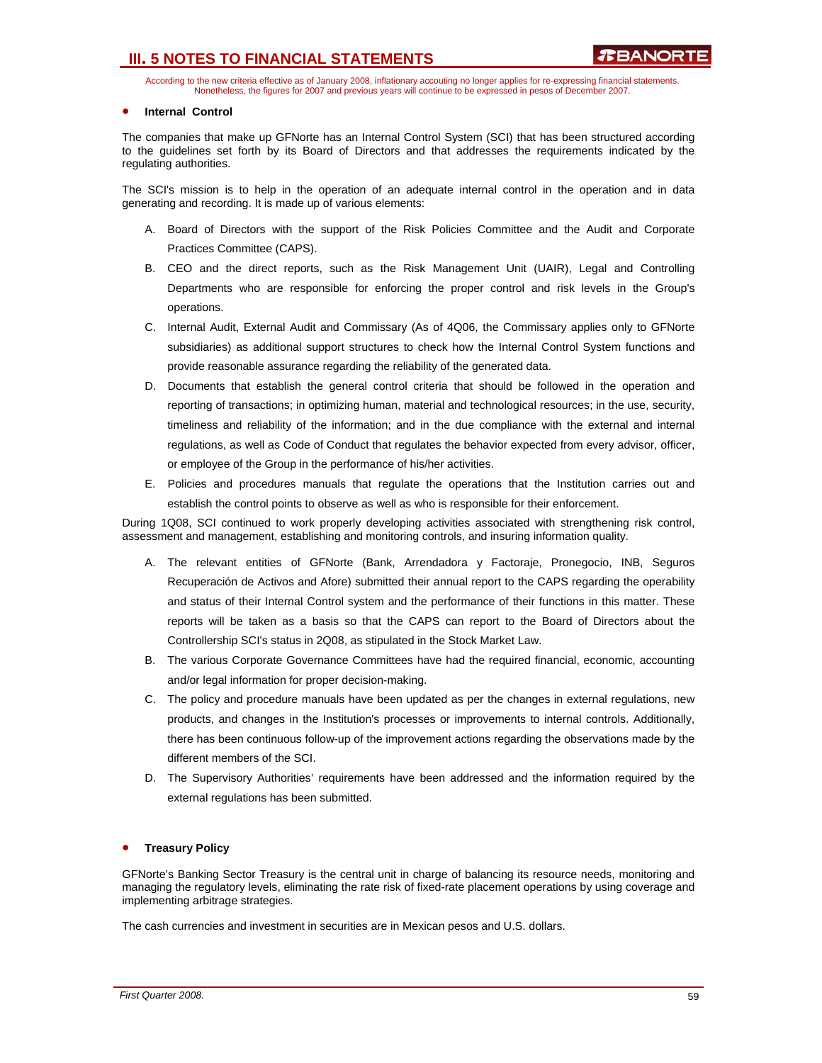- **Internal Control**

The companies that make up GFNorte has an Internal Control System (SCI) that has been structured according to the guidelines set forth by its Board of Directors and that addresses the requirements indicated by the regulating authorities.

The SCI's mission is to help in the operation of an adequate internal control in the operation and in data generating and recording. It is made up of various elements:

A. Board of Directors with the support of the Risk Policies Committee and the Audit and Corporate Practices Committee (CAPS).

B. CEO and the direct reports, such as the Risk Management Unit (UAIR), Legal and Controlling Departments who are responsible for enforcing the proper control and risk levels in the Group's operations.

C. Internal Audit, External Audit and Commissary (As of 4Q06, the Commissary applies only to GFNorte subsidiaries) as additional support structures to check how the Internal Control System functions and provide reasonable assurance regarding the reliability of the generated data.

D. Documents that establish the general control criteria that should be followed in the operation and reporting of transactions; in optimizing human, material and technological resources; in the use, security, timeliness and reliability of the information; and in the due compliance with the external and internal regulations, as well as Code of Conduct that regulates the behavior expected from every advisor, officer, or employee of the Group in the performance of his/her activities.

E. Policies and procedures manuals that regulate the operations that the Institution carries out and establish the control points to observe as well as who is responsible for their enforcement.

During 1Q08, SCI continued to work properly developing activities associated with strengthening risk control, assessment and management, establishing and monitoring controls, and insuring information quality.

A. The relevant entities of GFNorte (Bank, Arrendadora y Factoraje, Pronegocio, INB, Seguros Recuperación de Activos and Afore) submitted their annual report to the CAPS regarding the operability and status of their Internal Control system and the performance of their functions in this matter. These reports will be taken as a basis so that the CAPS can report to the Board of Directors about the Controllership SCI's status in 2Q08, as stipulated in the Stock Market Law.

B. The various Corporate Governance Committees have had the required financial, economic, accounting and/or legal information for proper decision-making.

C. The policy and procedure manuals have been updated as per the changes in external regulations, new products, and changes in the Institution's processes or improvements to internal controls. Additionally, there has been continuous follow-up of the improvement actions regarding the observations made by the different members of the SCI.

D. The Supervisory Authorities' requirements have been addressed and the information required by the external regulations has been submitted.

- **Treasury Policy**

GFNorte's Banking Sector Treasury is the central unit in charge of balancing its resource needs, monitoring and managing the regulatory levels, eliminating the rate risk of fixed-rate placement operations by using coverage and implementing arbitrage strategies.

The cash currencies and investment in securities are in Mexican pesos and U.S. dollars.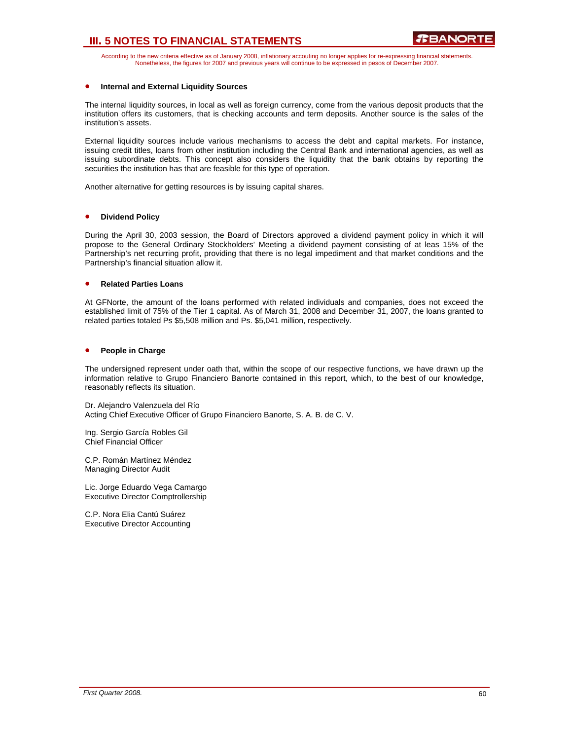- **Internal and External Liquidity Sources**

The internal liquidity sources, in local as well as foreign currency, come from the various deposit products that the institution offers its customers, that is checking accounts and term deposits. Another source is the sales of the institution's assets.

External liquidity sources include various mechanisms to access the debt and capital markets. For instance, issuing credit titles, loans from other institution including the Central Bank and international agencies, as well as issuing subordinate debts. This concept also considers the liquidity that the bank obtains by reporting the securities the institution has that are feasible for this type of operation.

Another alternative for getting resources is by issuing capital shares.

- **Dividend Policy**

During the April 30, 2003 session, the Board of Directors approved a dividend payment policy in which it will propose to the General Ordinary Stockholders' Meeting a dividend payment consisting of at leas 15% of the Partnership's net recurring profit, providing that there is no legal impediment and that market conditions and the Partnership's financial situation allow it.

- **Related Parties Loans**

At GFNorte, the amount of the loans performed with related individuals and companies, does not exceed the established limit of 75% of the Tier 1 capital. As of March 31, 2008 and December 31, 2007, the loans granted to related parties totaled Ps $5,508 million and Ps. $5,041 million, respectively.

- **People in Charge**

The undersigned represent under oath that, within the scope of our respective functions, we have drawn up the information relative to Grupo Financiero Banorte contained in this report, which, to the best of our knowledge, reasonably reflects its situation.

Dr. Alejandro Valenzuela del Río
Acting Chief Executive Officer of Grupo Financiero Banorte, S. A. B. de C. V.

Ing. Sergio García Robles Gil
Chief Financial Officer

C.P. Román Martínez Méndez
Managing Director Audit

Lic. Jorge Eduardo Vega Camargo
Executive Director Comptrollership

C.P. Nora Elia Cantú Suárez
Executive Director Accounting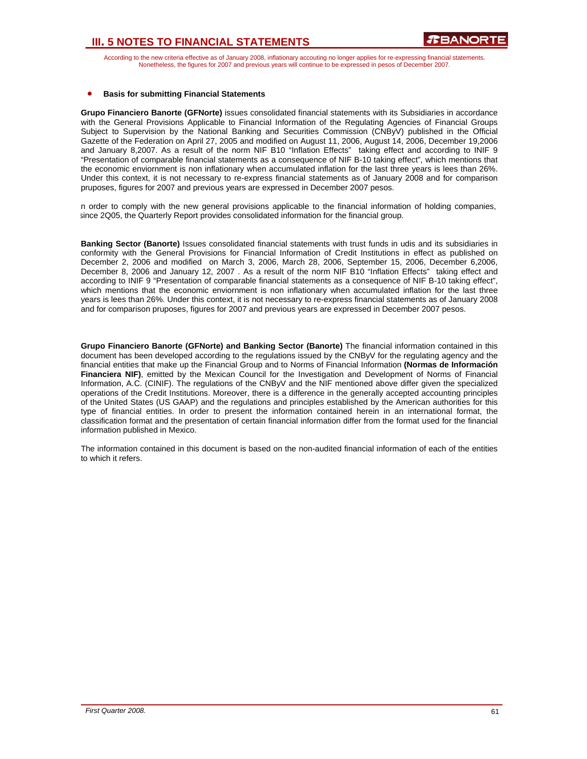## III. 5 NOTES TO FINANCIAL STATEMENTS

According to the new criteria effective as of January 2008, inflationary accouting no longer applies for re-expressing financial statements. Nonetheless, the figures for 2007 and previous years will continue to be expressed in pesos of December 2007.

- **Basis for submitting Financial Statements**

**Grupo Financiero Banorte (GFNorte)** issues consolidated financial statements with its Subsidiaries in accordance with the General Provisions Applicable to Financial Information of the Regulating Agencies of Financial Groups Subject to Supervision by the National Banking and Securities Commission (CNByV) published in the Official Gazette of the Federation on April 27, 2005 and modified on August 11, 2006, August 14, 2006, December 19,2006 and January 8,2007. As a result of the norm NIF B10 "Inflation Effects" taking effect and according to INIF 9 "Presentation of comparable financial statements as a consequence of NIF B-10 taking effect", which mentions that the economic enviornment is non inflationary when accumulated inflation for the last three years is lees than 26%. Under this context, it is not necessary to re-express financial statements as of January 2008 and for comparison pruposes, figures for 2007 and previous years are expressed in December 2007 pesos.

n order to comply with the new general provisions applicable to the financial information of holding companies, since 2Q05, the Quarterly Report provides consolidated information for the financial group.

**Banking Sector (Banorte)** Issues consolidated financial statements with trust funds in udis and its subsidiaries in conformity with the General Provisions for Financial Information of Credit Institutions in effect as published on December 2, 2006 and modified on March 3, 2006, March 28, 2006, September 15, 2006, December 6,2006, December 8, 2006 and January 12, 2007 . As a result of the norm NIF B10 "Inflation Effects" taking effect and according to INIF 9 "Presentation of comparable financial statements as a consequence of NIF B-10 taking effect", which mentions that the economic enviornment is non inflationary when accumulated inflation for the last three years is lees than 26%. Under this context, it is not necessary to re-express financial statements as of January 2008 and for comparison pruposes, figures for 2007 and previous years are expressed in December 2007 pesos.

**Grupo Financiero Banorte (GFNorte) and Banking Sector (Banorte)** The financial information contained in this document has been developed according to the regulations issued by the CNByV for the regulating agency and the financial entities that make up the Financial Group and to Norms of Financial Information **(Normas de Información Financiera NIF)**, emitted by the Mexican Council for the Investigation and Development of Norms of Financial Information, A.C. (CINIF). The regulations of the CNByV and the NIF mentioned above differ given the specialized operations of the Credit Institutions. Moreover, there is a difference in the generally accepted accounting principles of the United States (US GAAP) and the regulations and principles established by the American authorities for this type of financial entities. In order to present the information contained herein in an international format, the classification format and the presentation of certain financial information differ from the format used for the financial information published in Mexico.

The information contained in this document is based on the non-audited financial information of each of the entities to which it refers.